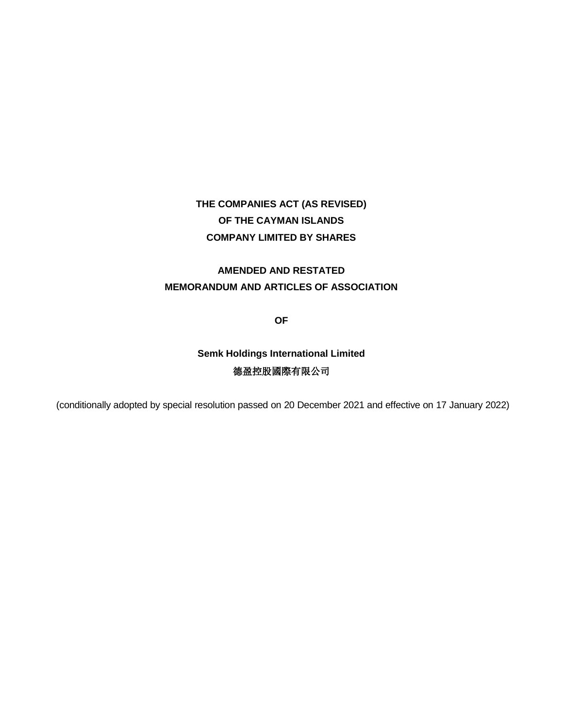**THE COMPANIES ACT (AS REVISED)**
**OF THE CAYMAN ISLANDS**
**COMPANY LIMITED BY SHARES**

**AMENDED AND RESTATED**
**MEMORANDUM AND ARTICLES OF ASSOCIATION**

**OF**

**Semk Holdings International Limited**
**德盈控股國際有限公司**

(conditionally adopted by special resolution passed on 20 December 2021 and effective on 17 January 2022)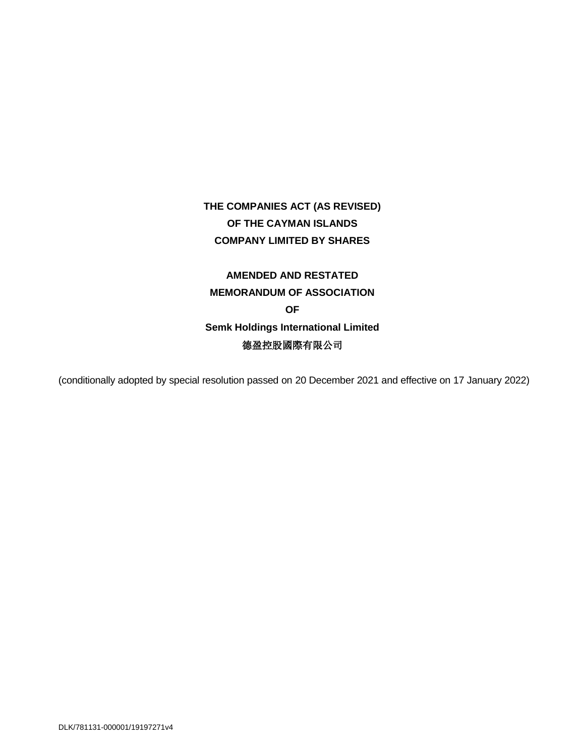**THE COMPANIES ACT (AS REVISED)**
**OF THE CAYMAN ISLANDS**
**COMPANY LIMITED BY SHARES**

**AMENDED AND RESTATED**
**MEMORANDUM OF ASSOCIATION**
**OF**
**Semk Holdings International Limited**
**德盈控股國際有限公司**

(conditionally adopted by special resolution passed on 20 December 2021 and effective on 17 January 2022)

DLK/781131-000001/19197271v4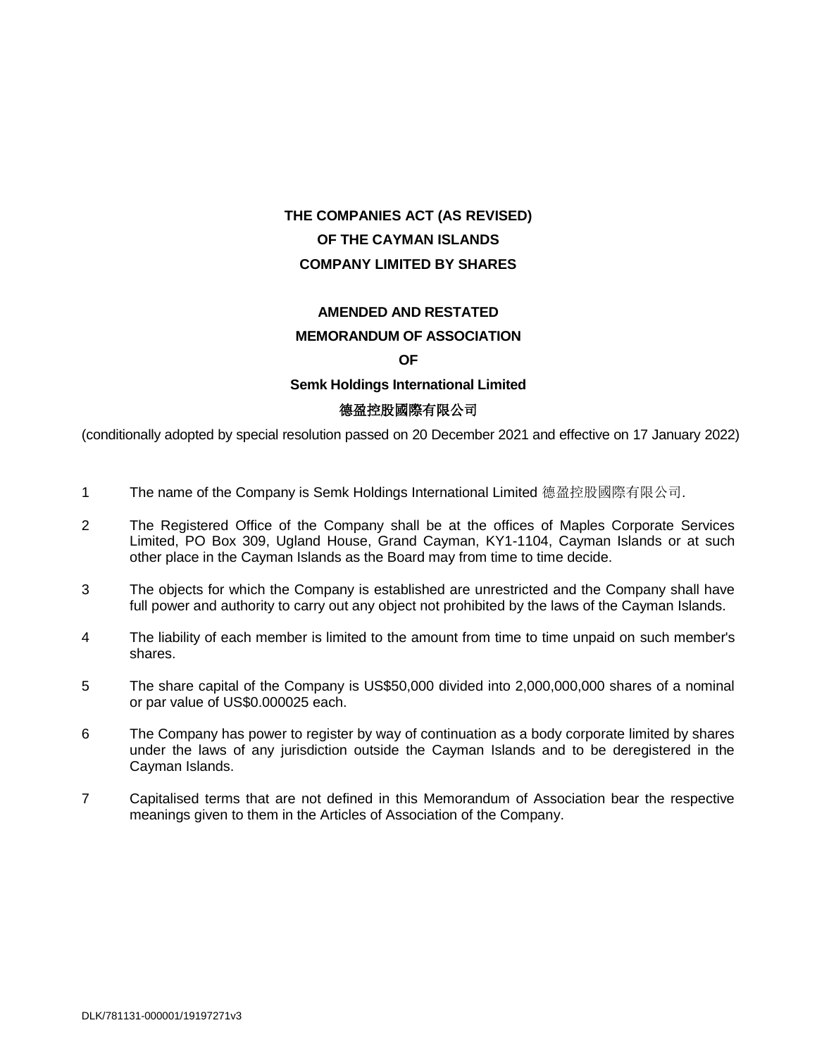**THE COMPANIES ACT (AS REVISED)**

**OF THE CAYMAN ISLANDS**

**COMPANY LIMITED BY SHARES**

**AMENDED AND RESTATED**

**MEMORANDUM OF ASSOCIATION**

**OF**

**Semk Holdings International Limited**

**德盈控股國際有限公司**

(conditionally adopted by special resolution passed on 20 December 2021 and effective on 17 January 2022)

1 The name of the Company is Semk Holdings International Limited 德盈控股國際有限公司.

2 The Registered Office of the Company shall be at the offices of Maples Corporate Services Limited, PO Box 309, Ugland House, Grand Cayman, KY1-1104, Cayman Islands or at such other place in the Cayman Islands as the Board may from time to time decide.

3 The objects for which the Company is established are unrestricted and the Company shall have full power and authority to carry out any object not prohibited by the laws of the Cayman Islands.

4 The liability of each member is limited to the amount from time to time unpaid on such member's shares.

5 The share capital of the Company is US$50,000 divided into 2,000,000,000 shares of a nominal or par value of US$0.000025 each.

6 The Company has power to register by way of continuation as a body corporate limited by shares under the laws of any jurisdiction outside the Cayman Islands and to be deregistered in the Cayman Islands.

7 Capitalised terms that are not defined in this Memorandum of Association bear the respective meanings given to them in the Articles of Association of the Company.

DLK/781131-000001/19197271v3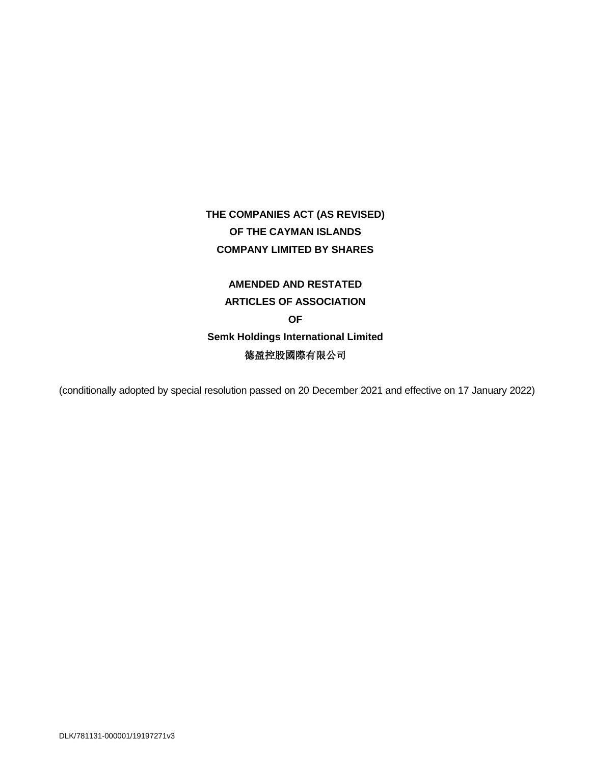**THE COMPANIES ACT (AS REVISED)**

**OF THE CAYMAN ISLANDS**

**COMPANY LIMITED BY SHARES**

**AMENDED AND RESTATED**

**ARTICLES OF ASSOCIATION**

**OF**

**Semk Holdings International Limited**

**德盈控股國際有限公司**

(conditionally adopted by special resolution passed on 20 December 2021 and effective on 17 January 2022)

DLK/781131-000001/19197271v3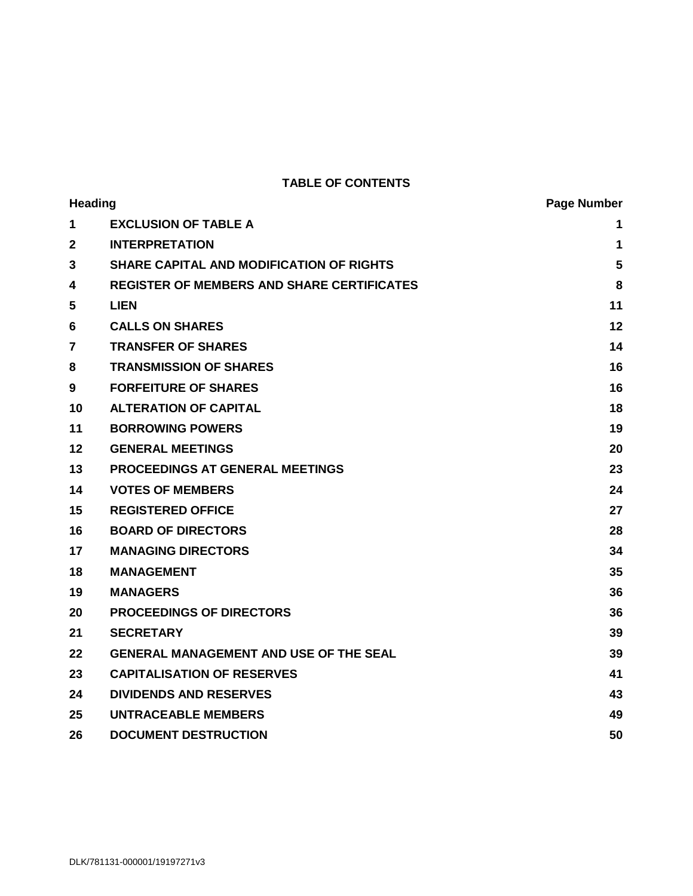**TABLE OF CONTENTS**

| Heading | | Page Number |
|---|---|---|
| **1** | **EXCLUSION OF TABLE A** | **1** |
| **2** | **INTERPRETATION** | **1** |
| **3** | **SHARE CAPITAL AND MODIFICATION OF RIGHTS** | **5** |
| **4** | **REGISTER OF MEMBERS AND SHARE CERTIFICATES** | **8** |
| **5** | **LIEN** | **11** |
| **6** | **CALLS ON SHARES** | **12** |
| **7** | **TRANSFER OF SHARES** | **14** |
| **8** | **TRANSMISSION OF SHARES** | **16** |
| **9** | **FORFEITURE OF SHARES** | **16** |
| **10** | **ALTERATION OF CAPITAL** | **18** |
| **11** | **BORROWING POWERS** | **19** |
| **12** | **GENERAL MEETINGS** | **20** |
| **13** | **PROCEEDINGS AT GENERAL MEETINGS** | **23** |
| **14** | **VOTES OF MEMBERS** | **24** |
| **15** | **REGISTERED OFFICE** | **27** |
| **16** | **BOARD OF DIRECTORS** | **28** |
| **17** | **MANAGING DIRECTORS** | **34** |
| **18** | **MANAGEMENT** | **35** |
| **19** | **MANAGERS** | **36** |
| **20** | **PROCEEDINGS OF DIRECTORS** | **36** |
| **21** | **SECRETARY** | **39** |
| **22** | **GENERAL MANAGEMENT AND USE OF THE SEAL** | **39** |
| **23** | **CAPITALISATION OF RESERVES** | **41** |
| **24** | **DIVIDENDS AND RESERVES** | **43** |
| **25** | **UNTRACEABLE MEMBERS** | **49** |
| **26** | **DOCUMENT DESTRUCTION** | **50** |

DLK/781131-000001/19197271v3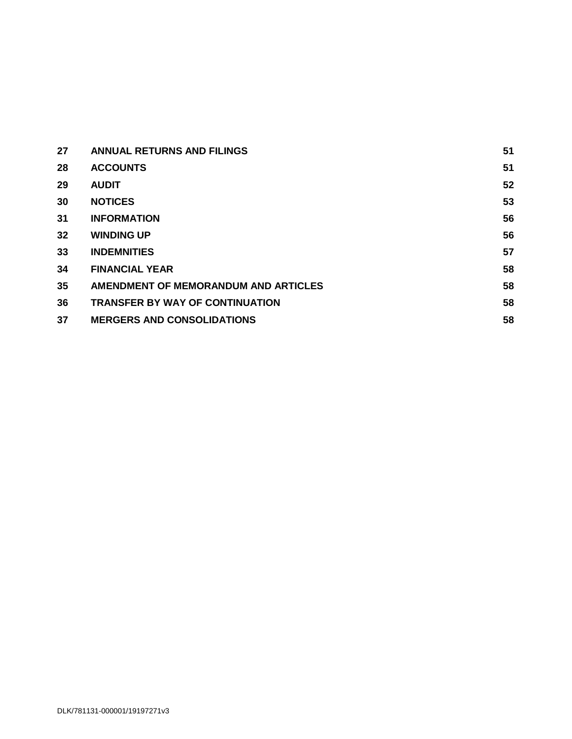| | | |
|---|---|---|
| **27** | **ANNUAL RETURNS AND FILINGS** | **51** |
| **28** | **ACCOUNTS** | **51** |
| **29** | **AUDIT** | **52** |
| **30** | **NOTICES** | **53** |
| **31** | **INFORMATION** | **56** |
| **32** | **WINDING UP** | **56** |
| **33** | **INDEMNITIES** | **57** |
| **34** | **FINANCIAL YEAR** | **58** |
| **35** | **AMENDMENT OF MEMORANDUM AND ARTICLES** | **58** |
| **36** | **TRANSFER BY WAY OF CONTINUATION** | **58** |
| **37** | **MERGERS AND CONSOLIDATIONS** | **58** |

DLK/781131-000001/19197271v3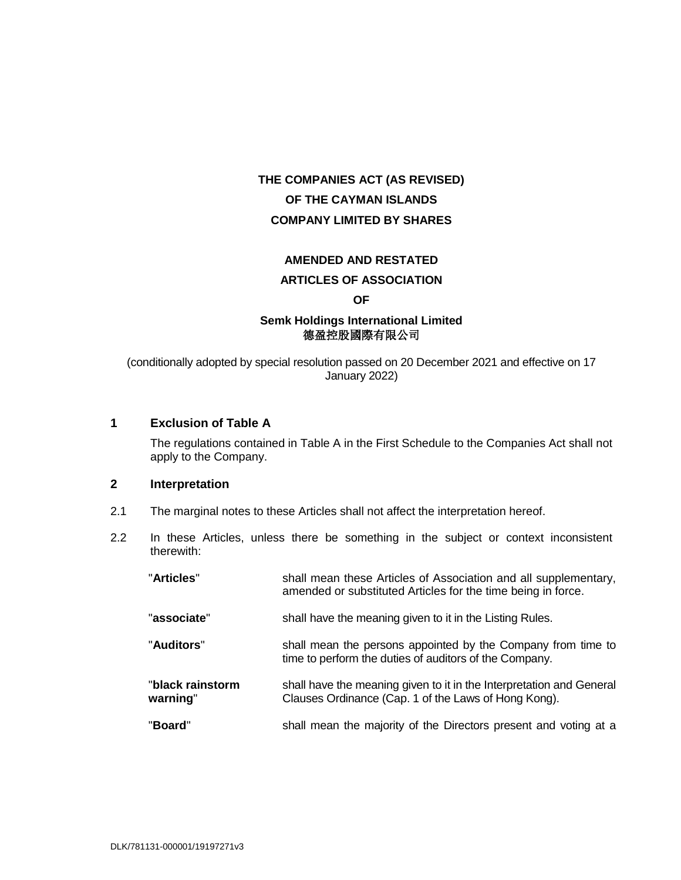**THE COMPANIES ACT (AS REVISED)**

**OF THE CAYMAN ISLANDS**

**COMPANY LIMITED BY SHARES**

**AMENDED AND RESTATED**

**ARTICLES OF ASSOCIATION**

**OF**

**Semk Holdings International Limited**
**德盈控股國際有限公司**

(conditionally adopted by special resolution passed on 20 December 2021 and effective on 17 January 2022)

## 1 Exclusion of Table A

The regulations contained in Table A in the First Schedule to the Companies Act shall not apply to the Company.

## 2 Interpretation

2.1 The marginal notes to these Articles shall not affect the interpretation hereof.

2.2 In these Articles, unless there be something in the subject or context inconsistent therewith:

| | |
|---|---|
| "**Articles**" | shall mean these Articles of Association and all supplementary, amended or substituted Articles for the time being in force. |
| "**associate**" | shall have the meaning given to it in the Listing Rules. |
| "**Auditors**" | shall mean the persons appointed by the Company from time to time to perform the duties of auditors of the Company. |
| "**black rainstorm warning**" | shall have the meaning given to it in the Interpretation and General Clauses Ordinance (Cap. 1 of the Laws of Hong Kong). |
| "**Board**" | shall mean the majority of the Directors present and voting at a |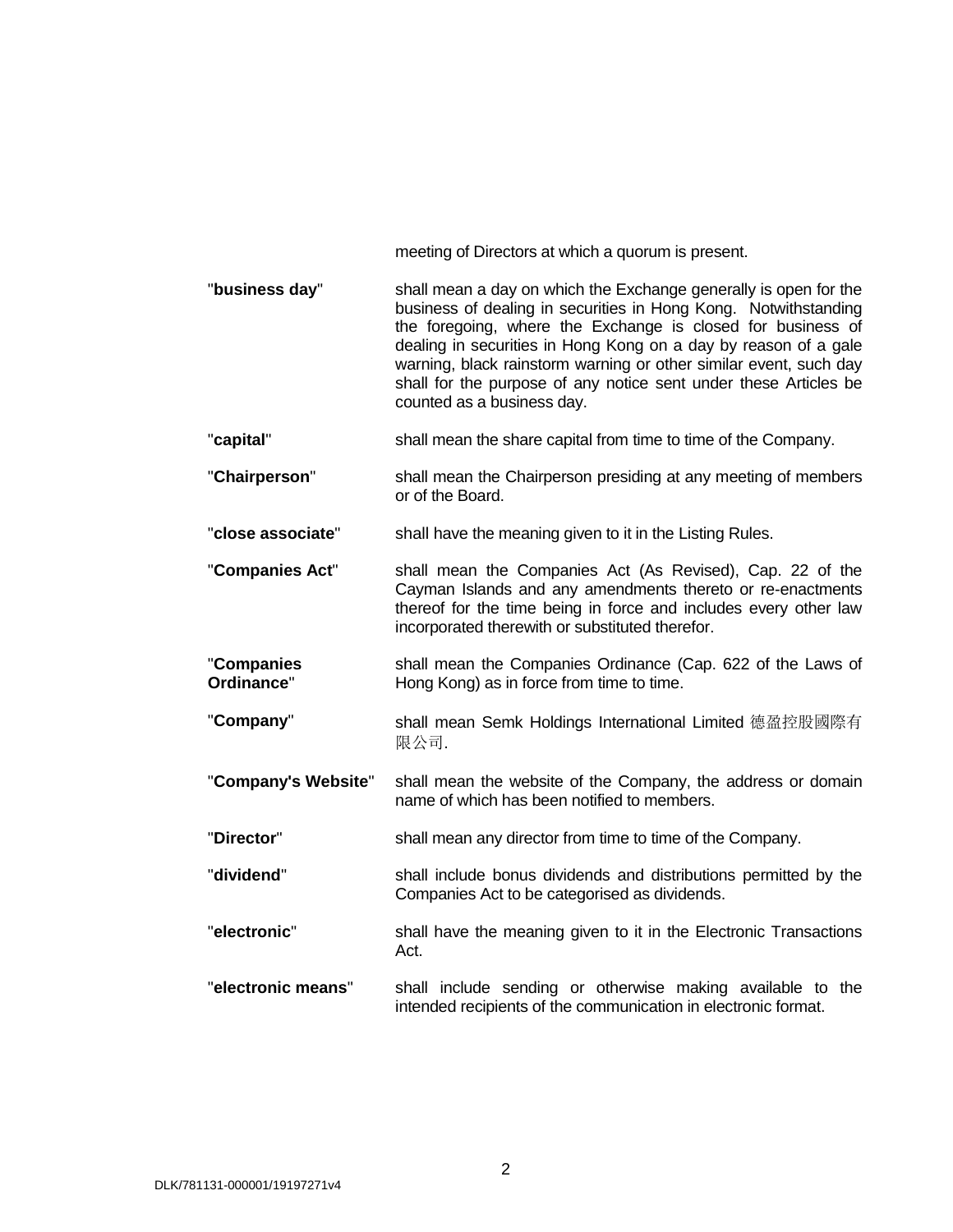meeting of Directors at which a quorum is present.

| | |
|---|---|
| "**business day**" | shall mean a day on which the Exchange generally is open for the business of dealing in securities in Hong Kong. Notwithstanding the foregoing, where the Exchange is closed for business of dealing in securities in Hong Kong on a day by reason of a gale warning, black rainstorm warning or other similar event, such day shall for the purpose of any notice sent under these Articles be counted as a business day. |
| "**capital**" | shall mean the share capital from time to time of the Company. |
| "**Chairperson**" | shall mean the Chairperson presiding at any meeting of members or of the Board. |
| "**close associate**" | shall have the meaning given to it in the Listing Rules. |
| "**Companies Act**" | shall mean the Companies Act (As Revised), Cap. 22 of the Cayman Islands and any amendments thereto or re-enactments thereof for the time being in force and includes every other law incorporated therewith or substituted therefor. |
| "**Companies Ordinance**" | shall mean the Companies Ordinance (Cap. 622 of the Laws of Hong Kong) as in force from time to time. |
| "**Company**" | shall mean Semk Holdings International Limited 德盈控股國際有限公司. |
| "**Company's Website**" | shall mean the website of the Company, the address or domain name of which has been notified to members. |
| "**Director**" | shall mean any director from time to time of the Company. |
| "**dividend**" | shall include bonus dividends and distributions permitted by the Companies Act to be categorised as dividends. |
| "**electronic**" | shall have the meaning given to it in the Electronic Transactions Act. |
| "**electronic means**" | shall include sending or otherwise making available to the intended recipients of the communication in electronic format. |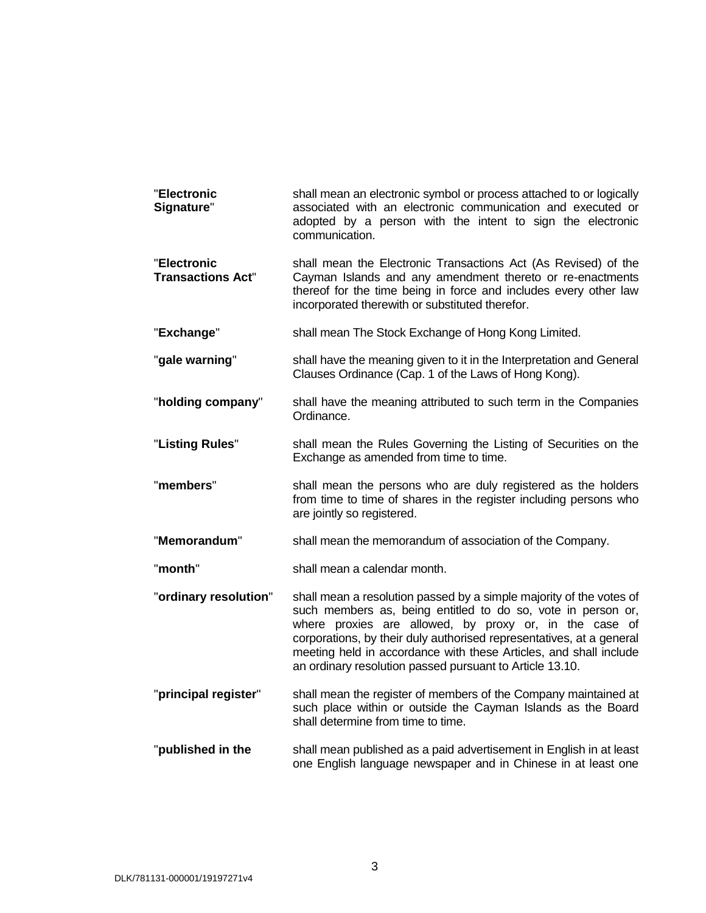| | |
|---|---|
| "**Electronic Signature**" | shall mean an electronic symbol or process attached to or logically associated with an electronic communication and executed or adopted by a person with the intent to sign the electronic communication. |
| "**Electronic Transactions Act**" | shall mean the Electronic Transactions Act (As Revised) of the Cayman Islands and any amendment thereto or re-enactments thereof for the time being in force and includes every other law incorporated therewith or substituted therefor. |
| "**Exchange**" | shall mean The Stock Exchange of Hong Kong Limited. |
| "**gale warning**" | shall have the meaning given to it in the Interpretation and General Clauses Ordinance (Cap. 1 of the Laws of Hong Kong). |
| "**holding company**" | shall have the meaning attributed to such term in the Companies Ordinance. |
| "**Listing Rules**" | shall mean the Rules Governing the Listing of Securities on the Exchange as amended from time to time. |
| "**members**" | shall mean the persons who are duly registered as the holders from time to time of shares in the register including persons who are jointly so registered. |
| "**Memorandum**" | shall mean the memorandum of association of the Company. |
| "**month**" | shall mean a calendar month. |
| "**ordinary resolution**" | shall mean a resolution passed by a simple majority of the votes of such members as, being entitled to do so, vote in person or, where proxies are allowed, by proxy or, in the case of corporations, by their duly authorised representatives, at a general meeting held in accordance with these Articles, and shall include an ordinary resolution passed pursuant to Article 13.10. |
| "**principal register**" | shall mean the register of members of the Company maintained at such place within or outside the Cayman Islands as the Board shall determine from time to time. |
| "**published in the** | shall mean published as a paid advertisement in English in at least one English language newspaper and in Chinese in at least one |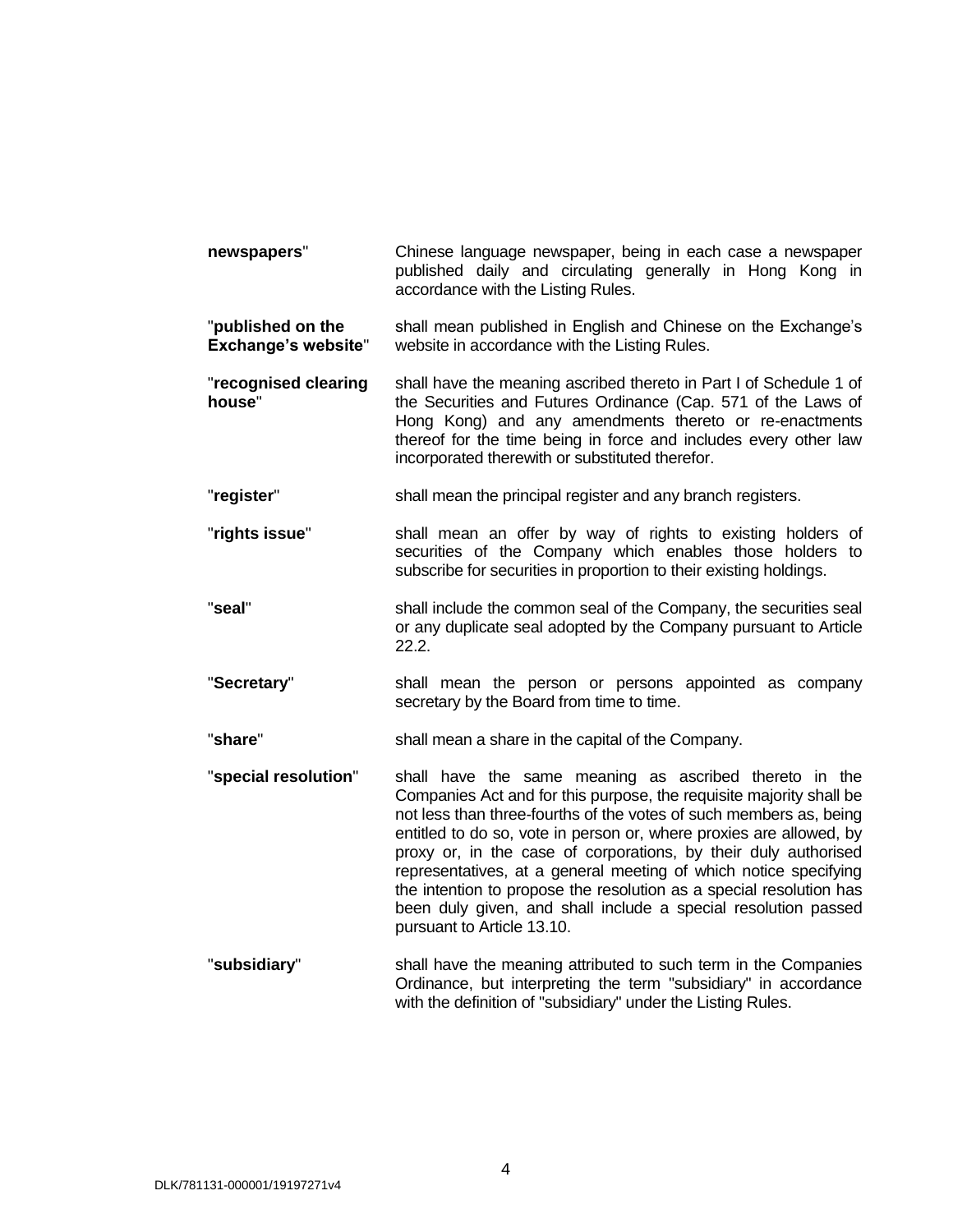| | |
|---|---|
| **newspapers**" | Chinese language newspaper, being in each case a newspaper published daily and circulating generally in Hong Kong in accordance with the Listing Rules. |
| "**published on the Exchange's website**" | shall mean published in English and Chinese on the Exchange's website in accordance with the Listing Rules. |
| "**recognised clearing house**" | shall have the meaning ascribed thereto in Part I of Schedule 1 of the Securities and Futures Ordinance (Cap. 571 of the Laws of Hong Kong) and any amendments thereto or re-enactments thereof for the time being in force and includes every other law incorporated therewith or substituted therefor. |
| "**register**" | shall mean the principal register and any branch registers. |
| "**rights issue**" | shall mean an offer by way of rights to existing holders of securities of the Company which enables those holders to subscribe for securities in proportion to their existing holdings. |
| "**seal**" | shall include the common seal of the Company, the securities seal or any duplicate seal adopted by the Company pursuant to Article 22.2. |
| "**Secretary**" | shall mean the person or persons appointed as company secretary by the Board from time to time. |
| "**share**" | shall mean a share in the capital of the Company. |
| "**special resolution**" | shall have the same meaning as ascribed thereto in the Companies Act and for this purpose, the requisite majority shall be not less than three-fourths of the votes of such members as, being entitled to do so, vote in person or, where proxies are allowed, by proxy or, in the case of corporations, by their duly authorised representatives, at a general meeting of which notice specifying the intention to propose the resolution as a special resolution has been duly given, and shall include a special resolution passed pursuant to Article 13.10. |
| "**subsidiary**" | shall have the meaning attributed to such term in the Companies Ordinance, but interpreting the term "subsidiary" in accordance with the definition of "subsidiary" under the Listing Rules. |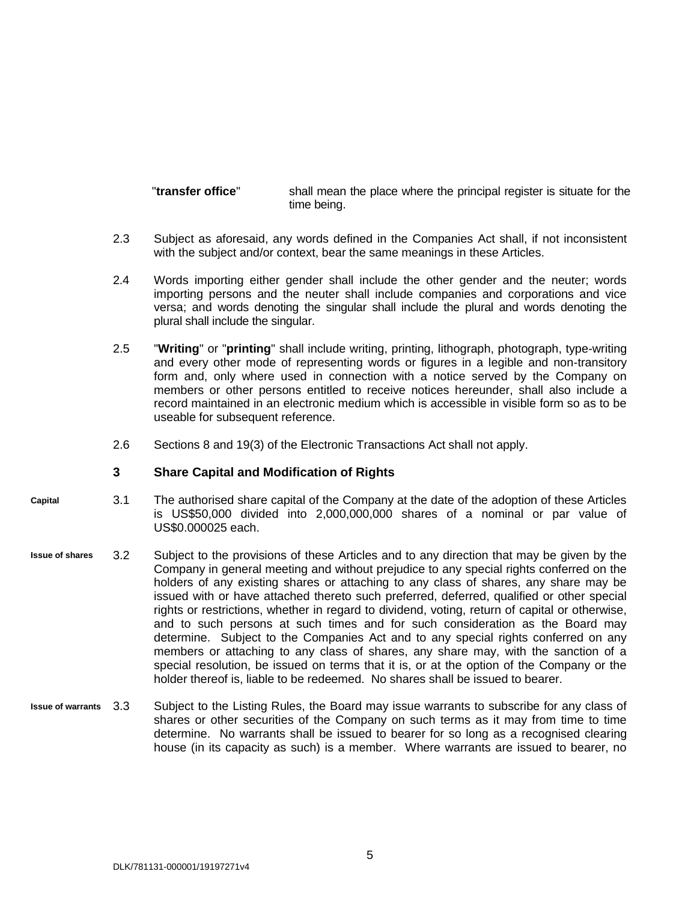"**transfer office**" shall mean the place where the principal register is situate for the time being.

2.3 Subject as aforesaid, any words defined in the Companies Act shall, if not inconsistent with the subject and/or context, bear the same meanings in these Articles.

2.4 Words importing either gender shall include the other gender and the neuter; words importing persons and the neuter shall include companies and corporations and vice versa; and words denoting the singular shall include the plural and words denoting the plural shall include the singular.

2.5 "**Writing**" or "**printing**" shall include writing, printing, lithograph, photograph, type-writing and every other mode of representing words or figures in a legible and non-transitory form and, only where used in connection with a notice served by the Company on members or other persons entitled to receive notices hereunder, shall also include a record maintained in an electronic medium which is accessible in visible form so as to be useable for subsequent reference.

2.6 Sections 8 and 19(3) of the Electronic Transactions Act shall not apply.

## 3 Share Capital and Modification of Rights

**Capital** 3.1 The authorised share capital of the Company at the date of the adoption of these Articles is US$50,000 divided into 2,000,000,000 shares of a nominal or par value of US$0.000025 each.

**Issue of shares** 3.2 Subject to the provisions of these Articles and to any direction that may be given by the Company in general meeting and without prejudice to any special rights conferred on the holders of any existing shares or attaching to any class of shares, any share may be issued with or have attached thereto such preferred, deferred, qualified or other special rights or restrictions, whether in regard to dividend, voting, return of capital or otherwise, and to such persons at such times and for such consideration as the Board may determine. Subject to the Companies Act and to any special rights conferred on any members or attaching to any class of shares, any share may, with the sanction of a special resolution, be issued on terms that it is, or at the option of the Company or the holder thereof is, liable to be redeemed. No shares shall be issued to bearer.

**Issue of warrants** 3.3 Subject to the Listing Rules, the Board may issue warrants to subscribe for any class of shares or other securities of the Company on such terms as it may from time to time determine. No warrants shall be issued to bearer for so long as a recognised clearing house (in its capacity as such) is a member. Where warrants are issued to bearer, no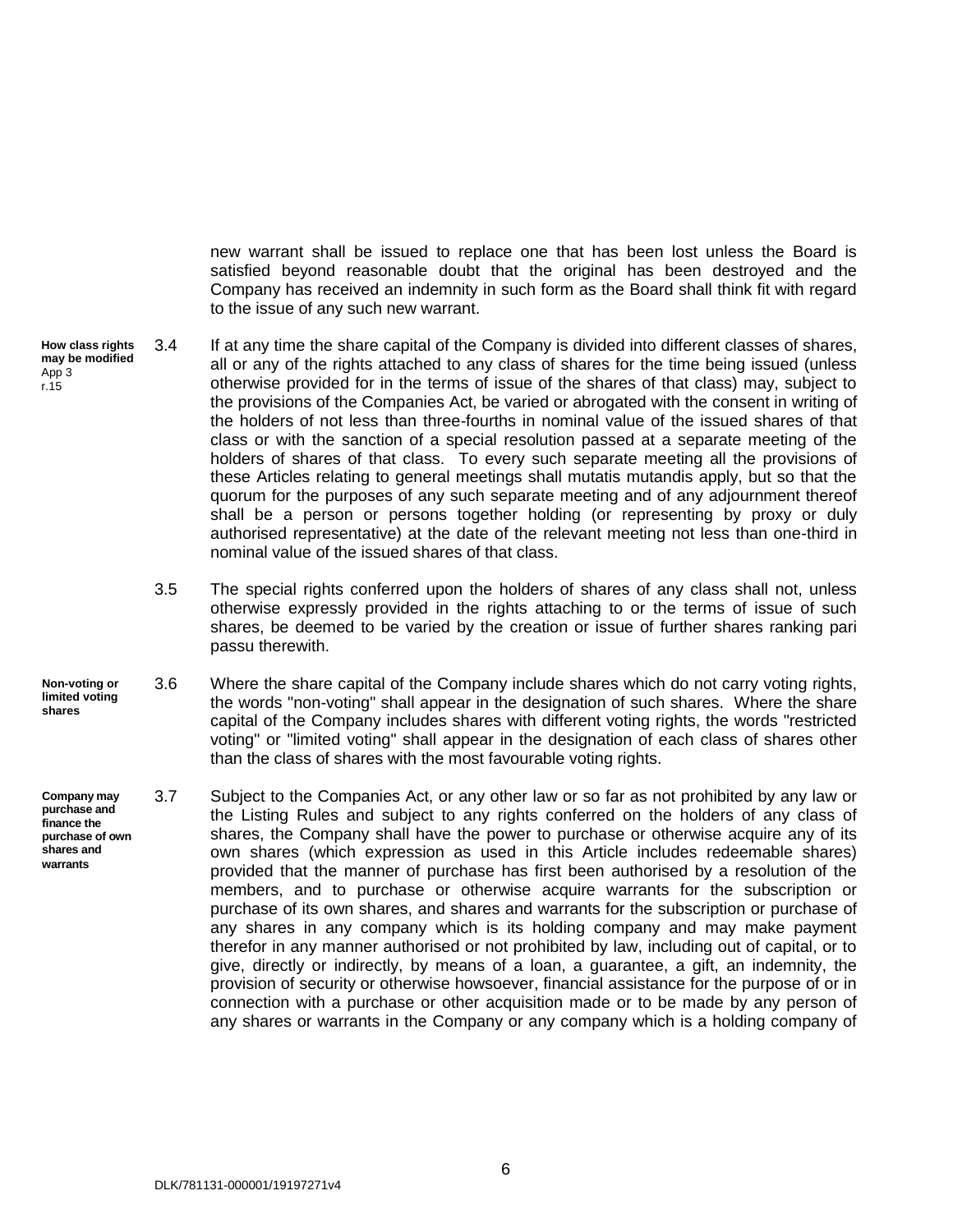new warrant shall be issued to replace one that has been lost unless the Board is satisfied beyond reasonable doubt that the original has been destroyed and the Company has received an indemnity in such form as the Board shall think fit with regard to the issue of any such new warrant.

**How class rights may be modified**
App 3
r.15

3.4 If at any time the share capital of the Company is divided into different classes of shares, all or any of the rights attached to any class of shares for the time being issued (unless otherwise provided for in the terms of issue of the shares of that class) may, subject to the provisions of the Companies Act, be varied or abrogated with the consent in writing of the holders of not less than three-fourths in nominal value of the issued shares of that class or with the sanction of a special resolution passed at a separate meeting of the holders of shares of that class. To every such separate meeting all the provisions of these Articles relating to general meetings shall mutatis mutandis apply, but so that the quorum for the purposes of any such separate meeting and of any adjournment thereof shall be a person or persons together holding (or representing by proxy or duly authorised representative) at the date of the relevant meeting not less than one-third in nominal value of the issued shares of that class.

3.5 The special rights conferred upon the holders of shares of any class shall not, unless otherwise expressly provided in the rights attaching to or the terms of issue of such shares, be deemed to be varied by the creation or issue of further shares ranking pari passu therewith.

**Non-voting or limited voting shares**

3.6 Where the share capital of the Company include shares which do not carry voting rights, the words "non-voting" shall appear in the designation of such shares. Where the share capital of the Company includes shares with different voting rights, the words "restricted voting" or "limited voting" shall appear in the designation of each class of shares other than the class of shares with the most favourable voting rights.

**Company may purchase and finance the purchase of own shares and warrants**

3.7 Subject to the Companies Act, or any other law or so far as not prohibited by any law or the Listing Rules and subject to any rights conferred on the holders of any class of shares, the Company shall have the power to purchase or otherwise acquire any of its own shares (which expression as used in this Article includes redeemable shares) provided that the manner of purchase has first been authorised by a resolution of the members, and to purchase or otherwise acquire warrants for the subscription or purchase of its own shares, and shares and warrants for the subscription or purchase of any shares in any company which is its holding company and may make payment therefor in any manner authorised or not prohibited by law, including out of capital, or to give, directly or indirectly, by means of a loan, a guarantee, a gift, an indemnity, the provision of security or otherwise howsoever, financial assistance for the purpose of or in connection with a purchase or other acquisition made or to be made by any person of any shares or warrants in the Company or any company which is a holding company of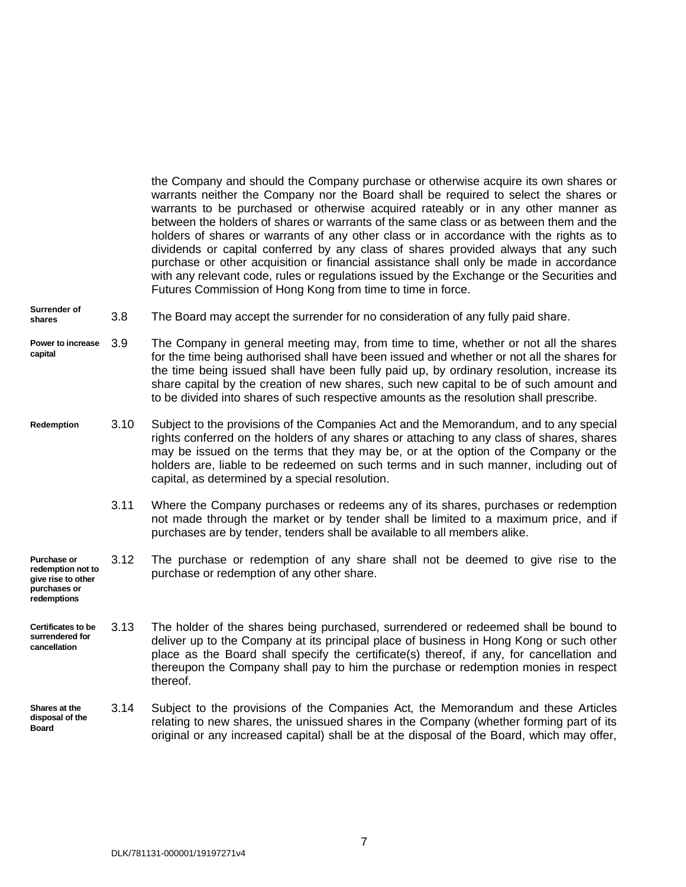the Company and should the Company purchase or otherwise acquire its own shares or warrants neither the Company nor the Board shall be required to select the shares or warrants to be purchased or otherwise acquired rateably or in any other manner as between the holders of shares or warrants of the same class or as between them and the holders of shares or warrants of any other class or in accordance with the rights as to dividends or capital conferred by any class of shares provided always that any such purchase or other acquisition or financial assistance shall only be made in accordance with any relevant code, rules or regulations issued by the Exchange or the Securities and Futures Commission of Hong Kong from time to time in force.

**Surrender of shares**

3.8 The Board may accept the surrender for no consideration of any fully paid share.

**Power to increase capital**

3.9 The Company in general meeting may, from time to time, whether or not all the shares for the time being authorised shall have been issued and whether or not all the shares for the time being issued shall have been fully paid up, by ordinary resolution, increase its share capital by the creation of new shares, such new capital to be of such amount and to be divided into shares of such respective amounts as the resolution shall prescribe.

**Redemption**

3.10 Subject to the provisions of the Companies Act and the Memorandum, and to any special rights conferred on the holders of any shares or attaching to any class of shares, shares may be issued on the terms that they may be, or at the option of the Company or the holders are, liable to be redeemed on such terms and in such manner, including out of capital, as determined by a special resolution.

3.11 Where the Company purchases or redeems any of its shares, purchases or redemption not made through the market or by tender shall be limited to a maximum price, and if purchases are by tender, tenders shall be available to all members alike.

**Purchase or redemption not to give rise to other purchases or redemptions**

3.12 The purchase or redemption of any share shall not be deemed to give rise to the purchase or redemption of any other share.

**Certificates to be surrendered for cancellation**

3.13 The holder of the shares being purchased, surrendered or redeemed shall be bound to deliver up to the Company at its principal place of business in Hong Kong or such other place as the Board shall specify the certificate(s) thereof, if any, for cancellation and thereupon the Company shall pay to him the purchase or redemption monies in respect thereof.

**Shares at the disposal of the Board**

3.14 Subject to the provisions of the Companies Act, the Memorandum and these Articles relating to new shares, the unissued shares in the Company (whether forming part of its original or any increased capital) shall be at the disposal of the Board, which may offer,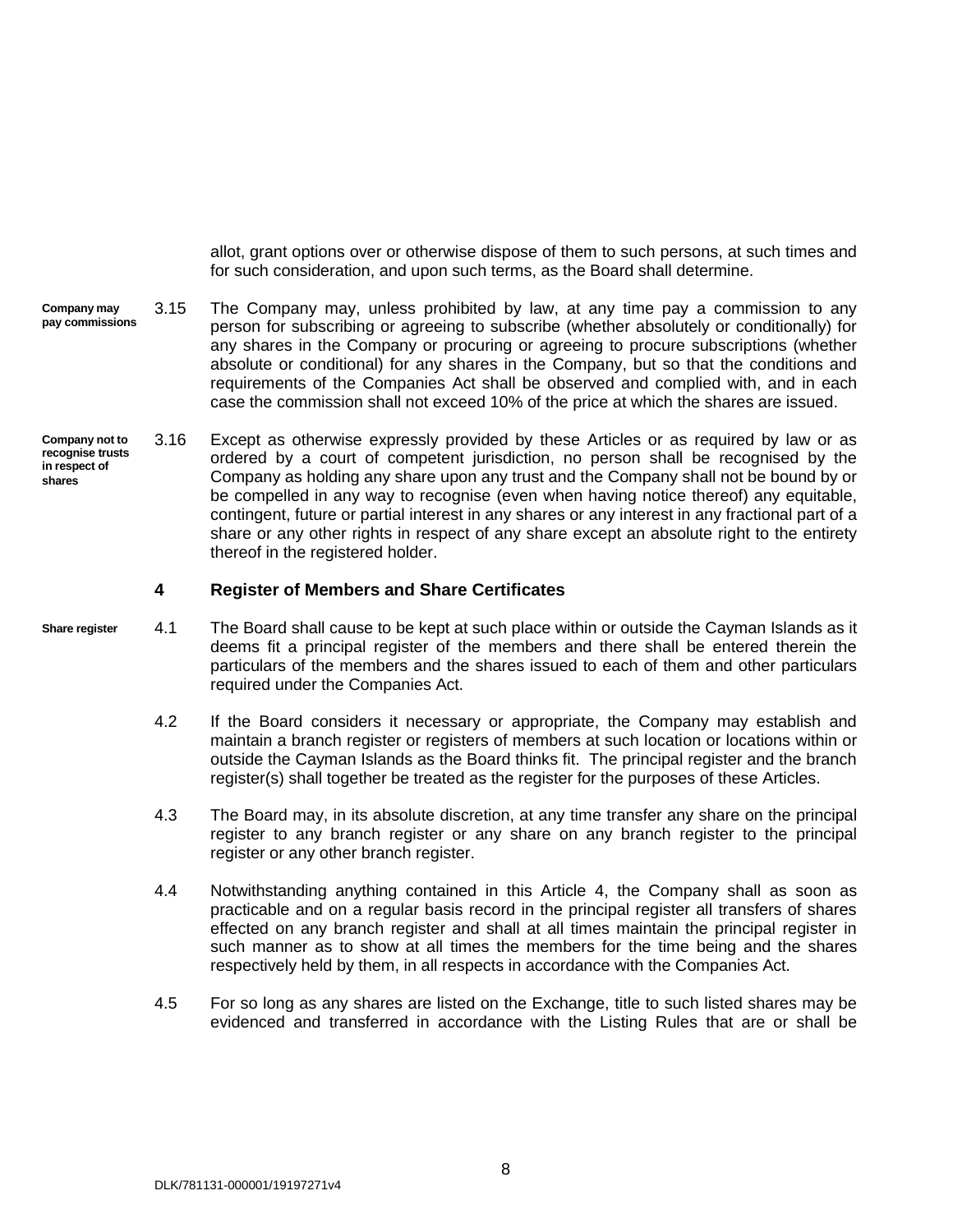allot, grant options over or otherwise dispose of them to such persons, at such times and for such consideration, and upon such terms, as the Board shall determine.

**Company may pay commissions**

3.15 The Company may, unless prohibited by law, at any time pay a commission to any person for subscribing or agreeing to subscribe (whether absolutely or conditionally) for any shares in the Company or procuring or agreeing to procure subscriptions (whether absolute or conditional) for any shares in the Company, but so that the conditions and requirements of the Companies Act shall be observed and complied with, and in each case the commission shall not exceed 10% of the price at which the shares are issued.

**Company not to recognise trusts in respect of shares**

3.16 Except as otherwise expressly provided by these Articles or as required by law or as ordered by a court of competent jurisdiction, no person shall be recognised by the Company as holding any share upon any trust and the Company shall not be bound by or be compelled in any way to recognise (even when having notice thereof) any equitable, contingent, future or partial interest in any shares or any interest in any fractional part of a share or any other rights in respect of any share except an absolute right to the entirety thereof in the registered holder.

## 4 Register of Members and Share Certificates

**Share register**

4.1 The Board shall cause to be kept at such place within or outside the Cayman Islands as it deems fit a principal register of the members and there shall be entered therein the particulars of the members and the shares issued to each of them and other particulars required under the Companies Act.

4.2 If the Board considers it necessary or appropriate, the Company may establish and maintain a branch register or registers of members at such location or locations within or outside the Cayman Islands as the Board thinks fit. The principal register and the branch register(s) shall together be treated as the register for the purposes of these Articles.

4.3 The Board may, in its absolute discretion, at any time transfer any share on the principal register to any branch register or any share on any branch register to the principal register or any other branch register.

4.4 Notwithstanding anything contained in this Article 4, the Company shall as soon as practicable and on a regular basis record in the principal register all transfers of shares effected on any branch register and shall at all times maintain the principal register in such manner as to show at all times the members for the time being and the shares respectively held by them, in all respects in accordance with the Companies Act.

4.5 For so long as any shares are listed on the Exchange, title to such listed shares may be evidenced and transferred in accordance with the Listing Rules that are or shall be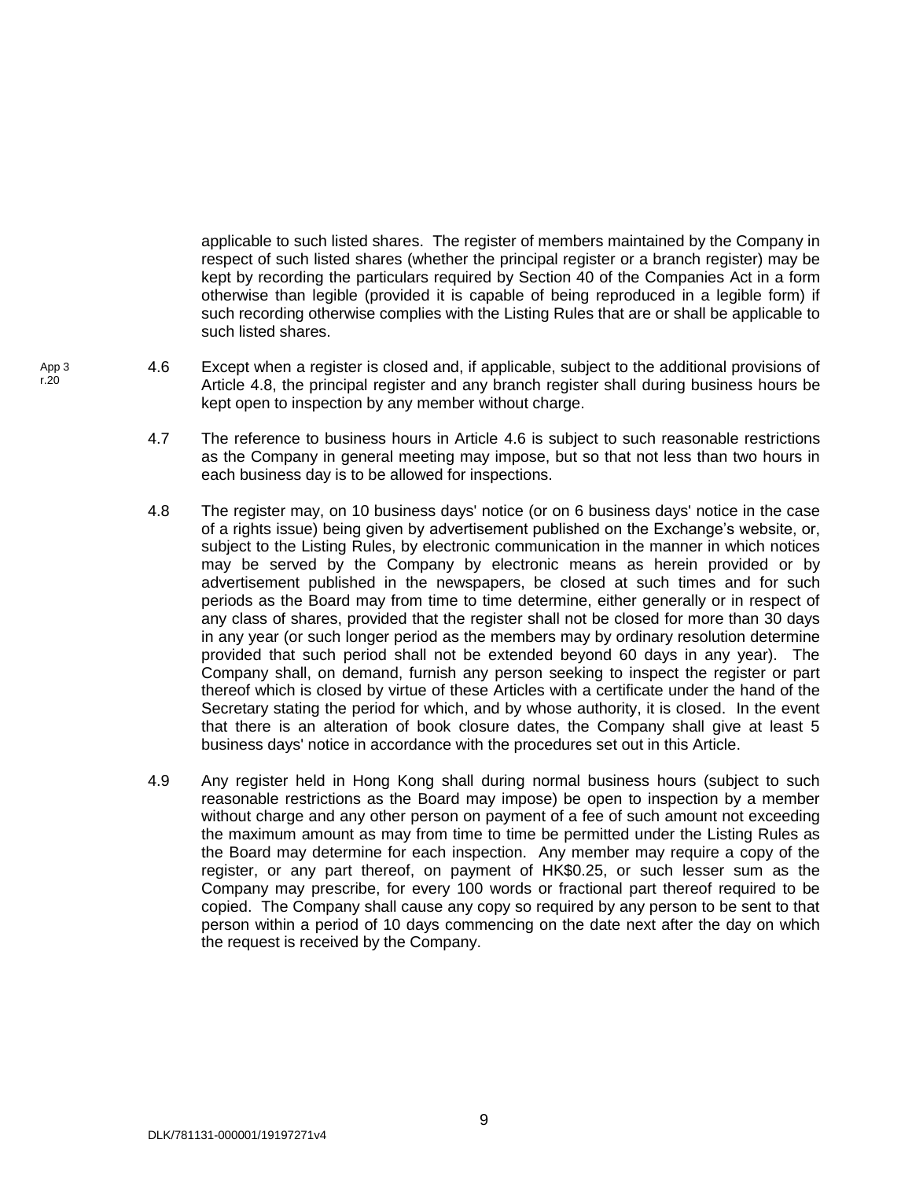applicable to such listed shares. The register of members maintained by the Company in respect of such listed shares (whether the principal register or a branch register) may be kept by recording the particulars required by Section 40 of the Companies Act in a form otherwise than legible (provided it is capable of being reproduced in a legible form) if such recording otherwise complies with the Listing Rules that are or shall be applicable to such listed shares.

App 3 r.20

4.6 Except when a register is closed and, if applicable, subject to the additional provisions of Article 4.8, the principal register and any branch register shall during business hours be kept open to inspection by any member without charge.

4.7 The reference to business hours in Article 4.6 is subject to such reasonable restrictions as the Company in general meeting may impose, but so that not less than two hours in each business day is to be allowed for inspections.

4.8 The register may, on 10 business days' notice (or on 6 business days' notice in the case of a rights issue) being given by advertisement published on the Exchange's website, or, subject to the Listing Rules, by electronic communication in the manner in which notices may be served by the Company by electronic means as herein provided or by advertisement published in the newspapers, be closed at such times and for such periods as the Board may from time to time determine, either generally or in respect of any class of shares, provided that the register shall not be closed for more than 30 days in any year (or such longer period as the members may by ordinary resolution determine provided that such period shall not be extended beyond 60 days in any year). The Company shall, on demand, furnish any person seeking to inspect the register or part thereof which is closed by virtue of these Articles with a certificate under the hand of the Secretary stating the period for which, and by whose authority, it is closed. In the event that there is an alteration of book closure dates, the Company shall give at least 5 business days' notice in accordance with the procedures set out in this Article.

4.9 Any register held in Hong Kong shall during normal business hours (subject to such reasonable restrictions as the Board may impose) be open to inspection by a member without charge and any other person on payment of a fee of such amount not exceeding the maximum amount as may from time to time be permitted under the Listing Rules as the Board may determine for each inspection. Any member may require a copy of the register, or any part thereof, on payment of HK$0.25, or such lesser sum as the Company may prescribe, for every 100 words or fractional part thereof required to be copied. The Company shall cause any copy so required by any person to be sent to that person within a period of 10 days commencing on the date next after the day on which the request is received by the Company.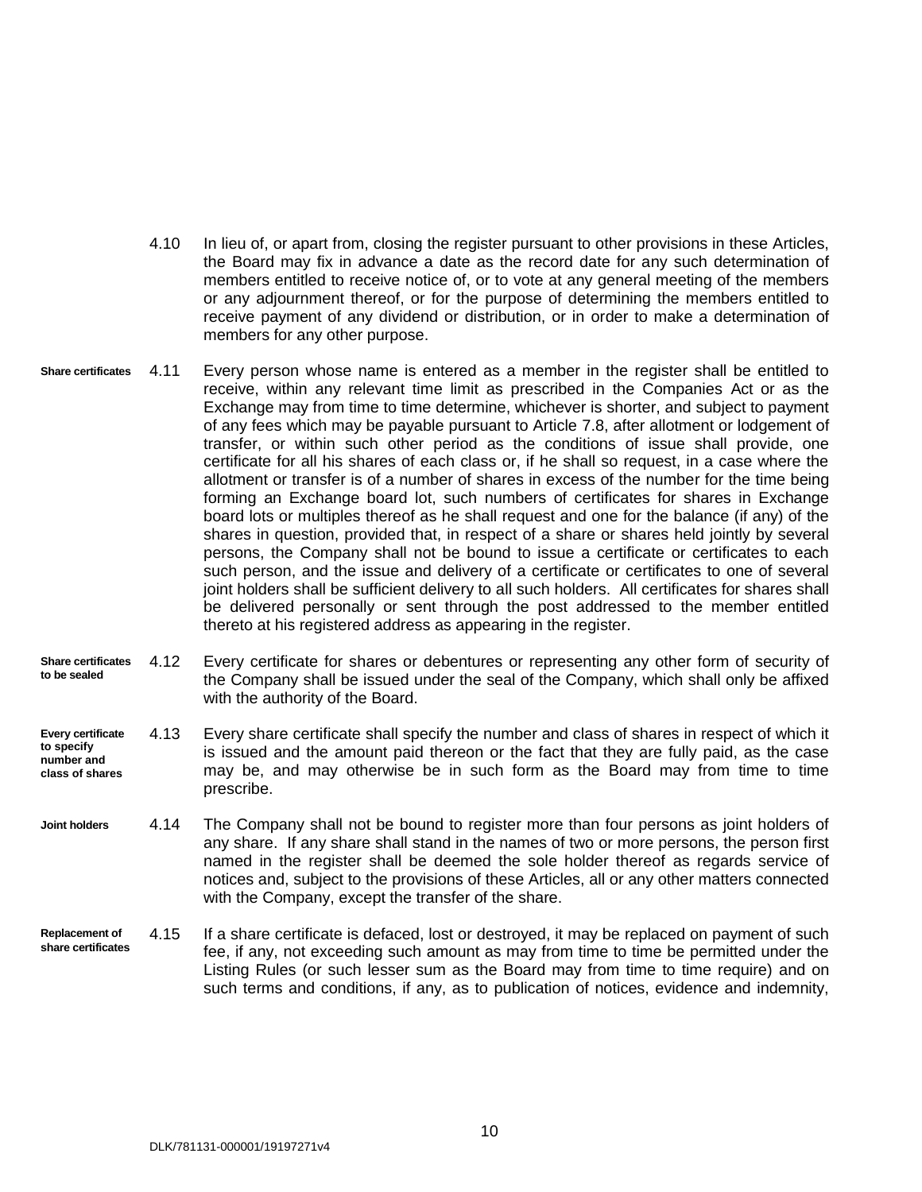4.10 In lieu of, or apart from, closing the register pursuant to other provisions in these Articles, the Board may fix in advance a date as the record date for any such determination of members entitled to receive notice of, or to vote at any general meeting of the members or any adjournment thereof, or for the purpose of determining the members entitled to receive payment of any dividend or distribution, or in order to make a determination of members for any other purpose.

**Share certificates**

4.11 Every person whose name is entered as a member in the register shall be entitled to receive, within any relevant time limit as prescribed in the Companies Act or as the Exchange may from time to time determine, whichever is shorter, and subject to payment of any fees which may be payable pursuant to Article 7.8, after allotment or lodgement of transfer, or within such other period as the conditions of issue shall provide, one certificate for all his shares of each class or, if he shall so request, in a case where the allotment or transfer is of a number of shares in excess of the number for the time being forming an Exchange board lot, such numbers of certificates for shares in Exchange board lots or multiples thereof as he shall request and one for the balance (if any) of the shares in question, provided that, in respect of a share or shares held jointly by several persons, the Company shall not be bound to issue a certificate or certificates to each such person, and the issue and delivery of a certificate or certificates to one of several joint holders shall be sufficient delivery to all such holders. All certificates for shares shall be delivered personally or sent through the post addressed to the member entitled thereto at his registered address as appearing in the register.

**Share certificates to be sealed**

4.12 Every certificate for shares or debentures or representing any other form of security of the Company shall be issued under the seal of the Company, which shall only be affixed with the authority of the Board.

**Every certificate to specify number and class of shares**

4.13 Every share certificate shall specify the number and class of shares in respect of which it is issued and the amount paid thereon or the fact that they are fully paid, as the case may be, and may otherwise be in such form as the Board may from time to time prescribe.

**Joint holders**

4.14 The Company shall not be bound to register more than four persons as joint holders of any share. If any share shall stand in the names of two or more persons, the person first named in the register shall be deemed the sole holder thereof as regards service of notices and, subject to the provisions of these Articles, all or any other matters connected with the Company, except the transfer of the share.

**Replacement of share certificates**

4.15 If a share certificate is defaced, lost or destroyed, it may be replaced on payment of such fee, if any, not exceeding such amount as may from time to time be permitted under the Listing Rules (or such lesser sum as the Board may from time to time require) and on such terms and conditions, if any, as to publication of notices, evidence and indemnity,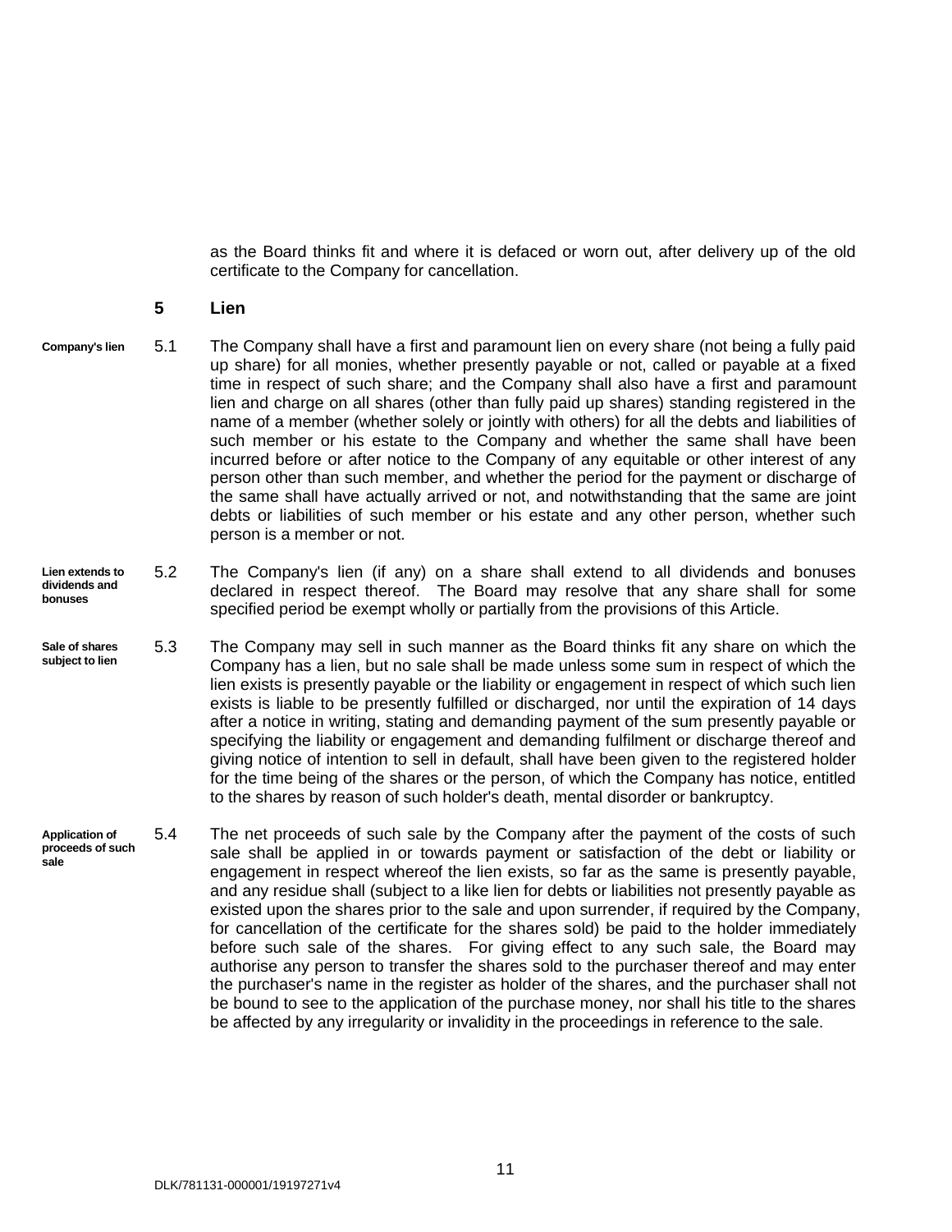as the Board thinks fit and where it is defaced or worn out, after delivery up of the old certificate to the Company for cancellation.

## 5 Lien

**Company's lien**

5.1 The Company shall have a first and paramount lien on every share (not being a fully paid up share) for all monies, whether presently payable or not, called or payable at a fixed time in respect of such share; and the Company shall also have a first and paramount lien and charge on all shares (other than fully paid up shares) standing registered in the name of a member (whether solely or jointly with others) for all the debts and liabilities of such member or his estate to the Company and whether the same shall have been incurred before or after notice to the Company of any equitable or other interest of any person other than such member, and whether the period for the payment or discharge of the same shall have actually arrived or not, and notwithstanding that the same are joint debts or liabilities of such member or his estate and any other person, whether such person is a member or not.

**Lien extends to dividends and bonuses**

5.2 The Company's lien (if any) on a share shall extend to all dividends and bonuses declared in respect thereof. The Board may resolve that any share shall for some specified period be exempt wholly or partially from the provisions of this Article.

**Sale of shares subject to lien**

5.3 The Company may sell in such manner as the Board thinks fit any share on which the Company has a lien, but no sale shall be made unless some sum in respect of which the lien exists is presently payable or the liability or engagement in respect of which such lien exists is liable to be presently fulfilled or discharged, nor until the expiration of 14 days after a notice in writing, stating and demanding payment of the sum presently payable or specifying the liability or engagement and demanding fulfilment or discharge thereof and giving notice of intention to sell in default, shall have been given to the registered holder for the time being of the shares or the person, of which the Company has notice, entitled to the shares by reason of such holder's death, mental disorder or bankruptcy.

**Application of proceeds of such sale**

5.4 The net proceeds of such sale by the Company after the payment of the costs of such sale shall be applied in or towards payment or satisfaction of the debt or liability or engagement in respect whereof the lien exists, so far as the same is presently payable, and any residue shall (subject to a like lien for debts or liabilities not presently payable as existed upon the shares prior to the sale and upon surrender, if required by the Company, for cancellation of the certificate for the shares sold) be paid to the holder immediately before such sale of the shares. For giving effect to any such sale, the Board may authorise any person to transfer the shares sold to the purchaser thereof and may enter the purchaser's name in the register as holder of the shares, and the purchaser shall not be bound to see to the application of the purchase money, nor shall his title to the shares be affected by any irregularity or invalidity in the proceedings in reference to the sale.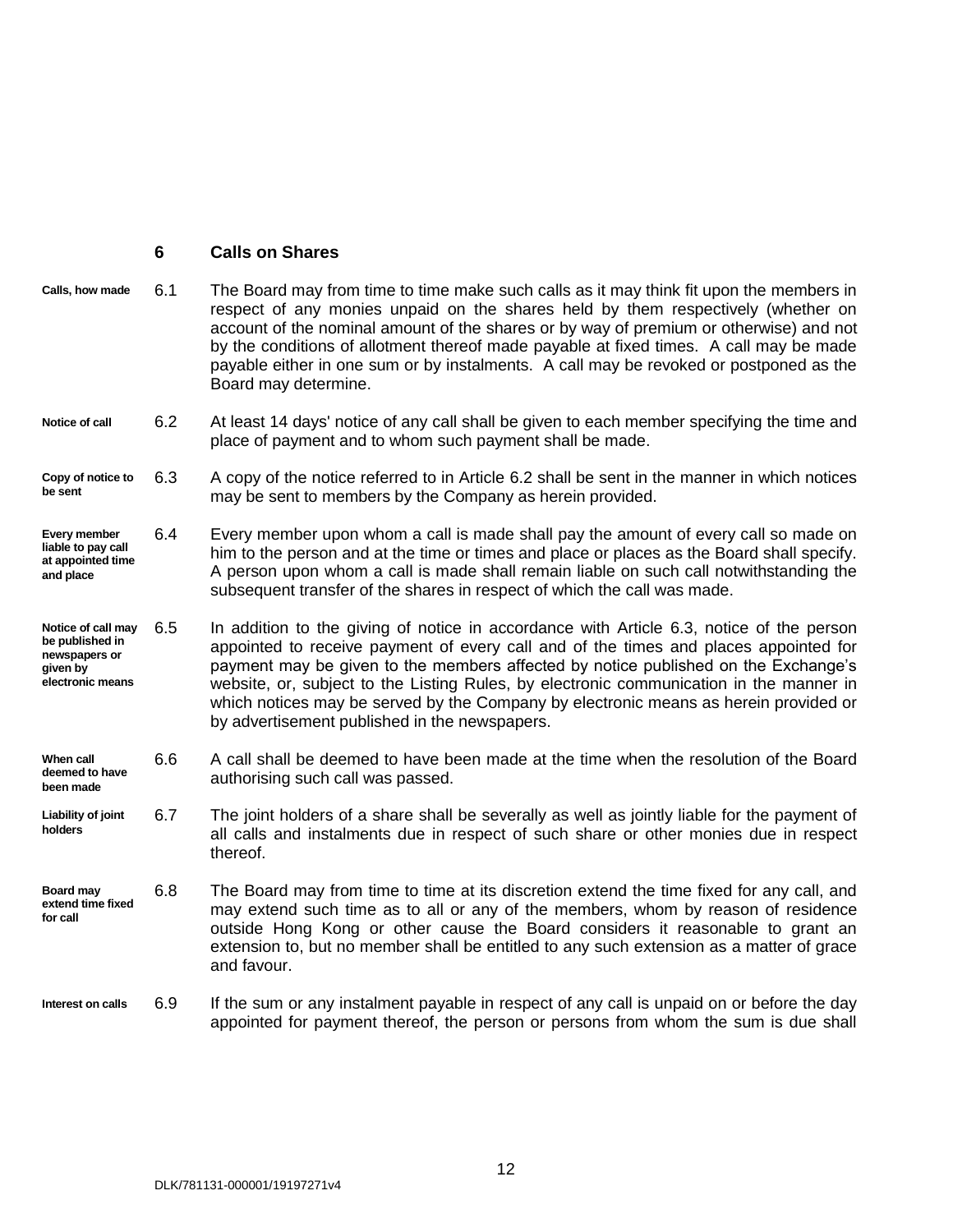## 6 Calls on Shares

**Calls, how made**

6.1 The Board may from time to time make such calls as it may think fit upon the members in respect of any monies unpaid on the shares held by them respectively (whether on account of the nominal amount of the shares or by way of premium or otherwise) and not by the conditions of allotment thereof made payable at fixed times. A call may be made payable either in one sum or by instalments. A call may be revoked or postponed as the Board may determine.

**Notice of call**

6.2 At least 14 days' notice of any call shall be given to each member specifying the time and place of payment and to whom such payment shall be made.

**Copy of notice to be sent**

6.3 A copy of the notice referred to in Article 6.2 shall be sent in the manner in which notices may be sent to members by the Company as herein provided.

**Every member liable to pay call at appointed time and place**

6.4 Every member upon whom a call is made shall pay the amount of every call so made on him to the person and at the time or times and place or places as the Board shall specify. A person upon whom a call is made shall remain liable on such call notwithstanding the subsequent transfer of the shares in respect of which the call was made.

**Notice of call may be published in newspapers or given by electronic means**

6.5 In addition to the giving of notice in accordance with Article 6.3, notice of the person appointed to receive payment of every call and of the times and places appointed for payment may be given to the members affected by notice published on the Exchange's website, or, subject to the Listing Rules, by electronic communication in the manner in which notices may be served by the Company by electronic means as herein provided or by advertisement published in the newspapers.

**When call deemed to have been made**

6.6 A call shall be deemed to have been made at the time when the resolution of the Board authorising such call was passed.

**Liability of joint holders**

6.7 The joint holders of a share shall be severally as well as jointly liable for the payment of all calls and instalments due in respect of such share or other monies due in respect thereof.

**Board may extend time fixed for call**

6.8 The Board may from time to time at its discretion extend the time fixed for any call, and may extend such time as to all or any of the members, whom by reason of residence outside Hong Kong or other cause the Board considers it reasonable to grant an extension to, but no member shall be entitled to any such extension as a matter of grace and favour.

**Interest on calls**

6.9 If the sum or any instalment payable in respect of any call is unpaid on or before the day appointed for payment thereof, the person or persons from whom the sum is due shall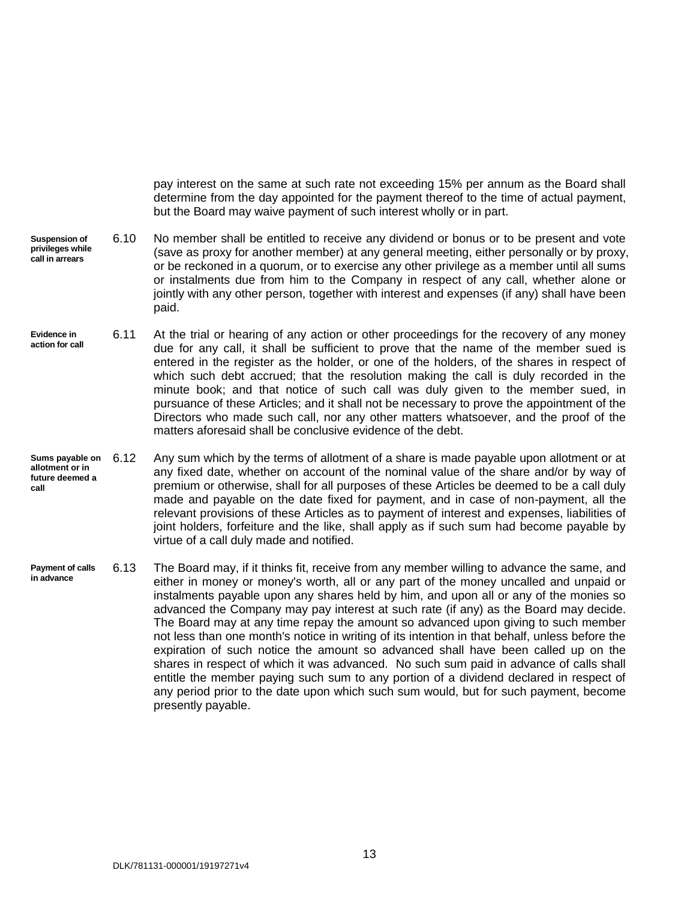pay interest on the same at such rate not exceeding 15% per annum as the Board shall determine from the day appointed for the payment thereof to the time of actual payment, but the Board may waive payment of such interest wholly or in part.

**Suspension of privileges while call in arrears**

6.10 No member shall be entitled to receive any dividend or bonus or to be present and vote (save as proxy for another member) at any general meeting, either personally or by proxy, or be reckoned in a quorum, or to exercise any other privilege as a member until all sums or instalments due from him to the Company in respect of any call, whether alone or jointly with any other person, together with interest and expenses (if any) shall have been paid.

**Evidence in action for call**

6.11 At the trial or hearing of any action or other proceedings for the recovery of any money due for any call, it shall be sufficient to prove that the name of the member sued is entered in the register as the holder, or one of the holders, of the shares in respect of which such debt accrued; that the resolution making the call is duly recorded in the minute book; and that notice of such call was duly given to the member sued, in pursuance of these Articles; and it shall not be necessary to prove the appointment of the Directors who made such call, nor any other matters whatsoever, and the proof of the matters aforesaid shall be conclusive evidence of the debt.

**Sums payable on allotment or in future deemed a call**

6.12 Any sum which by the terms of allotment of a share is made payable upon allotment or at any fixed date, whether on account of the nominal value of the share and/or by way of premium or otherwise, shall for all purposes of these Articles be deemed to be a call duly made and payable on the date fixed for payment, and in case of non-payment, all the relevant provisions of these Articles as to payment of interest and expenses, liabilities of joint holders, forfeiture and the like, shall apply as if such sum had become payable by virtue of a call duly made and notified.

**Payment of calls in advance**

6.13 The Board may, if it thinks fit, receive from any member willing to advance the same, and either in money or money's worth, all or any part of the money uncalled and unpaid or instalments payable upon any shares held by him, and upon all or any of the monies so advanced the Company may pay interest at such rate (if any) as the Board may decide. The Board may at any time repay the amount so advanced upon giving to such member not less than one month's notice in writing of its intention in that behalf, unless before the expiration of such notice the amount so advanced shall have been called up on the shares in respect of which it was advanced. No such sum paid in advance of calls shall entitle the member paying such sum to any portion of a dividend declared in respect of any period prior to the date upon which such sum would, but for such payment, become presently payable.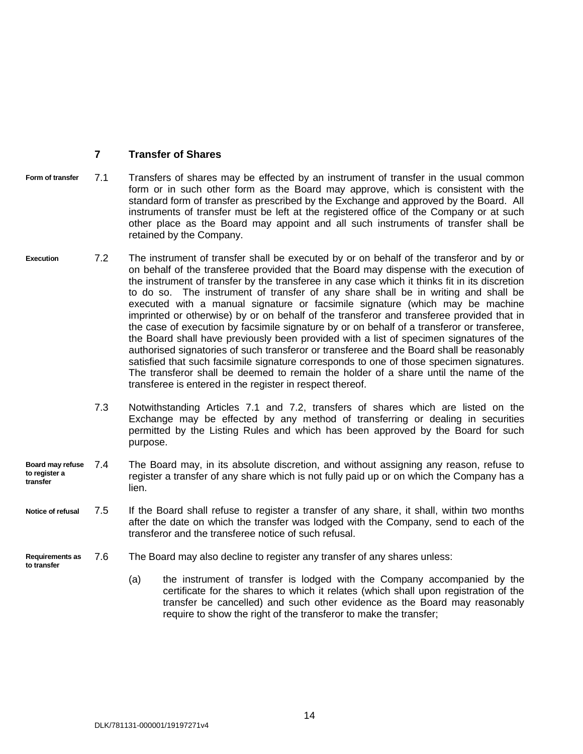## 7 Transfer of Shares

**Form of transfer**

7.1 Transfers of shares may be effected by an instrument of transfer in the usual common form or in such other form as the Board may approve, which is consistent with the standard form of transfer as prescribed by the Exchange and approved by the Board. All instruments of transfer must be left at the registered office of the Company or at such other place as the Board may appoint and all such instruments of transfer shall be retained by the Company.

**Execution**

7.2 The instrument of transfer shall be executed by or on behalf of the transferor and by or on behalf of the transferee provided that the Board may dispense with the execution of the instrument of transfer by the transferee in any case which it thinks fit in its discretion to do so. The instrument of transfer of any share shall be in writing and shall be executed with a manual signature or facsimile signature (which may be machine imprinted or otherwise) by or on behalf of the transferor and transferee provided that in the case of execution by facsimile signature by or on behalf of a transferor or transferee, the Board shall have previously been provided with a list of specimen signatures of the authorised signatories of such transferor or transferee and the Board shall be reasonably satisfied that such facsimile signature corresponds to one of those specimen signatures. The transferor shall be deemed to remain the holder of a share until the name of the transferee is entered in the register in respect thereof.

7.3 Notwithstanding Articles 7.1 and 7.2, transfers of shares which are listed on the Exchange may be effected by any method of transferring or dealing in securities permitted by the Listing Rules and which has been approved by the Board for such purpose.

**Board may refuse to register a transfer**

7.4 The Board may, in its absolute discretion, and without assigning any reason, refuse to register a transfer of any share which is not fully paid up or on which the Company has a lien.

**Notice of refusal**

7.5 If the Board shall refuse to register a transfer of any share, it shall, within two months after the date on which the transfer was lodged with the Company, send to each of the transferor and the transferee notice of such refusal.

**Requirements as to transfer**

7.6 The Board may also decline to register any transfer of any shares unless:

(a) the instrument of transfer is lodged with the Company accompanied by the certificate for the shares to which it relates (which shall upon registration of the transfer be cancelled) and such other evidence as the Board may reasonably require to show the right of the transferor to make the transfer;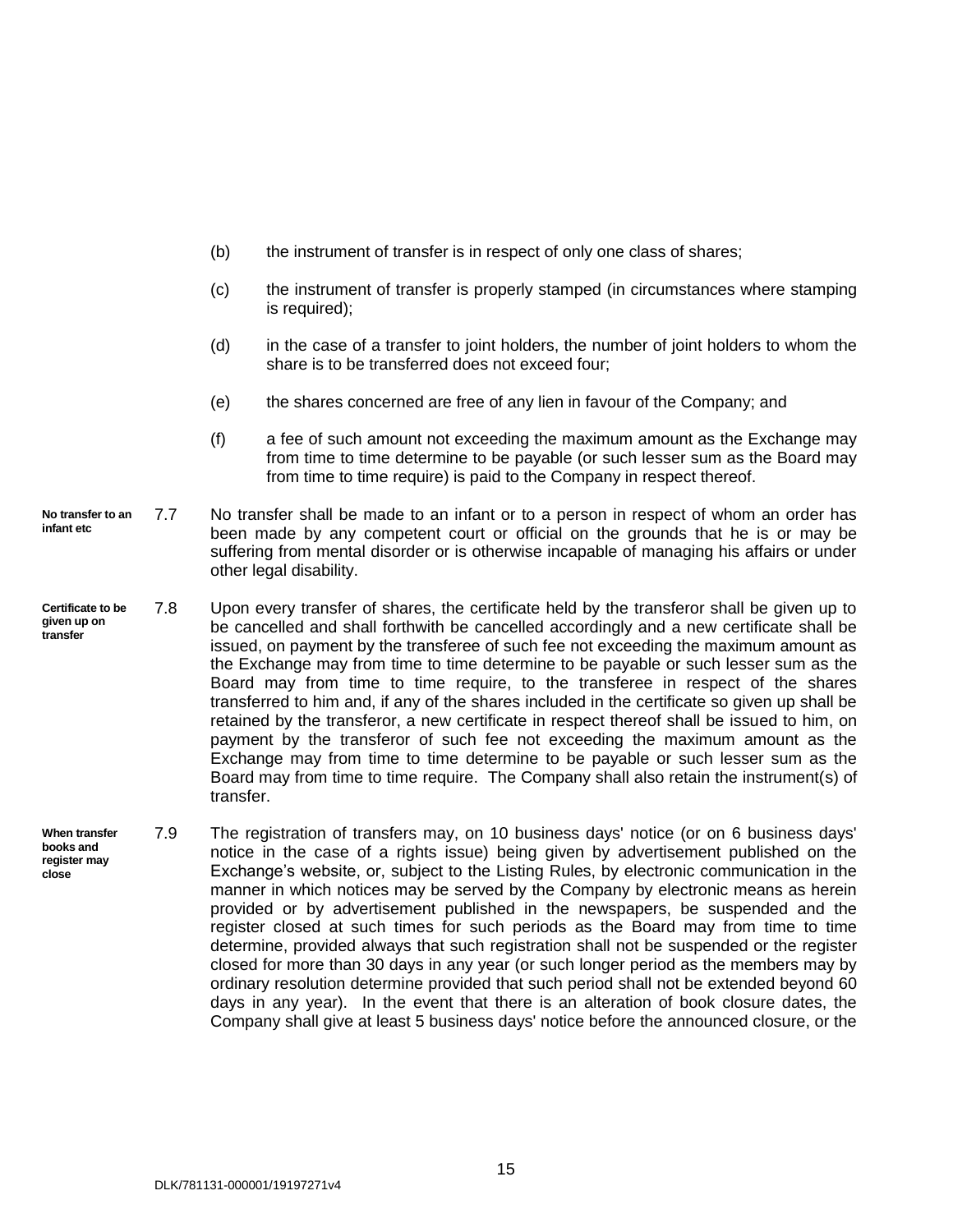(b) the instrument of transfer is in respect of only one class of shares;

(c) the instrument of transfer is properly stamped (in circumstances where stamping is required);

(d) in the case of a transfer to joint holders, the number of joint holders to whom the share is to be transferred does not exceed four;

(e) the shares concerned are free of any lien in favour of the Company; and

(f) a fee of such amount not exceeding the maximum amount as the Exchange may from time to time determine to be payable (or such lesser sum as the Board may from time to time require) is paid to the Company in respect thereof.

**No transfer to an infant etc**

7.7 No transfer shall be made to an infant or to a person in respect of whom an order has been made by any competent court or official on the grounds that he is or may be suffering from mental disorder or is otherwise incapable of managing his affairs or under other legal disability.

**Certificate to be given up on transfer**

7.8 Upon every transfer of shares, the certificate held by the transferor shall be given up to be cancelled and shall forthwith be cancelled accordingly and a new certificate shall be issued, on payment by the transferee of such fee not exceeding the maximum amount as the Exchange may from time to time determine to be payable or such lesser sum as the Board may from time to time require, to the transferee in respect of the shares transferred to him and, if any of the shares included in the certificate so given up shall be retained by the transferor, a new certificate in respect thereof shall be issued to him, on payment by the transferor of such fee not exceeding the maximum amount as the Exchange may from time to time determine to be payable or such lesser sum as the Board may from time to time require. The Company shall also retain the instrument(s) of transfer.

**When transfer books and register may close**

7.9 The registration of transfers may, on 10 business days' notice (or on 6 business days' notice in the case of a rights issue) being given by advertisement published on the Exchange's website, or, subject to the Listing Rules, by electronic communication in the manner in which notices may be served by the Company by electronic means as herein provided or by advertisement published in the newspapers, be suspended and the register closed at such times for such periods as the Board may from time to time determine, provided always that such registration shall not be suspended or the register closed for more than 30 days in any year (or such longer period as the members may by ordinary resolution determine provided that such period shall not be extended beyond 60 days in any year). In the event that there is an alteration of book closure dates, the Company shall give at least 5 business days' notice before the announced closure, or the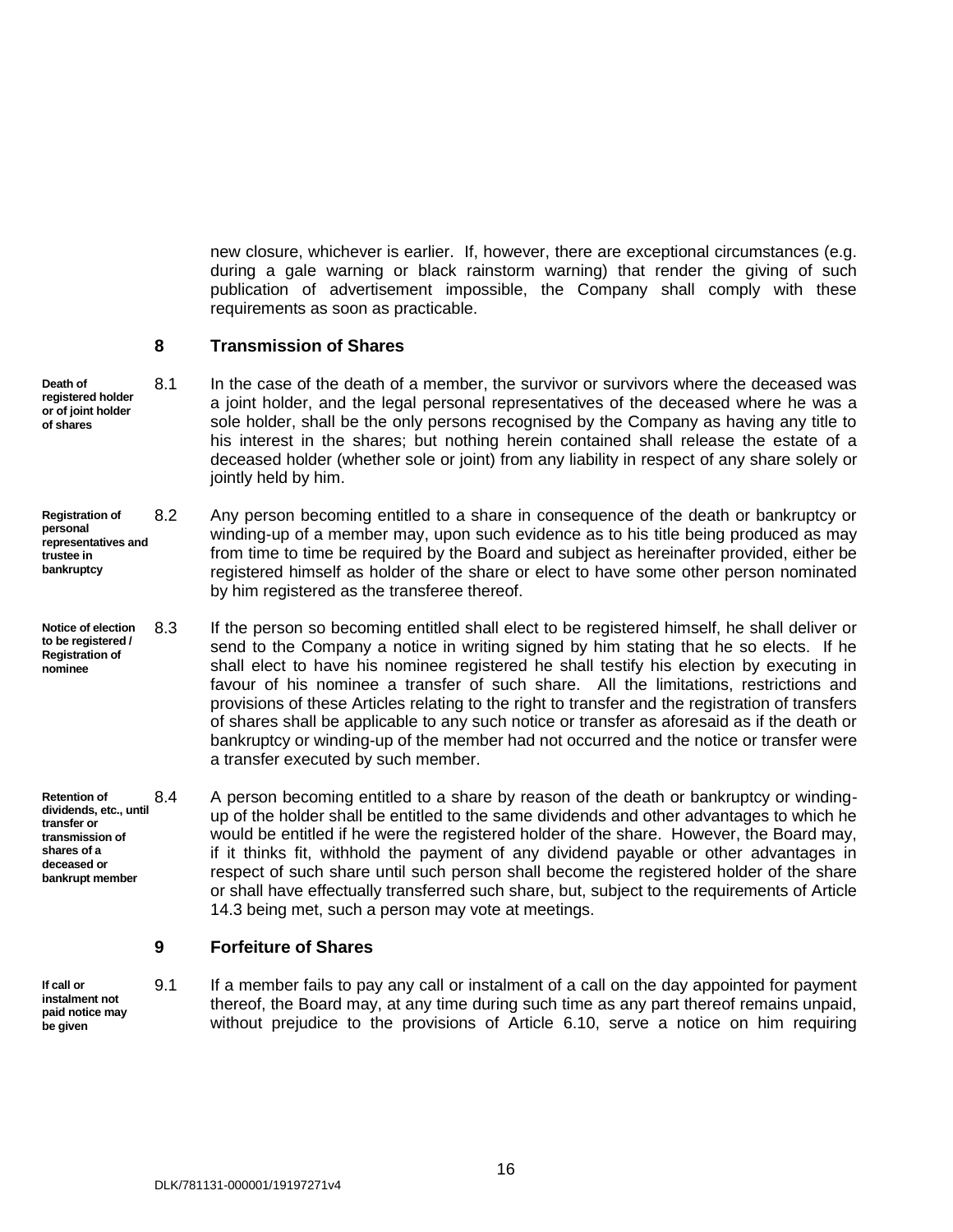new closure, whichever is earlier. If, however, there are exceptional circumstances (e.g. during a gale warning or black rainstorm warning) that render the giving of such publication of advertisement impossible, the Company shall comply with these requirements as soon as practicable.

## 8 Transmission of Shares

**Death of registered holder or of joint holder of shares**

8.1 In the case of the death of a member, the survivor or survivors where the deceased was a joint holder, and the legal personal representatives of the deceased where he was a sole holder, shall be the only persons recognised by the Company as having any title to his interest in the shares; but nothing herein contained shall release the estate of a deceased holder (whether sole or joint) from any liability in respect of any share solely or jointly held by him.

**Registration of personal representatives and trustee in bankruptcy**

8.2 Any person becoming entitled to a share in consequence of the death or bankruptcy or winding-up of a member may, upon such evidence as to his title being produced as may from time to time be required by the Board and subject as hereinafter provided, either be registered himself as holder of the share or elect to have some other person nominated by him registered as the transferee thereof.

**Notice of election to be registered / Registration of nominee**

8.3 If the person so becoming entitled shall elect to be registered himself, he shall deliver or send to the Company a notice in writing signed by him stating that he so elects. If he shall elect to have his nominee registered he shall testify his election by executing in favour of his nominee a transfer of such share. All the limitations, restrictions and provisions of these Articles relating to the right to transfer and the registration of transfers of shares shall be applicable to any such notice or transfer as aforesaid as if the death or bankruptcy or winding-up of the member had not occurred and the notice or transfer were a transfer executed by such member.

**Retention of dividends, etc., until transfer or transmission of shares of a deceased or bankrupt member**

8.4 A person becoming entitled to a share by reason of the death or bankruptcy or winding-up of the holder shall be entitled to the same dividends and other advantages to which he would be entitled if he were the registered holder of the share. However, the Board may, if it thinks fit, withhold the payment of any dividend payable or other advantages in respect of such share until such person shall become the registered holder of the share or shall have effectually transferred such share, but, subject to the requirements of Article 14.3 being met, such a person may vote at meetings.

## 9 Forfeiture of Shares

**If call or instalment not paid notice may be given**

9.1 If a member fails to pay any call or instalment of a call on the day appointed for payment thereof, the Board may, at any time during such time as any part thereof remains unpaid, without prejudice to the provisions of Article 6.10, serve a notice on him requiring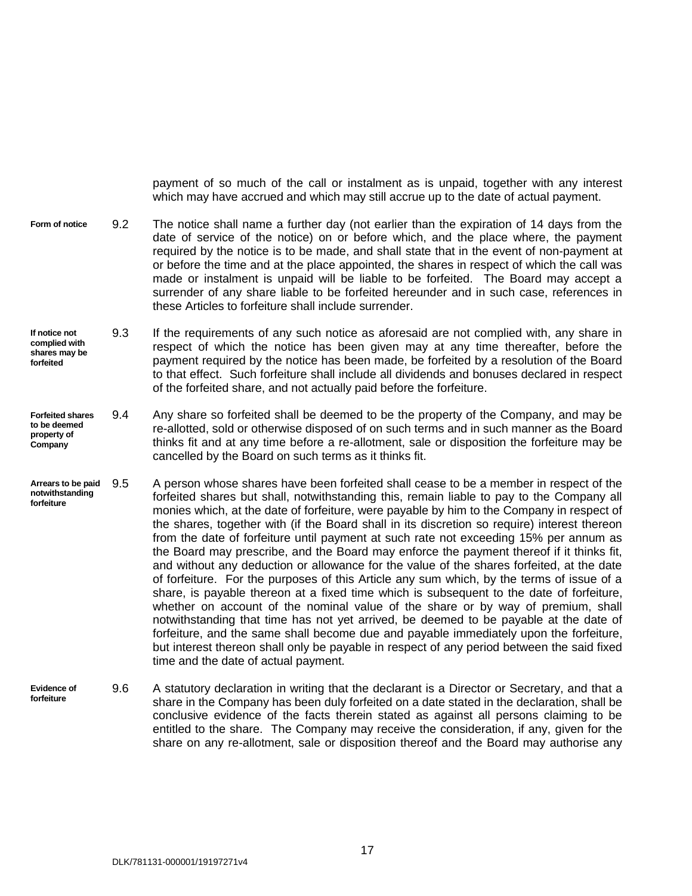payment of so much of the call or instalment as is unpaid, together with any interest which may have accrued and which may still accrue up to the date of actual payment.

**Form of notice**

9.2 The notice shall name a further day (not earlier than the expiration of 14 days from the date of service of the notice) on or before which, and the place where, the payment required by the notice is to be made, and shall state that in the event of non-payment at or before the time and at the place appointed, the shares in respect of which the call was made or instalment is unpaid will be liable to be forfeited. The Board may accept a surrender of any share liable to be forfeited hereunder and in such case, references in these Articles to forfeiture shall include surrender.

**If notice not complied with shares may be forfeited**

9.3 If the requirements of any such notice as aforesaid are not complied with, any share in respect of which the notice has been given may at any time thereafter, before the payment required by the notice has been made, be forfeited by a resolution of the Board to that effect. Such forfeiture shall include all dividends and bonuses declared in respect of the forfeited share, and not actually paid before the forfeiture.

**Forfeited shares to be deemed property of Company**

9.4 Any share so forfeited shall be deemed to be the property of the Company, and may be re-allotted, sold or otherwise disposed of on such terms and in such manner as the Board thinks fit and at any time before a re-allotment, sale or disposition the forfeiture may be cancelled by the Board on such terms as it thinks fit.

**Arrears to be paid notwithstanding forfeiture**

9.5 A person whose shares have been forfeited shall cease to be a member in respect of the forfeited shares but shall, notwithstanding this, remain liable to pay to the Company all monies which, at the date of forfeiture, were payable by him to the Company in respect of the shares, together with (if the Board shall in its discretion so require) interest thereon from the date of forfeiture until payment at such rate not exceeding 15% per annum as the Board may prescribe, and the Board may enforce the payment thereof if it thinks fit, and without any deduction or allowance for the value of the shares forfeited, at the date of forfeiture. For the purposes of this Article any sum which, by the terms of issue of a share, is payable thereon at a fixed time which is subsequent to the date of forfeiture, whether on account of the nominal value of the share or by way of premium, shall notwithstanding that time has not yet arrived, be deemed to be payable at the date of forfeiture, and the same shall become due and payable immediately upon the forfeiture, but interest thereon shall only be payable in respect of any period between the said fixed time and the date of actual payment.

**Evidence of forfeiture**

9.6 A statutory declaration in writing that the declarant is a Director or Secretary, and that a share in the Company has been duly forfeited on a date stated in the declaration, shall be conclusive evidence of the facts therein stated as against all persons claiming to be entitled to the share. The Company may receive the consideration, if any, given for the share on any re-allotment, sale or disposition thereof and the Board may authorise any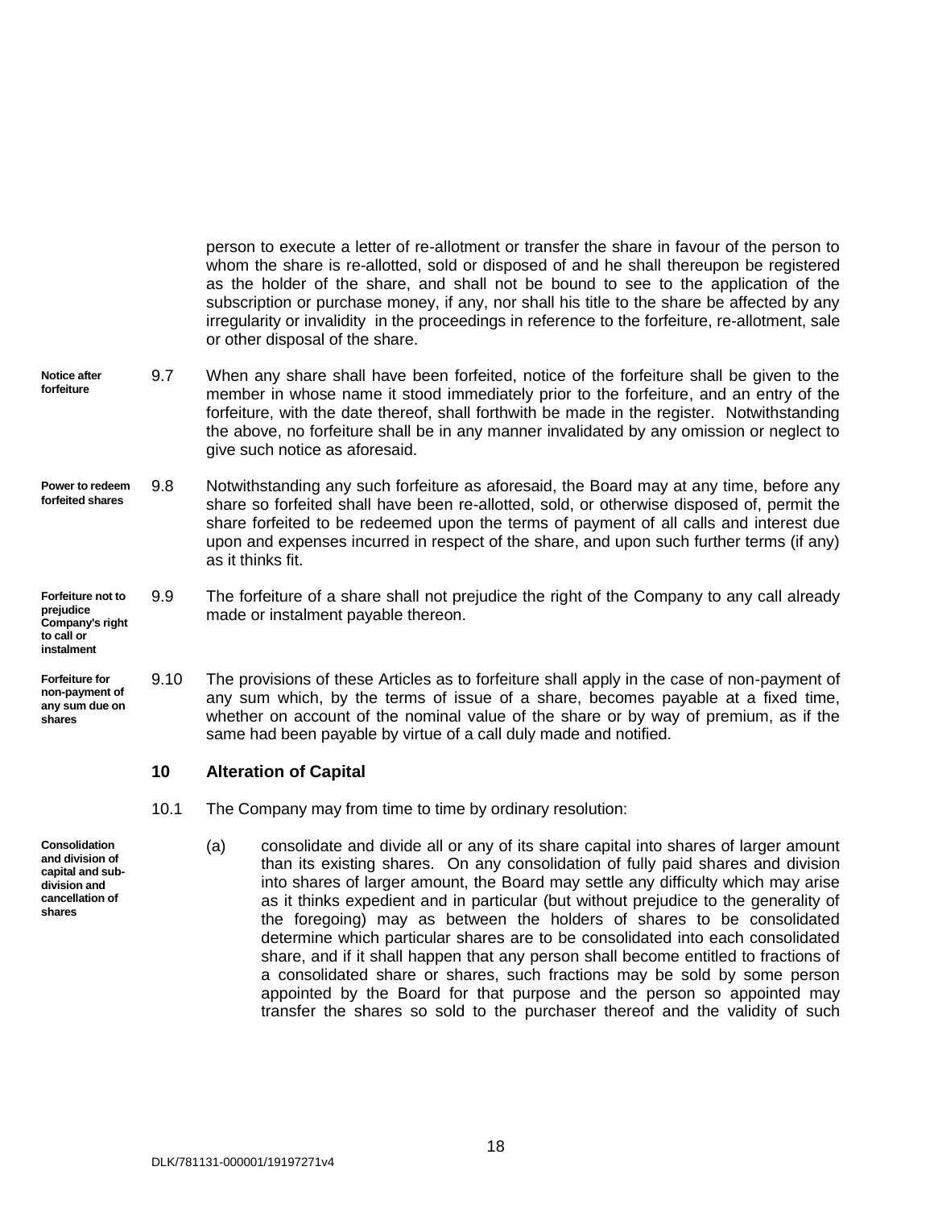person to execute a letter of re-allotment or transfer the share in favour of the person to whom the share is re-allotted, sold or disposed of and he shall thereupon be registered as the holder of the share, and shall not be bound to see to the application of the subscription or purchase money, if any, nor shall his title to the share be affected by any irregularity or invalidity in the proceedings in reference to the forfeiture, re-allotment, sale or other disposal of the share.

**Notice after forfeiture**

9.7 When any share shall have been forfeited, notice of the forfeiture shall be given to the member in whose name it stood immediately prior to the forfeiture, and an entry of the forfeiture, with the date thereof, shall forthwith be made in the register. Notwithstanding the above, no forfeiture shall be in any manner invalidated by any omission or neglect to give such notice as aforesaid.

**Power to redeem forfeited shares**

9.8 Notwithstanding any such forfeiture as aforesaid, the Board may at any time, before any share so forfeited shall have been re-allotted, sold, or otherwise disposed of, permit the share forfeited to be redeemed upon the terms of payment of all calls and interest due upon and expenses incurred in respect of the share, and upon such further terms (if any) as it thinks fit.

**Forfeiture not to prejudice Company's right to call or instalment**

9.9 The forfeiture of a share shall not prejudice the right of the Company to any call already made or instalment payable thereon.

**Forfeiture for non-payment of any sum due on shares**

9.10 The provisions of these Articles as to forfeiture shall apply in the case of non-payment of any sum which, by the terms of issue of a share, becomes payable at a fixed time, whether on account of the nominal value of the share or by way of premium, as if the same had been payable by virtue of a call duly made and notified.

## 10 Alteration of Capital

10.1 The Company may from time to time by ordinary resolution:

**Consolidation and division of capital and sub-division and cancellation of shares**

(a) consolidate and divide all or any of its share capital into shares of larger amount than its existing shares. On any consolidation of fully paid shares and division into shares of larger amount, the Board may settle any difficulty which may arise as it thinks expedient and in particular (but without prejudice to the generality of the foregoing) may as between the holders of shares to be consolidated determine which particular shares are to be consolidated into each consolidated share, and if it shall happen that any person shall become entitled to fractions of a consolidated share or shares, such fractions may be sold by some person appointed by the Board for that purpose and the person so appointed may transfer the shares so sold to the purchaser thereof and the validity of such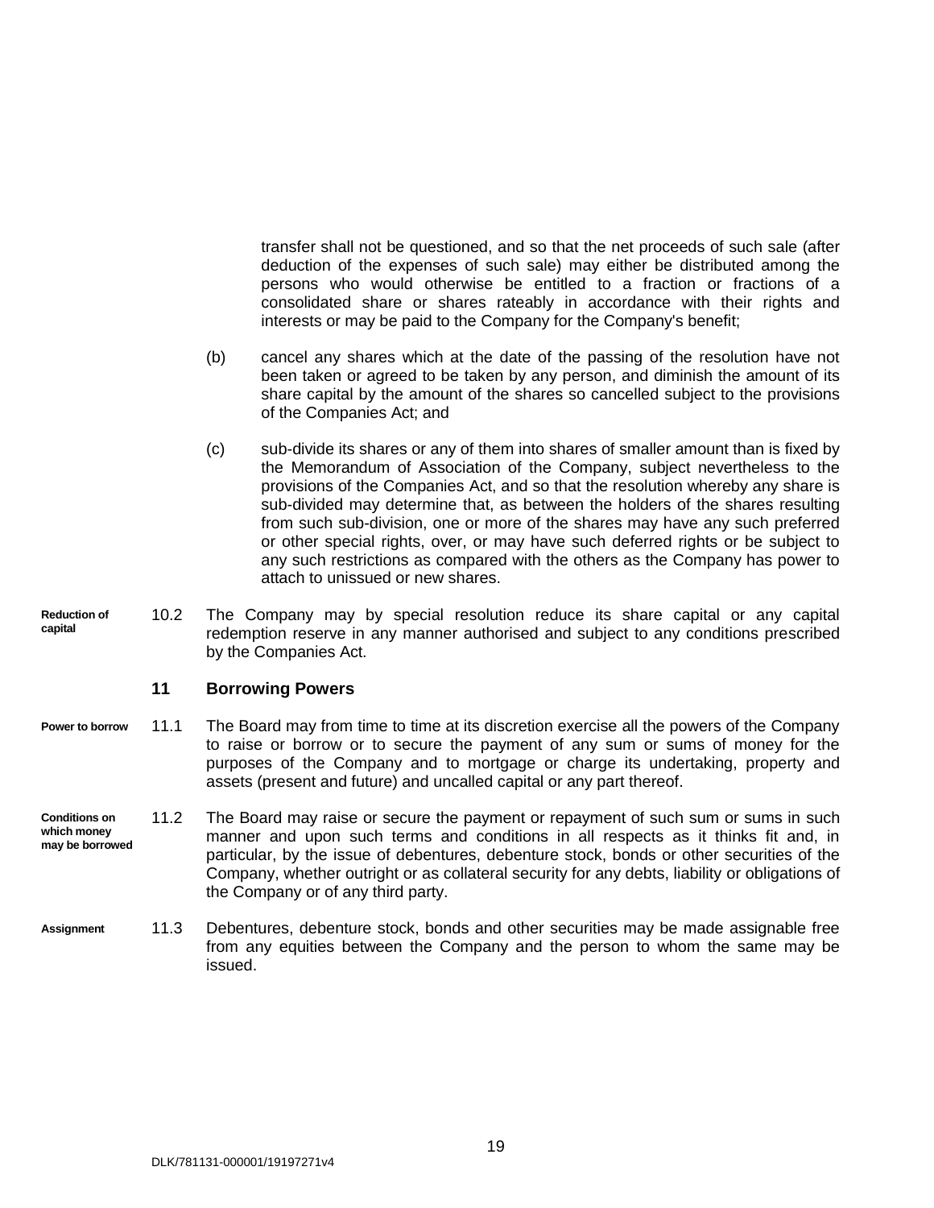transfer shall not be questioned, and so that the net proceeds of such sale (after deduction of the expenses of such sale) may either be distributed among the persons who would otherwise be entitled to a fraction or fractions of a consolidated share or shares rateably in accordance with their rights and interests or may be paid to the Company for the Company's benefit;

(b) cancel any shares which at the date of the passing of the resolution have not been taken or agreed to be taken by any person, and diminish the amount of its share capital by the amount of the shares so cancelled subject to the provisions of the Companies Act; and

(c) sub-divide its shares or any of them into shares of smaller amount than is fixed by the Memorandum of Association of the Company, subject nevertheless to the provisions of the Companies Act, and so that the resolution whereby any share is sub-divided may determine that, as between the holders of the shares resulting from such sub-division, one or more of the shares may have any such preferred or other special rights, over, or may have such deferred rights or be subject to any such restrictions as compared with the others as the Company has power to attach to unissued or new shares.

**Reduction of capital**

10.2 The Company may by special resolution reduce its share capital or any capital redemption reserve in any manner authorised and subject to any conditions prescribed by the Companies Act.

## 11 Borrowing Powers

**Power to borrow**

11.1 The Board may from time to time at its discretion exercise all the powers of the Company to raise or borrow or to secure the payment of any sum or sums of money for the purposes of the Company and to mortgage or charge its undertaking, property and assets (present and future) and uncalled capital or any part thereof.

**Conditions on which money may be borrowed**

11.2 The Board may raise or secure the payment or repayment of such sum or sums in such manner and upon such terms and conditions in all respects as it thinks fit and, in particular, by the issue of debentures, debenture stock, bonds or other securities of the Company, whether outright or as collateral security for any debts, liability or obligations of the Company or of any third party.

**Assignment**

11.3 Debentures, debenture stock, bonds and other securities may be made assignable free from any equities between the Company and the person to whom the same may be issued.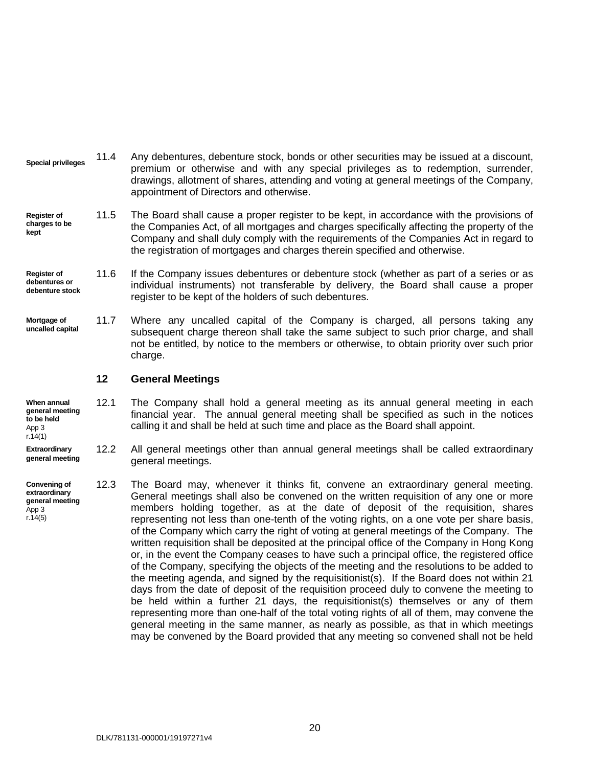**Special privileges**

11.4 Any debentures, debenture stock, bonds or other securities may be issued at a discount, premium or otherwise and with any special privileges as to redemption, surrender, drawings, allotment of shares, attending and voting at general meetings of the Company, appointment of Directors and otherwise.

**Register of charges to be kept**

11.5 The Board shall cause a proper register to be kept, in accordance with the provisions of the Companies Act, of all mortgages and charges specifically affecting the property of the Company and shall duly comply with the requirements of the Companies Act in regard to the registration of mortgages and charges therein specified and otherwise.

**Register of debentures or debenture stock**

11.6 If the Company issues debentures or debenture stock (whether as part of a series or as individual instruments) not transferable by delivery, the Board shall cause a proper register to be kept of the holders of such debentures.

**Mortgage of uncalled capital**

11.7 Where any uncalled capital of the Company is charged, all persons taking any subsequent charge thereon shall take the same subject to such prior charge, and shall not be entitled, by notice to the members or otherwise, to obtain priority over such prior charge.

## 12 General Meetings

**When annual general meeting to be held**
App 3 r.14(1)

12.1 The Company shall hold a general meeting as its annual general meeting in each financial year. The annual general meeting shall be specified as such in the notices calling it and shall be held at such time and place as the Board shall appoint.

**Extraordinary general meeting**

12.2 All general meetings other than annual general meetings shall be called extraordinary general meetings.

**Convening of extraordinary general meeting**
App 3 r.14(5)

12.3 The Board may, whenever it thinks fit, convene an extraordinary general meeting. General meetings shall also be convened on the written requisition of any one or more members holding together, as at the date of deposit of the requisition, shares representing not less than one-tenth of the voting rights, on a one vote per share basis, of the Company which carry the right of voting at general meetings of the Company. The written requisition shall be deposited at the principal office of the Company in Hong Kong or, in the event the Company ceases to have such a principal office, the registered office of the Company, specifying the objects of the meeting and the resolutions to be added to the meeting agenda, and signed by the requisitionist(s). If the Board does not within 21 days from the date of deposit of the requisition proceed duly to convene the meeting to be held within a further 21 days, the requisitionist(s) themselves or any of them representing more than one-half of the total voting rights of all of them, may convene the general meeting in the same manner, as nearly as possible, as that in which meetings may be convened by the Board provided that any meeting so convened shall not be held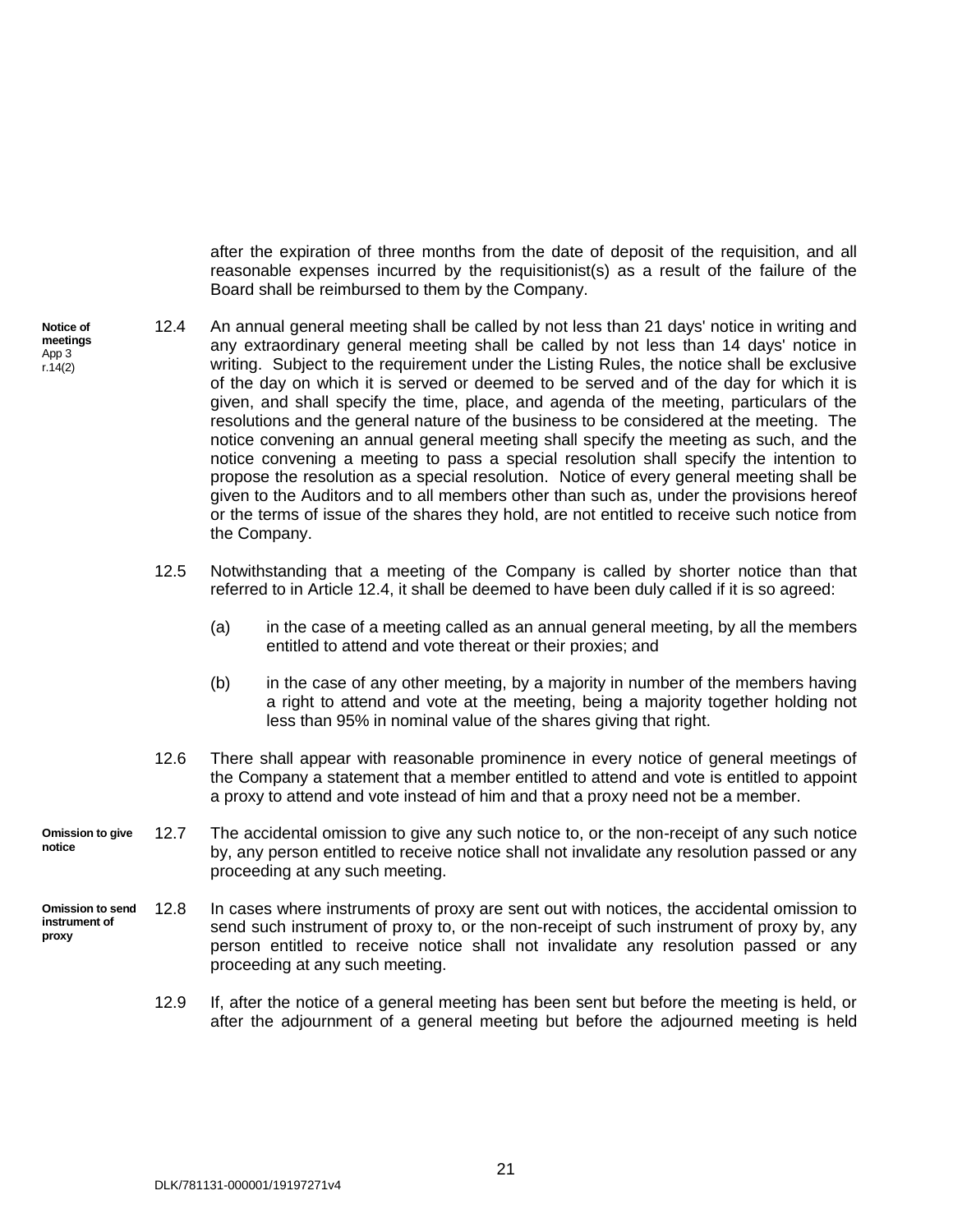after the expiration of three months from the date of deposit of the requisition, and all reasonable expenses incurred by the requisitionist(s) as a result of the failure of the Board shall be reimbursed to them by the Company.

**Notice of meetings** App 3 r.14(2)

12.4 An annual general meeting shall be called by not less than 21 days' notice in writing and any extraordinary general meeting shall be called by not less than 14 days' notice in writing. Subject to the requirement under the Listing Rules, the notice shall be exclusive of the day on which it is served or deemed to be served and of the day for which it is given, and shall specify the time, place, and agenda of the meeting, particulars of the resolutions and the general nature of the business to be considered at the meeting. The notice convening an annual general meeting shall specify the meeting as such, and the notice convening a meeting to pass a special resolution shall specify the intention to propose the resolution as a special resolution. Notice of every general meeting shall be given to the Auditors and to all members other than such as, under the provisions hereof or the terms of issue of the shares they hold, are not entitled to receive such notice from the Company.

12.5 Notwithstanding that a meeting of the Company is called by shorter notice than that referred to in Article 12.4, it shall be deemed to have been duly called if it is so agreed:

(a) in the case of a meeting called as an annual general meeting, by all the members entitled to attend and vote thereat or their proxies; and

(b) in the case of any other meeting, by a majority in number of the members having a right to attend and vote at the meeting, being a majority together holding not less than 95% in nominal value of the shares giving that right.

12.6 There shall appear with reasonable prominence in every notice of general meetings of the Company a statement that a member entitled to attend and vote is entitled to appoint a proxy to attend and vote instead of him and that a proxy need not be a member.

**Omission to give notice**

12.7 The accidental omission to give any such notice to, or the non-receipt of any such notice by, any person entitled to receive notice shall not invalidate any resolution passed or any proceeding at any such meeting.

**Omission to send instrument of proxy**

12.8 In cases where instruments of proxy are sent out with notices, the accidental omission to send such instrument of proxy to, or the non-receipt of such instrument of proxy by, any person entitled to receive notice shall not invalidate any resolution passed or any proceeding at any such meeting.

12.9 If, after the notice of a general meeting has been sent but before the meeting is held, or after the adjournment of a general meeting but before the adjourned meeting is held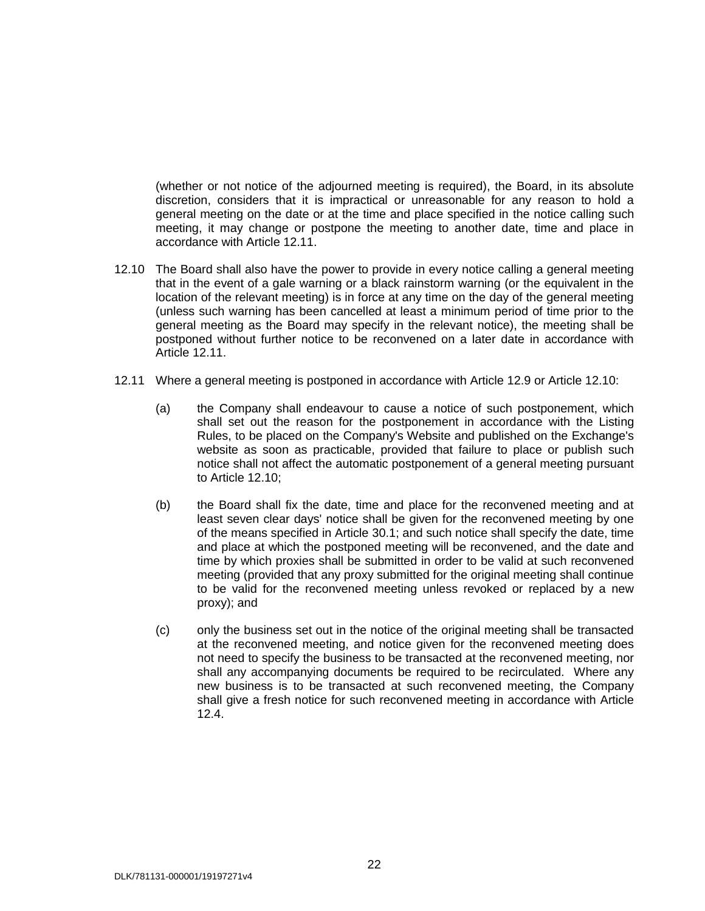(whether or not notice of the adjourned meeting is required), the Board, in its absolute discretion, considers that it is impractical or unreasonable for any reason to hold a general meeting on the date or at the time and place specified in the notice calling such meeting, it may change or postpone the meeting to another date, time and place in accordance with Article 12.11.

12.10 The Board shall also have the power to provide in every notice calling a general meeting that in the event of a gale warning or a black rainstorm warning (or the equivalent in the location of the relevant meeting) is in force at any time on the day of the general meeting (unless such warning has been cancelled at least a minimum period of time prior to the general meeting as the Board may specify in the relevant notice), the meeting shall be postponed without further notice to be reconvened on a later date in accordance with Article 12.11.

12.11 Where a general meeting is postponed in accordance with Article 12.9 or Article 12.10:

(a) the Company shall endeavour to cause a notice of such postponement, which shall set out the reason for the postponement in accordance with the Listing Rules, to be placed on the Company's Website and published on the Exchange's website as soon as practicable, provided that failure to place or publish such notice shall not affect the automatic postponement of a general meeting pursuant to Article 12.10;

(b) the Board shall fix the date, time and place for the reconvened meeting and at least seven clear days' notice shall be given for the reconvened meeting by one of the means specified in Article 30.1; and such notice shall specify the date, time and place at which the postponed meeting will be reconvened, and the date and time by which proxies shall be submitted in order to be valid at such reconvened meeting (provided that any proxy submitted for the original meeting shall continue to be valid for the reconvened meeting unless revoked or replaced by a new proxy); and

(c) only the business set out in the notice of the original meeting shall be transacted at the reconvened meeting, and notice given for the reconvened meeting does not need to specify the business to be transacted at the reconvened meeting, nor shall any accompanying documents be required to be recirculated. Where any new business is to be transacted at such reconvened meeting, the Company shall give a fresh notice for such reconvened meeting in accordance with Article 12.4.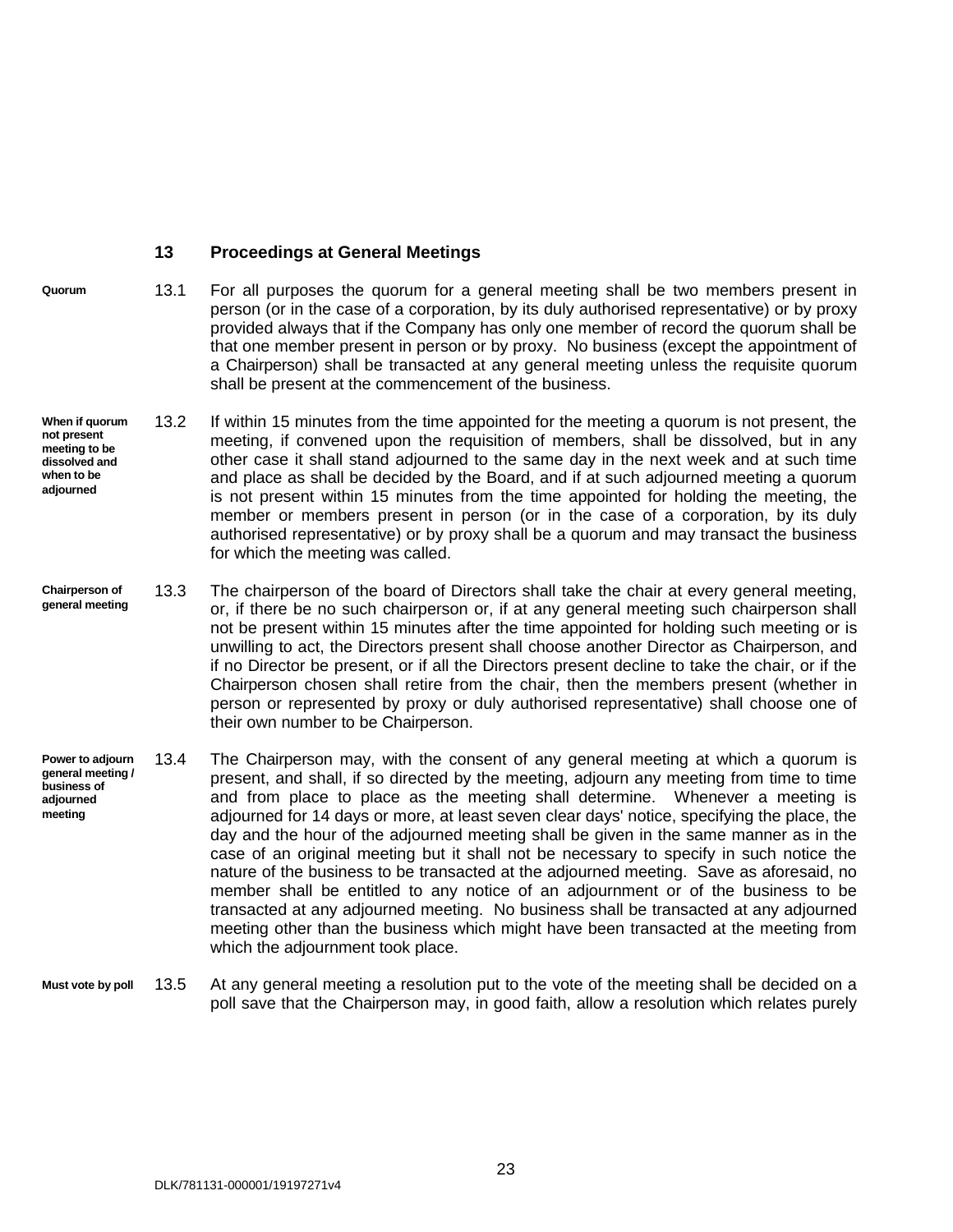## 13 Proceedings at General Meetings

**Quorum**

13.1 For all purposes the quorum for a general meeting shall be two members present in person (or in the case of a corporation, by its duly authorised representative) or by proxy provided always that if the Company has only one member of record the quorum shall be that one member present in person or by proxy. No business (except the appointment of a Chairperson) shall be transacted at any general meeting unless the requisite quorum shall be present at the commencement of the business.

**When if quorum not present meeting to be dissolved and when to be adjourned**

13.2 If within 15 minutes from the time appointed for the meeting a quorum is not present, the meeting, if convened upon the requisition of members, shall be dissolved, but in any other case it shall stand adjourned to the same day in the next week and at such time and place as shall be decided by the Board, and if at such adjourned meeting a quorum is not present within 15 minutes from the time appointed for holding the meeting, the member or members present in person (or in the case of a corporation, by its duly authorised representative) or by proxy shall be a quorum and may transact the business for which the meeting was called.

**Chairperson of general meeting**

13.3 The chairperson of the board of Directors shall take the chair at every general meeting, or, if there be no such chairperson or, if at any general meeting such chairperson shall not be present within 15 minutes after the time appointed for holding such meeting or is unwilling to act, the Directors present shall choose another Director as Chairperson, and if no Director be present, or if all the Directors present decline to take the chair, or if the Chairperson chosen shall retire from the chair, then the members present (whether in person or represented by proxy or duly authorised representative) shall choose one of their own number to be Chairperson.

**Power to adjourn general meeting / business of adjourned meeting**

13.4 The Chairperson may, with the consent of any general meeting at which a quorum is present, and shall, if so directed by the meeting, adjourn any meeting from time to time and from place to place as the meeting shall determine. Whenever a meeting is adjourned for 14 days or more, at least seven clear days' notice, specifying the place, the day and the hour of the adjourned meeting shall be given in the same manner as in the case of an original meeting but it shall not be necessary to specify in such notice the nature of the business to be transacted at the adjourned meeting. Save as aforesaid, no member shall be entitled to any notice of an adjournment or of the business to be transacted at any adjourned meeting. No business shall be transacted at any adjourned meeting other than the business which might have been transacted at the meeting from which the adjournment took place.

**Must vote by poll**

13.5 At any general meeting a resolution put to the vote of the meeting shall be decided on a poll save that the Chairperson may, in good faith, allow a resolution which relates purely

DLK/781131-000001/19197271v4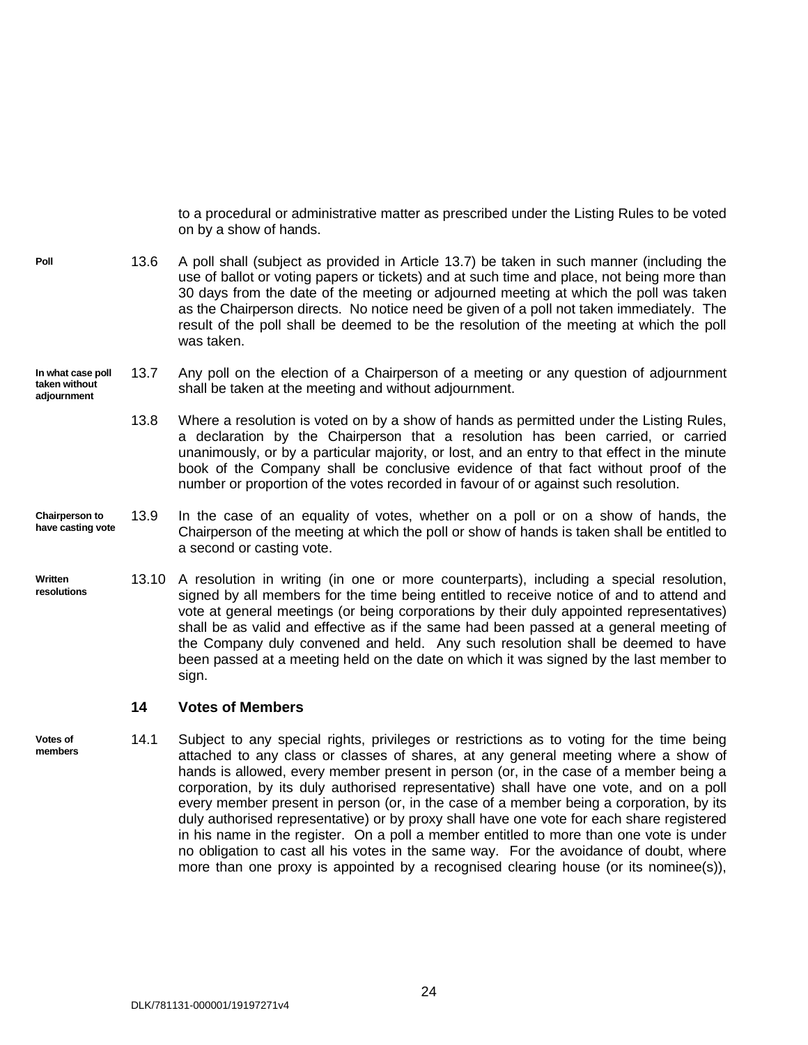to a procedural or administrative matter as prescribed under the Listing Rules to be voted on by a show of hands.

**Poll**

13.6 A poll shall (subject as provided in Article 13.7) be taken in such manner (including the use of ballot or voting papers or tickets) and at such time and place, not being more than 30 days from the date of the meeting or adjourned meeting at which the poll was taken as the Chairperson directs. No notice need be given of a poll not taken immediately. The result of the poll shall be deemed to be the resolution of the meeting at which the poll was taken.

**In what case poll taken without adjournment**

13.7 Any poll on the election of a Chairperson of a meeting or any question of adjournment shall be taken at the meeting and without adjournment.

13.8 Where a resolution is voted on by a show of hands as permitted under the Listing Rules, a declaration by the Chairperson that a resolution has been carried, or carried unanimously, or by a particular majority, or lost, and an entry to that effect in the minute book of the Company shall be conclusive evidence of that fact without proof of the number or proportion of the votes recorded in favour of or against such resolution.

**Chairperson to have casting vote**

13.9 In the case of an equality of votes, whether on a poll or on a show of hands, the Chairperson of the meeting at which the poll or show of hands is taken shall be entitled to a second or casting vote.

**Written resolutions**

13.10 A resolution in writing (in one or more counterparts), including a special resolution, signed by all members for the time being entitled to receive notice of and to attend and vote at general meetings (or being corporations by their duly appointed representatives) shall be as valid and effective as if the same had been passed at a general meeting of the Company duly convened and held. Any such resolution shall be deemed to have been passed at a meeting held on the date on which it was signed by the last member to sign.

## 14 Votes of Members

**Votes of members**

14.1 Subject to any special rights, privileges or restrictions as to voting for the time being attached to any class or classes of shares, at any general meeting where a show of hands is allowed, every member present in person (or, in the case of a member being a corporation, by its duly authorised representative) shall have one vote, and on a poll every member present in person (or, in the case of a member being a corporation, by its duly authorised representative) or by proxy shall have one vote for each share registered in his name in the register. On a poll a member entitled to more than one vote is under no obligation to cast all his votes in the same way. For the avoidance of doubt, where more than one proxy is appointed by a recognised clearing house (or its nominee(s)),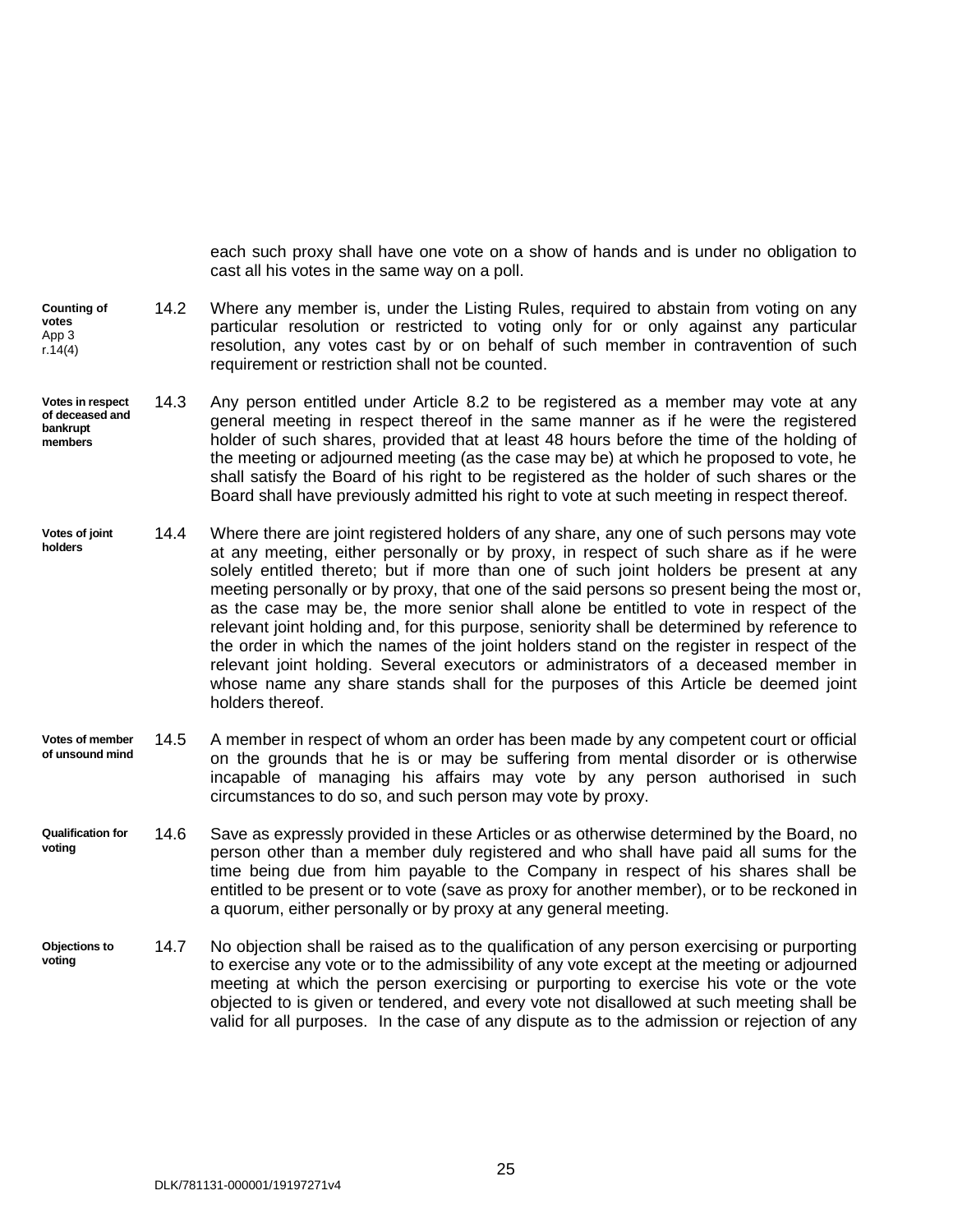each such proxy shall have one vote on a show of hands and is under no obligation to cast all his votes in the same way on a poll.

**Counting of votes** App 3 r.14(4)

14.2 Where any member is, under the Listing Rules, required to abstain from voting on any particular resolution or restricted to voting only for or only against any particular resolution, any votes cast by or on behalf of such member in contravention of such requirement or restriction shall not be counted.

**Votes in respect of deceased and bankrupt members**

14.3 Any person entitled under Article 8.2 to be registered as a member may vote at any general meeting in respect thereof in the same manner as if he were the registered holder of such shares, provided that at least 48 hours before the time of the holding of the meeting or adjourned meeting (as the case may be) at which he proposed to vote, he shall satisfy the Board of his right to be registered as the holder of such shares or the Board shall have previously admitted his right to vote at such meeting in respect thereof.

**Votes of joint holders**

14.4 Where there are joint registered holders of any share, any one of such persons may vote at any meeting, either personally or by proxy, in respect of such share as if he were solely entitled thereto; but if more than one of such joint holders be present at any meeting personally or by proxy, that one of the said persons so present being the most or, as the case may be, the more senior shall alone be entitled to vote in respect of the relevant joint holding and, for this purpose, seniority shall be determined by reference to the order in which the names of the joint holders stand on the register in respect of the relevant joint holding. Several executors or administrators of a deceased member in whose name any share stands shall for the purposes of this Article be deemed joint holders thereof.

**Votes of member of unsound mind**

14.5 A member in respect of whom an order has been made by any competent court or official on the grounds that he is or may be suffering from mental disorder or is otherwise incapable of managing his affairs may vote by any person authorised in such circumstances to do so, and such person may vote by proxy.

**Qualification for voting**

14.6 Save as expressly provided in these Articles or as otherwise determined by the Board, no person other than a member duly registered and who shall have paid all sums for the time being due from him payable to the Company in respect of his shares shall be entitled to be present or to vote (save as proxy for another member), or to be reckoned in a quorum, either personally or by proxy at any general meeting.

**Objections to voting**

14.7 No objection shall be raised as to the qualification of any person exercising or purporting to exercise any vote or to the admissibility of any vote except at the meeting or adjourned meeting at which the person exercising or purporting to exercise his vote or the vote objected to is given or tendered, and every vote not disallowed at such meeting shall be valid for all purposes. In the case of any dispute as to the admission or rejection of any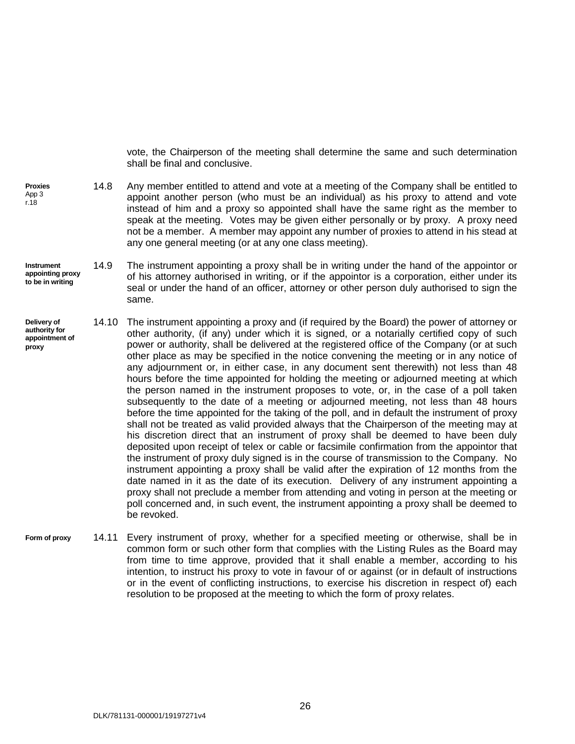vote, the Chairperson of the meeting shall determine the same and such determination shall be final and conclusive.

**Proxies** App 3 r.18

14.8 Any member entitled to attend and vote at a meeting of the Company shall be entitled to appoint another person (who must be an individual) as his proxy to attend and vote instead of him and a proxy so appointed shall have the same right as the member to speak at the meeting. Votes may be given either personally or by proxy. A proxy need not be a member. A member may appoint any number of proxies to attend in his stead at any one general meeting (or at any one class meeting).

**Instrument appointing proxy to be in writing**

14.9 The instrument appointing a proxy shall be in writing under the hand of the appointor or of his attorney authorised in writing, or if the appointor is a corporation, either under its seal or under the hand of an officer, attorney or other person duly authorised to sign the same.

**Delivery of authority for appointment of proxy**

14.10 The instrument appointing a proxy and (if required by the Board) the power of attorney or other authority, (if any) under which it is signed, or a notarially certified copy of such power or authority, shall be delivered at the registered office of the Company (or at such other place as may be specified in the notice convening the meeting or in any notice of any adjournment or, in either case, in any document sent therewith) not less than 48 hours before the time appointed for holding the meeting or adjourned meeting at which the person named in the instrument proposes to vote, or, in the case of a poll taken subsequently to the date of a meeting or adjourned meeting, not less than 48 hours before the time appointed for the taking of the poll, and in default the instrument of proxy shall not be treated as valid provided always that the Chairperson of the meeting may at his discretion direct that an instrument of proxy shall be deemed to have been duly deposited upon receipt of telex or cable or facsimile confirmation from the appointor that the instrument of proxy duly signed is in the course of transmission to the Company. No instrument appointing a proxy shall be valid after the expiration of 12 months from the date named in it as the date of its execution. Delivery of any instrument appointing a proxy shall not preclude a member from attending and voting in person at the meeting or poll concerned and, in such event, the instrument appointing a proxy shall be deemed to be revoked.

**Form of proxy**

14.11 Every instrument of proxy, whether for a specified meeting or otherwise, shall be in common form or such other form that complies with the Listing Rules as the Board may from time to time approve, provided that it shall enable a member, according to his intention, to instruct his proxy to vote in favour of or against (or in default of instructions or in the event of conflicting instructions, to exercise his discretion in respect of) each resolution to be proposed at the meeting to which the form of proxy relates.

DLK/781131-000001/19197271v4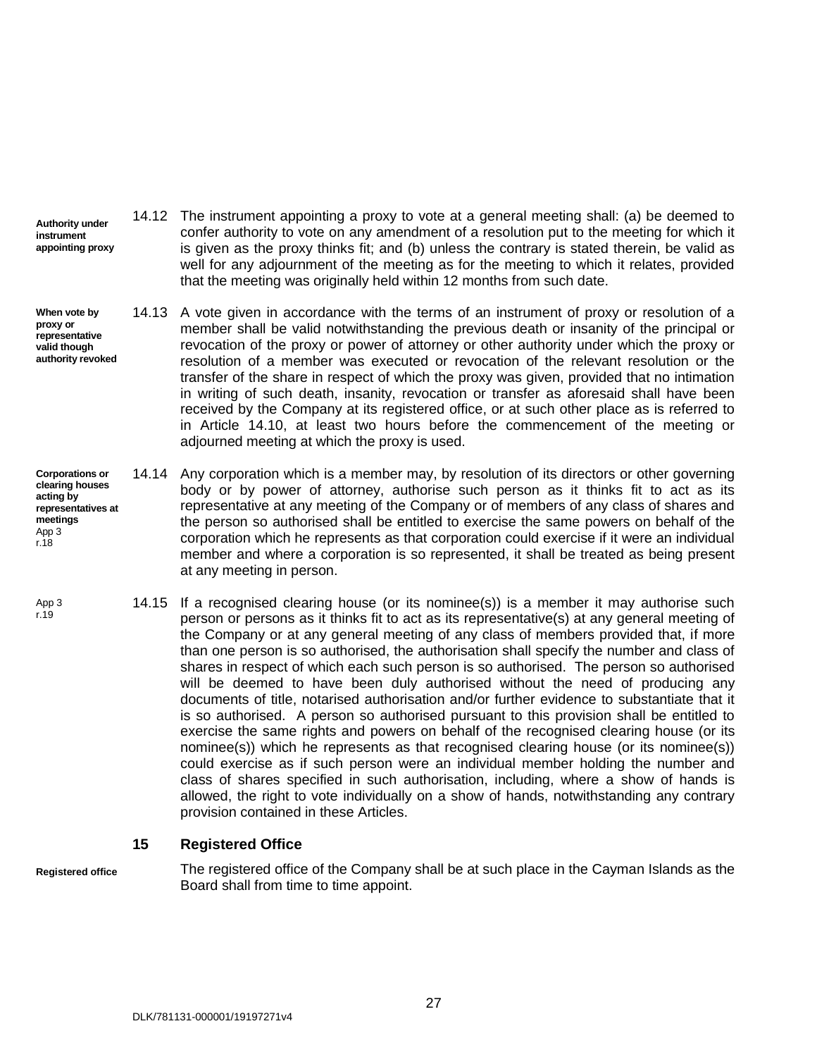**Authority under instrument appointing proxy**

14.12 The instrument appointing a proxy to vote at a general meeting shall: (a) be deemed to confer authority to vote on any amendment of a resolution put to the meeting for which it is given as the proxy thinks fit; and (b) unless the contrary is stated therein, be valid as well for any adjournment of the meeting as for the meeting to which it relates, provided that the meeting was originally held within 12 months from such date.

**When vote by proxy or representative valid though authority revoked**

14.13 A vote given in accordance with the terms of an instrument of proxy or resolution of a member shall be valid notwithstanding the previous death or insanity of the principal or revocation of the proxy or power of attorney or other authority under which the proxy or resolution of a member was executed or revocation of the relevant resolution or the transfer of the share in respect of which the proxy was given, provided that no intimation in writing of such death, insanity, revocation or transfer as aforesaid shall have been received by the Company at its registered office, or at such other place as is referred to in Article 14.10, at least two hours before the commencement of the meeting or adjourned meeting at which the proxy is used.

**Corporations or clearing houses acting by representatives at meetings**
App 3 r.18

14.14 Any corporation which is a member may, by resolution of its directors or other governing body or by power of attorney, authorise such person as it thinks fit to act as its representative at any meeting of the Company or of members of any class of shares and the person so authorised shall be entitled to exercise the same powers on behalf of the corporation which he represents as that corporation could exercise if it were an individual member and where a corporation is so represented, it shall be treated as being present at any meeting in person.

App 3 r.19

14.15 If a recognised clearing house (or its nominee(s)) is a member it may authorise such person or persons as it thinks fit to act as its representative(s) at any general meeting of the Company or at any general meeting of any class of members provided that, if more than one person is so authorised, the authorisation shall specify the number and class of shares in respect of which each such person is so authorised. The person so authorised will be deemed to have been duly authorised without the need of producing any documents of title, notarised authorisation and/or further evidence to substantiate that it is so authorised. A person so authorised pursuant to this provision shall be entitled to exercise the same rights and powers on behalf of the recognised clearing house (or its nominee(s)) which he represents as that recognised clearing house (or its nominee(s)) could exercise as if such person were an individual member holding the number and class of shares specified in such authorisation, including, where a show of hands is allowed, the right to vote individually on a show of hands, notwithstanding any contrary provision contained in these Articles.

## 15 Registered Office

**Registered office**

The registered office of the Company shall be at such place in the Cayman Islands as the Board shall from time to time appoint.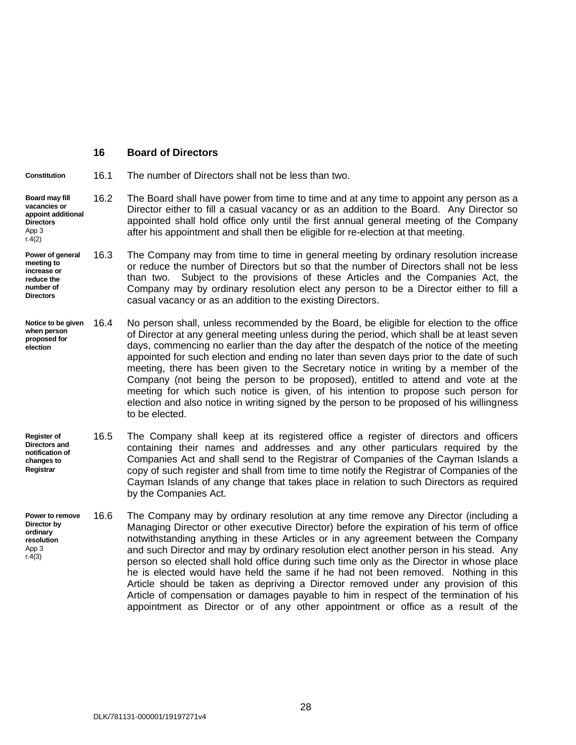## 16 Board of Directors

**Constitution**

16.1 The number of Directors shall not be less than two.

**Board may fill vacancies or appoint additional Directors**
App 3 r.4(2)

16.2 The Board shall have power from time to time and at any time to appoint any person as a Director either to fill a casual vacancy or as an addition to the Board. Any Director so appointed shall hold office only until the first annual general meeting of the Company after his appointment and shall then be eligible for re-election at that meeting.

**Power of general meeting to increase or reduce the number of Directors**

16.3 The Company may from time to time in general meeting by ordinary resolution increase or reduce the number of Directors but so that the number of Directors shall not be less than two. Subject to the provisions of these Articles and the Companies Act, the Company may by ordinary resolution elect any person to be a Director either to fill a casual vacancy or as an addition to the existing Directors.

**Notice to be given when person proposed for election**

16.4 No person shall, unless recommended by the Board, be eligible for election to the office of Director at any general meeting unless during the period, which shall be at least seven days, commencing no earlier than the day after the despatch of the notice of the meeting appointed for such election and ending no later than seven days prior to the date of such meeting, there has been given to the Secretary notice in writing by a member of the Company (not being the person to be proposed), entitled to attend and vote at the meeting for which such notice is given, of his intention to propose such person for election and also notice in writing signed by the person to be proposed of his willingness to be elected.

**Register of Directors and notification of changes to Registrar**

16.5 The Company shall keep at its registered office a register of directors and officers containing their names and addresses and any other particulars required by the Companies Act and shall send to the Registrar of Companies of the Cayman Islands a copy of such register and shall from time to time notify the Registrar of Companies of the Cayman Islands of any change that takes place in relation to such Directors as required by the Companies Act.

**Power to remove Director by ordinary resolution**
App 3 r.4(3)

16.6 The Company may by ordinary resolution at any time remove any Director (including a Managing Director or other executive Director) before the expiration of his term of office notwithstanding anything in these Articles or in any agreement between the Company and such Director and may by ordinary resolution elect another person in his stead. Any person so elected shall hold office during such time only as the Director in whose place he is elected would have held the same if he had not been removed. Nothing in this Article should be taken as depriving a Director removed under any provision of this Article of compensation or damages payable to him in respect of the termination of his appointment as Director or of any other appointment or office as a result of the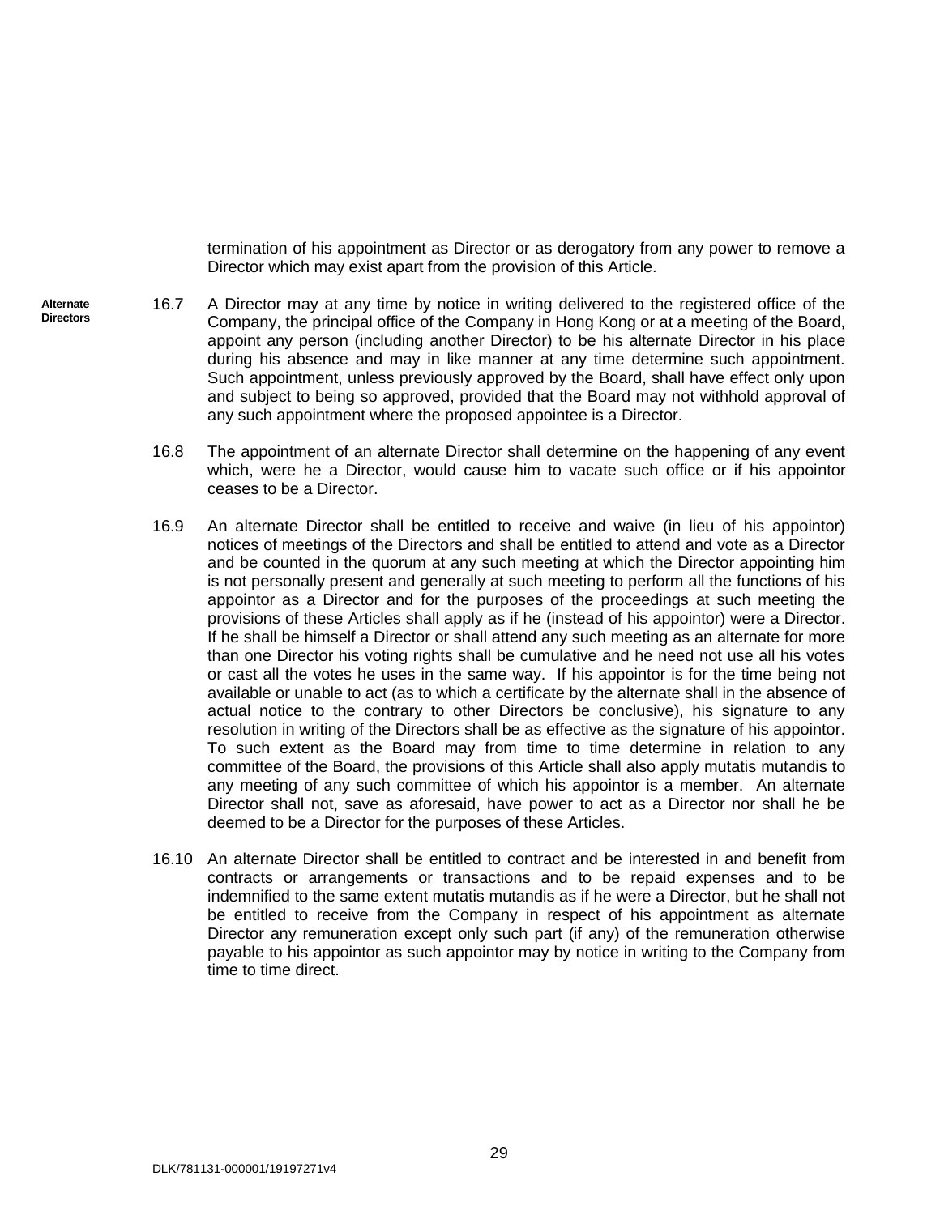termination of his appointment as Director or as derogatory from any power to remove a Director which may exist apart from the provision of this Article.

**Alternate Directors**

16.7 A Director may at any time by notice in writing delivered to the registered office of the Company, the principal office of the Company in Hong Kong or at a meeting of the Board, appoint any person (including another Director) to be his alternate Director in his place during his absence and may in like manner at any time determine such appointment. Such appointment, unless previously approved by the Board, shall have effect only upon and subject to being so approved, provided that the Board may not withhold approval of any such appointment where the proposed appointee is a Director.

16.8 The appointment of an alternate Director shall determine on the happening of any event which, were he a Director, would cause him to vacate such office or if his appointor ceases to be a Director.

16.9 An alternate Director shall be entitled to receive and waive (in lieu of his appointor) notices of meetings of the Directors and shall be entitled to attend and vote as a Director and be counted in the quorum at any such meeting at which the Director appointing him is not personally present and generally at such meeting to perform all the functions of his appointor as a Director and for the purposes of the proceedings at such meeting the provisions of these Articles shall apply as if he (instead of his appointor) were a Director. If he shall be himself a Director or shall attend any such meeting as an alternate for more than one Director his voting rights shall be cumulative and he need not use all his votes or cast all the votes he uses in the same way. If his appointor is for the time being not available or unable to act (as to which a certificate by the alternate shall in the absence of actual notice to the contrary to other Directors be conclusive), his signature to any resolution in writing of the Directors shall be as effective as the signature of his appointor. To such extent as the Board may from time to time determine in relation to any committee of the Board, the provisions of this Article shall also apply mutatis mutandis to any meeting of any such committee of which his appointor is a member. An alternate Director shall not, save as aforesaid, have power to act as a Director nor shall he be deemed to be a Director for the purposes of these Articles.

16.10 An alternate Director shall be entitled to contract and be interested in and benefit from contracts or arrangements or transactions and to be repaid expenses and to be indemnified to the same extent mutatis mutandis as if he were a Director, but he shall not be entitled to receive from the Company in respect of his appointment as alternate Director any remuneration except only such part (if any) of the remuneration otherwise payable to his appointor as such appointor may by notice in writing to the Company from time to time direct.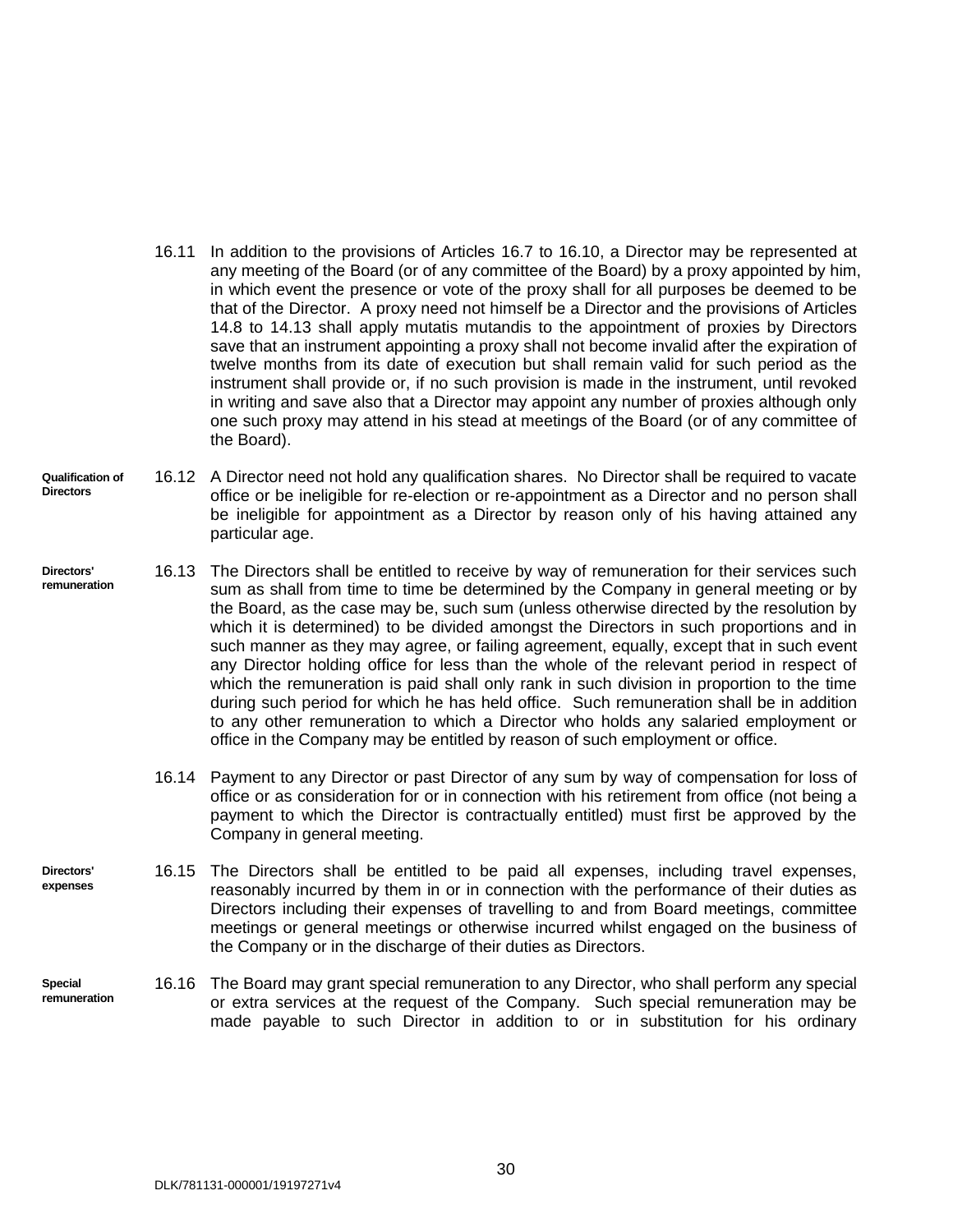16.11 In addition to the provisions of Articles 16.7 to 16.10, a Director may be represented at any meeting of the Board (or of any committee of the Board) by a proxy appointed by him, in which event the presence or vote of the proxy shall for all purposes be deemed to be that of the Director. A proxy need not himself be a Director and the provisions of Articles 14.8 to 14.13 shall apply mutatis mutandis to the appointment of proxies by Directors save that an instrument appointing a proxy shall not become invalid after the expiration of twelve months from its date of execution but shall remain valid for such period as the instrument shall provide or, if no such provision is made in the instrument, until revoked in writing and save also that a Director may appoint any number of proxies although only one such proxy may attend in his stead at meetings of the Board (or of any committee of the Board).

**Qualification of Directors**

16.12 A Director need not hold any qualification shares. No Director shall be required to vacate office or be ineligible for re-election or re-appointment as a Director and no person shall be ineligible for appointment as a Director by reason only of his having attained any particular age.

**Directors' remuneration**

16.13 The Directors shall be entitled to receive by way of remuneration for their services such sum as shall from time to time be determined by the Company in general meeting or by the Board, as the case may be, such sum (unless otherwise directed by the resolution by which it is determined) to be divided amongst the Directors in such proportions and in such manner as they may agree, or failing agreement, equally, except that in such event any Director holding office for less than the whole of the relevant period in respect of which the remuneration is paid shall only rank in such division in proportion to the time during such period for which he has held office. Such remuneration shall be in addition to any other remuneration to which a Director who holds any salaried employment or office in the Company may be entitled by reason of such employment or office.

16.14 Payment to any Director or past Director of any sum by way of compensation for loss of office or as consideration for or in connection with his retirement from office (not being a payment to which the Director is contractually entitled) must first be approved by the Company in general meeting.

**Directors' expenses**

16.15 The Directors shall be entitled to be paid all expenses, including travel expenses, reasonably incurred by them in or in connection with the performance of their duties as Directors including their expenses of travelling to and from Board meetings, committee meetings or general meetings or otherwise incurred whilst engaged on the business of the Company or in the discharge of their duties as Directors.

**Special remuneration**

16.16 The Board may grant special remuneration to any Director, who shall perform any special or extra services at the request of the Company. Such special remuneration may be made payable to such Director in addition to or in substitution for his ordinary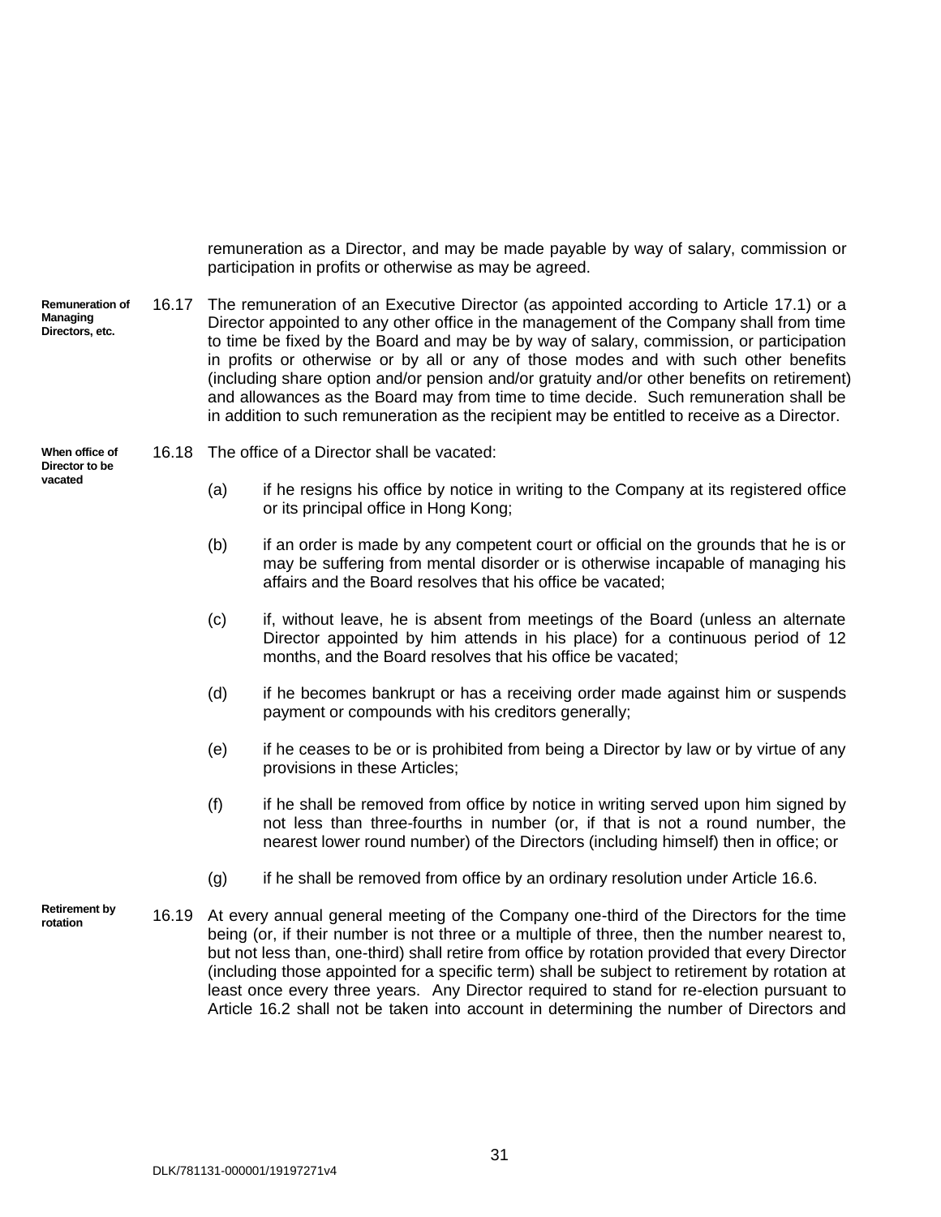remuneration as a Director, and may be made payable by way of salary, commission or participation in profits or otherwise as may be agreed.

**Remuneration of Managing Directors, etc.**

16.17 The remuneration of an Executive Director (as appointed according to Article 17.1) or a Director appointed to any other office in the management of the Company shall from time to time be fixed by the Board and may be by way of salary, commission, or participation in profits or otherwise or by all or any of those modes and with such other benefits (including share option and/or pension and/or gratuity and/or other benefits on retirement) and allowances as the Board may from time to time decide. Such remuneration shall be in addition to such remuneration as the recipient may be entitled to receive as a Director.

**When office of Director to be vacated**

16.18 The office of a Director shall be vacated:

(a) if he resigns his office by notice in writing to the Company at its registered office or its principal office in Hong Kong;

(b) if an order is made by any competent court or official on the grounds that he is or may be suffering from mental disorder or is otherwise incapable of managing his affairs and the Board resolves that his office be vacated;

(c) if, without leave, he is absent from meetings of the Board (unless an alternate Director appointed by him attends in his place) for a continuous period of 12 months, and the Board resolves that his office be vacated;

(d) if he becomes bankrupt or has a receiving order made against him or suspends payment or compounds with his creditors generally;

(e) if he ceases to be or is prohibited from being a Director by law or by virtue of any provisions in these Articles;

(f) if he shall be removed from office by notice in writing served upon him signed by not less than three-fourths in number (or, if that is not a round number, the nearest lower round number) of the Directors (including himself) then in office; or

(g) if he shall be removed from office by an ordinary resolution under Article 16.6.

**Retirement by rotation**

16.19 At every annual general meeting of the Company one-third of the Directors for the time being (or, if their number is not three or a multiple of three, then the number nearest to, but not less than, one-third) shall retire from office by rotation provided that every Director (including those appointed for a specific term) shall be subject to retirement by rotation at least once every three years. Any Director required to stand for re-election pursuant to Article 16.2 shall not be taken into account in determining the number of Directors and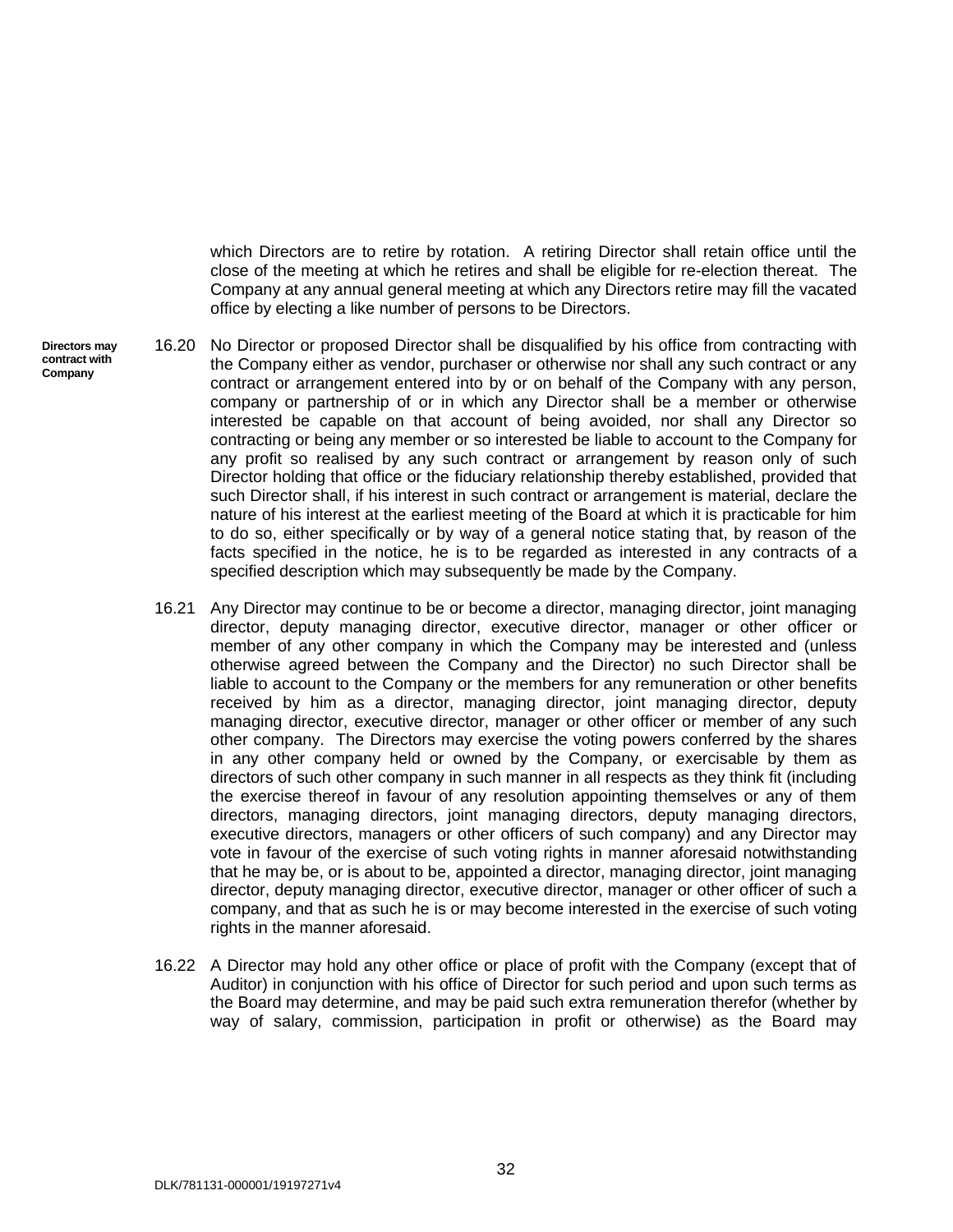which Directors are to retire by rotation. A retiring Director shall retain office until the close of the meeting at which he retires and shall be eligible for re-election thereat. The Company at any annual general meeting at which any Directors retire may fill the vacated office by electing a like number of persons to be Directors.

**Directors may contract with Company**

16.20 No Director or proposed Director shall be disqualified by his office from contracting with the Company either as vendor, purchaser or otherwise nor shall any such contract or any contract or arrangement entered into by or on behalf of the Company with any person, company or partnership of or in which any Director shall be a member or otherwise interested be capable on that account of being avoided, nor shall any Director so contracting or being any member or so interested be liable to account to the Company for any profit so realised by any such contract or arrangement by reason only of such Director holding that office or the fiduciary relationship thereby established, provided that such Director shall, if his interest in such contract or arrangement is material, declare the nature of his interest at the earliest meeting of the Board at which it is practicable for him to do so, either specifically or by way of a general notice stating that, by reason of the facts specified in the notice, he is to be regarded as interested in any contracts of a specified description which may subsequently be made by the Company.

16.21 Any Director may continue to be or become a director, managing director, joint managing director, deputy managing director, executive director, manager or other officer or member of any other company in which the Company may be interested and (unless otherwise agreed between the Company and the Director) no such Director shall be liable to account to the Company or the members for any remuneration or other benefits received by him as a director, managing director, joint managing director, deputy managing director, executive director, manager or other officer or member of any such other company. The Directors may exercise the voting powers conferred by the shares in any other company held or owned by the Company, or exercisable by them as directors of such other company in such manner in all respects as they think fit (including the exercise thereof in favour of any resolution appointing themselves or any of them directors, managing directors, joint managing directors, deputy managing directors, executive directors, managers or other officers of such company) and any Director may vote in favour of the exercise of such voting rights in manner aforesaid notwithstanding that he may be, or is about to be, appointed a director, managing director, joint managing director, deputy managing director, executive director, manager or other officer of such a company, and that as such he is or may become interested in the exercise of such voting rights in the manner aforesaid.

16.22 A Director may hold any other office or place of profit with the Company (except that of Auditor) in conjunction with his office of Director for such period and upon such terms as the Board may determine, and may be paid such extra remuneration therefor (whether by way of salary, commission, participation in profit or otherwise) as the Board may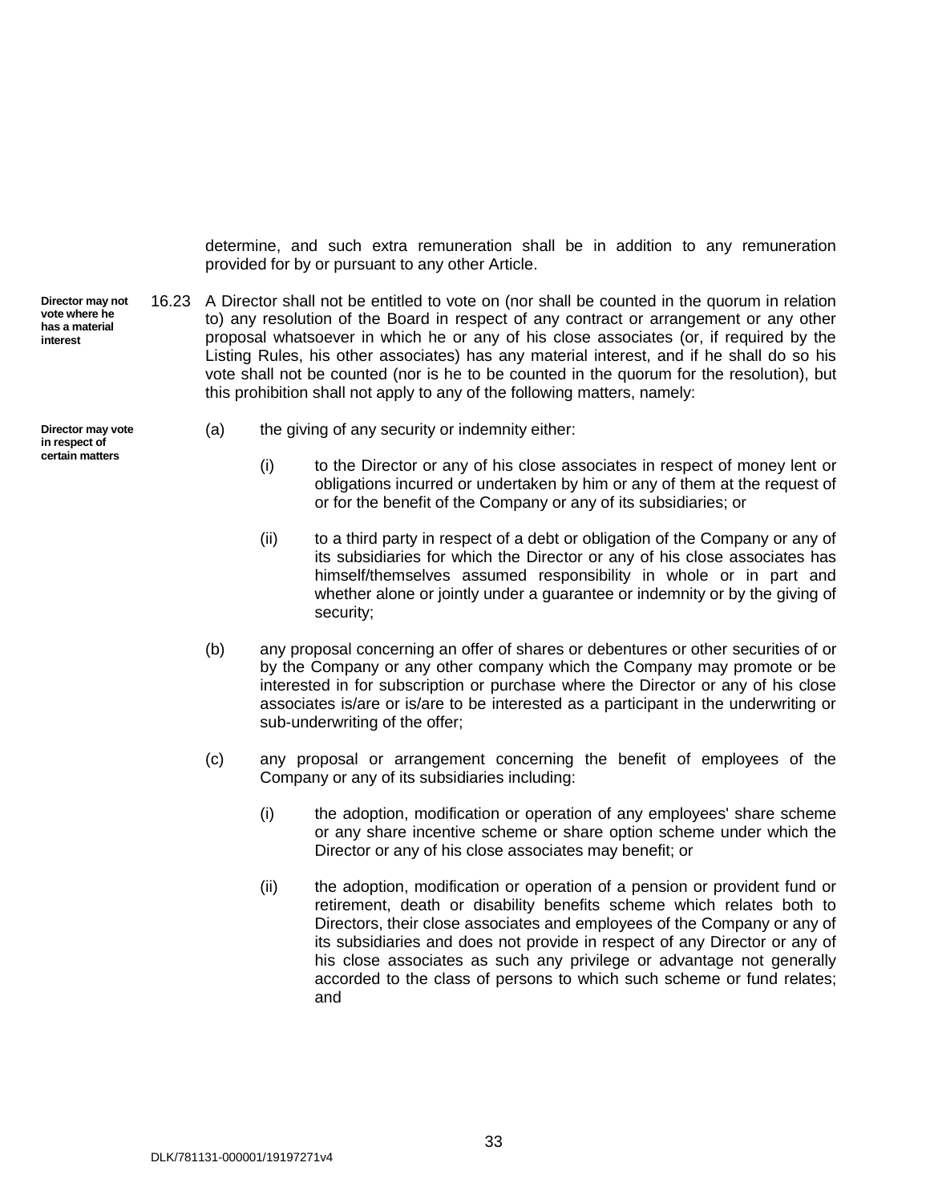determine, and such extra remuneration shall be in addition to any remuneration provided for by or pursuant to any other Article.

**Director may not vote where he has a material interest**

16.23 A Director shall not be entitled to vote on (nor shall be counted in the quorum in relation to) any resolution of the Board in respect of any contract or arrangement or any other proposal whatsoever in which he or any of his close associates (or, if required by the Listing Rules, his other associates) has any material interest, and if he shall do so his vote shall not be counted (nor is he to be counted in the quorum for the resolution), but this prohibition shall not apply to any of the following matters, namely:

**Director may vote in respect of certain matters**

(a) the giving of any security or indemnity either:

(i) to the Director or any of his close associates in respect of money lent or obligations incurred or undertaken by him or any of them at the request of or for the benefit of the Company or any of its subsidiaries; or

(ii) to a third party in respect of a debt or obligation of the Company or any of its subsidiaries for which the Director or any of his close associates has himself/themselves assumed responsibility in whole or in part and whether alone or jointly under a guarantee or indemnity or by the giving of security;

(b) any proposal concerning an offer of shares or debentures or other securities of or by the Company or any other company which the Company may promote or be interested in for subscription or purchase where the Director or any of his close associates is/are or is/are to be interested as a participant in the underwriting or sub-underwriting of the offer;

(c) any proposal or arrangement concerning the benefit of employees of the Company or any of its subsidiaries including:

(i) the adoption, modification or operation of any employees' share scheme or any share incentive scheme or share option scheme under which the Director or any of his close associates may benefit; or

(ii) the adoption, modification or operation of a pension or provident fund or retirement, death or disability benefits scheme which relates both to Directors, their close associates and employees of the Company or any of its subsidiaries and does not provide in respect of any Director or any of his close associates as such any privilege or advantage not generally accorded to the class of persons to which such scheme or fund relates; and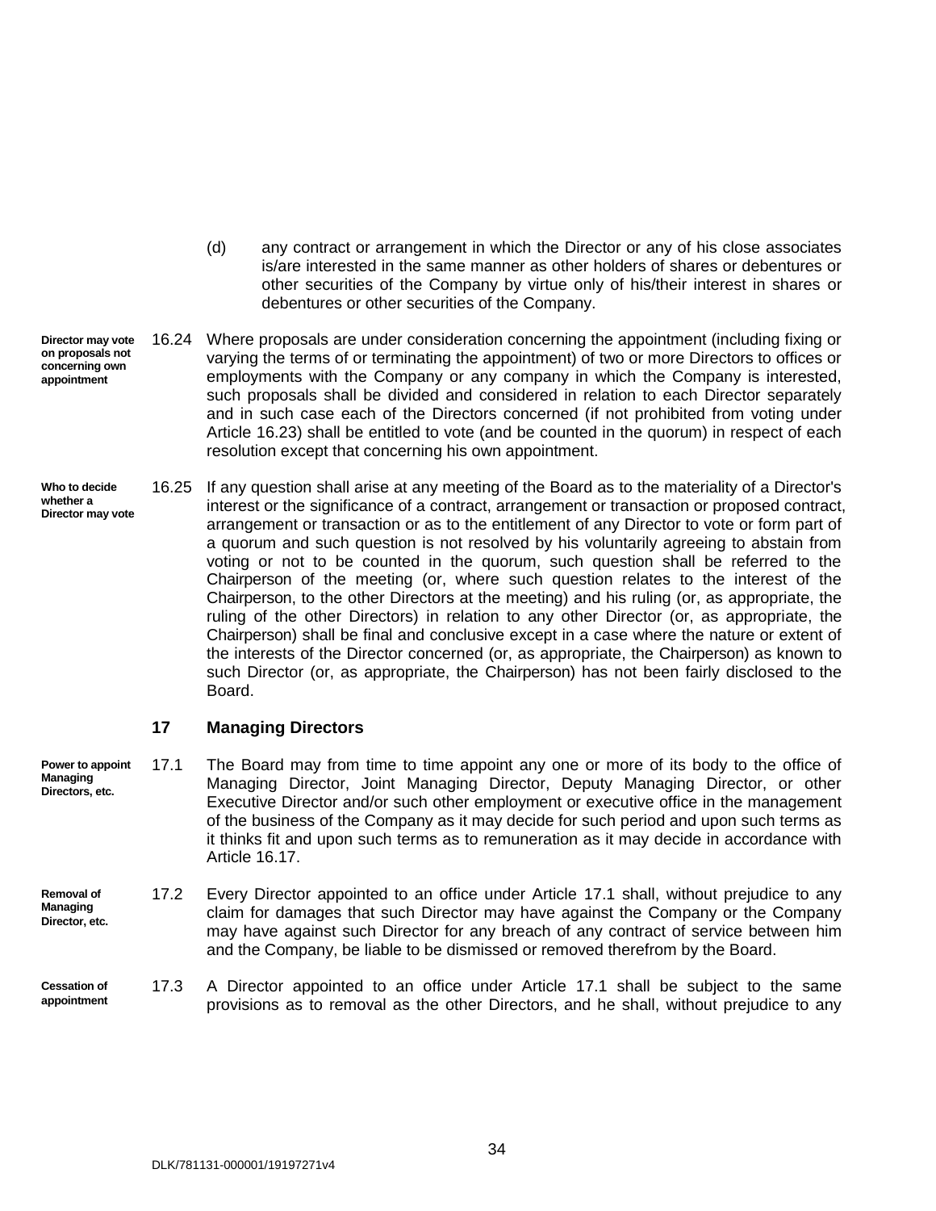(d) any contract or arrangement in which the Director or any of his close associates is/are interested in the same manner as other holders of shares or debentures or other securities of the Company by virtue only of his/their interest in shares or debentures or other securities of the Company.

**Director may vote on proposals not concerning own appointment**

16.24 Where proposals are under consideration concerning the appointment (including fixing or varying the terms of or terminating the appointment) of two or more Directors to offices or employments with the Company or any company in which the Company is interested, such proposals shall be divided and considered in relation to each Director separately and in such case each of the Directors concerned (if not prohibited from voting under Article 16.23) shall be entitled to vote (and be counted in the quorum) in respect of each resolution except that concerning his own appointment.

**Who to decide whether a Director may vote**

16.25 If any question shall arise at any meeting of the Board as to the materiality of a Director's interest or the significance of a contract, arrangement or transaction or proposed contract, arrangement or transaction or as to the entitlement of any Director to vote or form part of a quorum and such question is not resolved by his voluntarily agreeing to abstain from voting or not to be counted in the quorum, such question shall be referred to the Chairperson of the meeting (or, where such question relates to the interest of the Chairperson, to the other Directors at the meeting) and his ruling (or, as appropriate, the ruling of the other Directors) in relation to any other Director (or, as appropriate, the Chairperson) shall be final and conclusive except in a case where the nature or extent of the interests of the Director concerned (or, as appropriate, the Chairperson) as known to such Director (or, as appropriate, the Chairperson) has not been fairly disclosed to the Board.

## 17 Managing Directors

**Power to appoint Managing Directors, etc.**

17.1 The Board may from time to time appoint any one or more of its body to the office of Managing Director, Joint Managing Director, Deputy Managing Director, or other Executive Director and/or such other employment or executive office in the management of the business of the Company as it may decide for such period and upon such terms as it thinks fit and upon such terms as to remuneration as it may decide in accordance with Article 16.17.

**Removal of Managing Director, etc.**

17.2 Every Director appointed to an office under Article 17.1 shall, without prejudice to any claim for damages that such Director may have against the Company or the Company may have against such Director for any breach of any contract of service between him and the Company, be liable to be dismissed or removed therefrom by the Board.

**Cessation of appointment**

17.3 A Director appointed to an office under Article 17.1 shall be subject to the same provisions as to removal as the other Directors, and he shall, without prejudice to any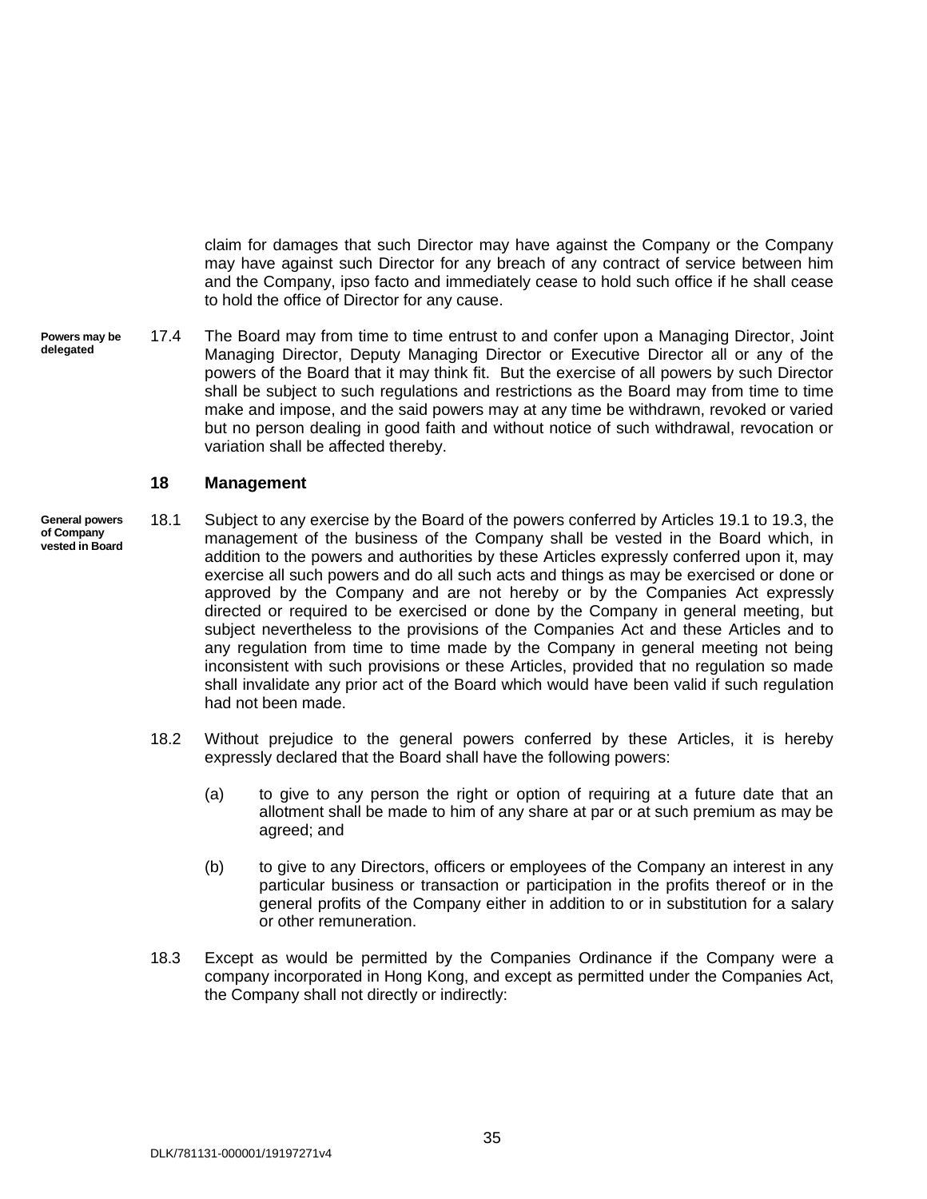claim for damages that such Director may have against the Company or the Company may have against such Director for any breach of any contract of service between him and the Company, ipso facto and immediately cease to hold such office if he shall cease to hold the office of Director for any cause.

**Powers may be delegated**

17.4 The Board may from time to time entrust to and confer upon a Managing Director, Joint Managing Director, Deputy Managing Director or Executive Director all or any of the powers of the Board that it may think fit. But the exercise of all powers by such Director shall be subject to such regulations and restrictions as the Board may from time to time make and impose, and the said powers may at any time be withdrawn, revoked or varied but no person dealing in good faith and without notice of such withdrawal, revocation or variation shall be affected thereby.

## 18 Management

**General powers of Company vested in Board**

18.1 Subject to any exercise by the Board of the powers conferred by Articles 19.1 to 19.3, the management of the business of the Company shall be vested in the Board which, in addition to the powers and authorities by these Articles expressly conferred upon it, may exercise all such powers and do all such acts and things as may be exercised or done or approved by the Company and are not hereby or by the Companies Act expressly directed or required to be exercised or done by the Company in general meeting, but subject nevertheless to the provisions of the Companies Act and these Articles and to any regulation from time to time made by the Company in general meeting not being inconsistent with such provisions or these Articles, provided that no regulation so made shall invalidate any prior act of the Board which would have been valid if such regulation had not been made.

18.2 Without prejudice to the general powers conferred by these Articles, it is hereby expressly declared that the Board shall have the following powers:

(a) to give to any person the right or option of requiring at a future date that an allotment shall be made to him of any share at par or at such premium as may be agreed; and

(b) to give to any Directors, officers or employees of the Company an interest in any particular business or transaction or participation in the profits thereof or in the general profits of the Company either in addition to or in substitution for a salary or other remuneration.

18.3 Except as would be permitted by the Companies Ordinance if the Company were a company incorporated in Hong Kong, and except as permitted under the Companies Act, the Company shall not directly or indirectly: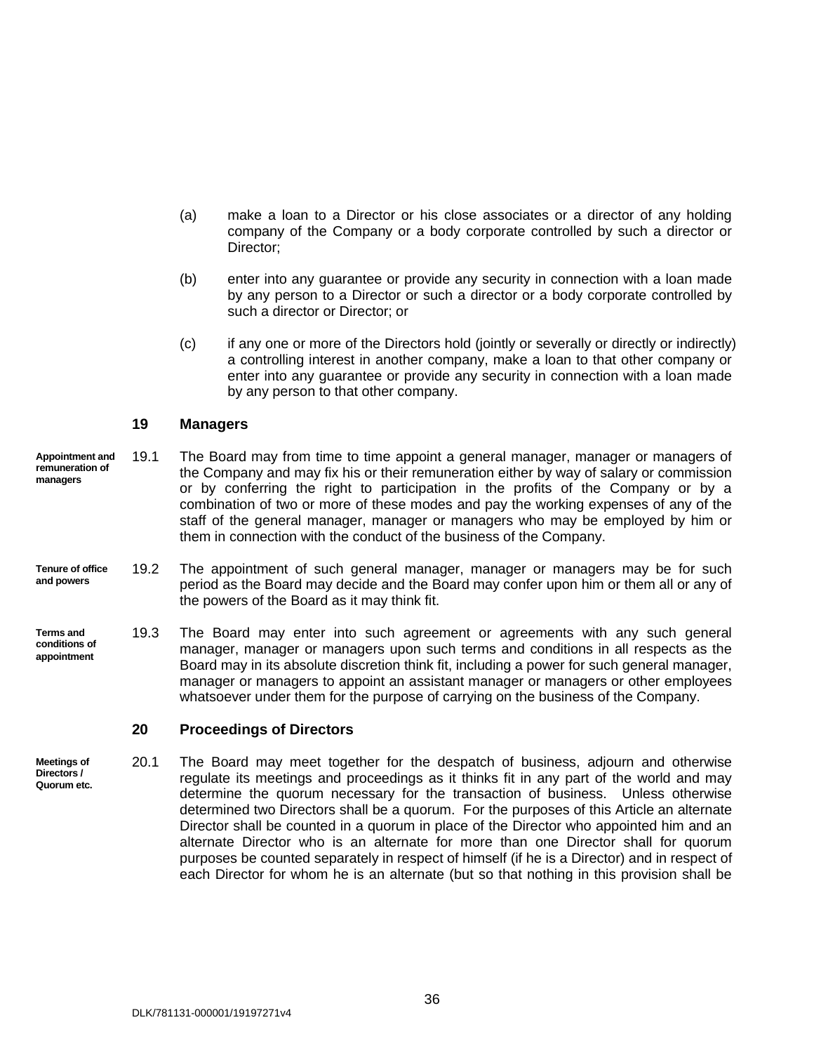(a) make a loan to a Director or his close associates or a director of any holding company of the Company or a body corporate controlled by such a director or Director;

(b) enter into any guarantee or provide any security in connection with a loan made by any person to a Director or such a director or a body corporate controlled by such a director or Director; or

(c) if any one or more of the Directors hold (jointly or severally or directly or indirectly) a controlling interest in another company, make a loan to that other company or enter into any guarantee or provide any security in connection with a loan made by any person to that other company.

## 19 Managers

**Appointment and remuneration of managers**

19.1 The Board may from time to time appoint a general manager, manager or managers of the Company and may fix his or their remuneration either by way of salary or commission or by conferring the right to participation in the profits of the Company or by a combination of two or more of these modes and pay the working expenses of any of the staff of the general manager, manager or managers who may be employed by him or them in connection with the conduct of the business of the Company.

**Tenure of office and powers**

19.2 The appointment of such general manager, manager or managers may be for such period as the Board may decide and the Board may confer upon him or them all or any of the powers of the Board as it may think fit.

**Terms and conditions of appointment**

19.3 The Board may enter into such agreement or agreements with any such general manager, manager or managers upon such terms and conditions in all respects as the Board may in its absolute discretion think fit, including a power for such general manager, manager or managers to appoint an assistant manager or managers or other employees whatsoever under them for the purpose of carrying on the business of the Company.

## 20 Proceedings of Directors

**Meetings of Directors / Quorum etc.**

20.1 The Board may meet together for the despatch of business, adjourn and otherwise regulate its meetings and proceedings as it thinks fit in any part of the world and may determine the quorum necessary for the transaction of business. Unless otherwise determined two Directors shall be a quorum. For the purposes of this Article an alternate Director shall be counted in a quorum in place of the Director who appointed him and an alternate Director who is an alternate for more than one Director shall for quorum purposes be counted separately in respect of himself (if he is a Director) and in respect of each Director for whom he is an alternate (but so that nothing in this provision shall be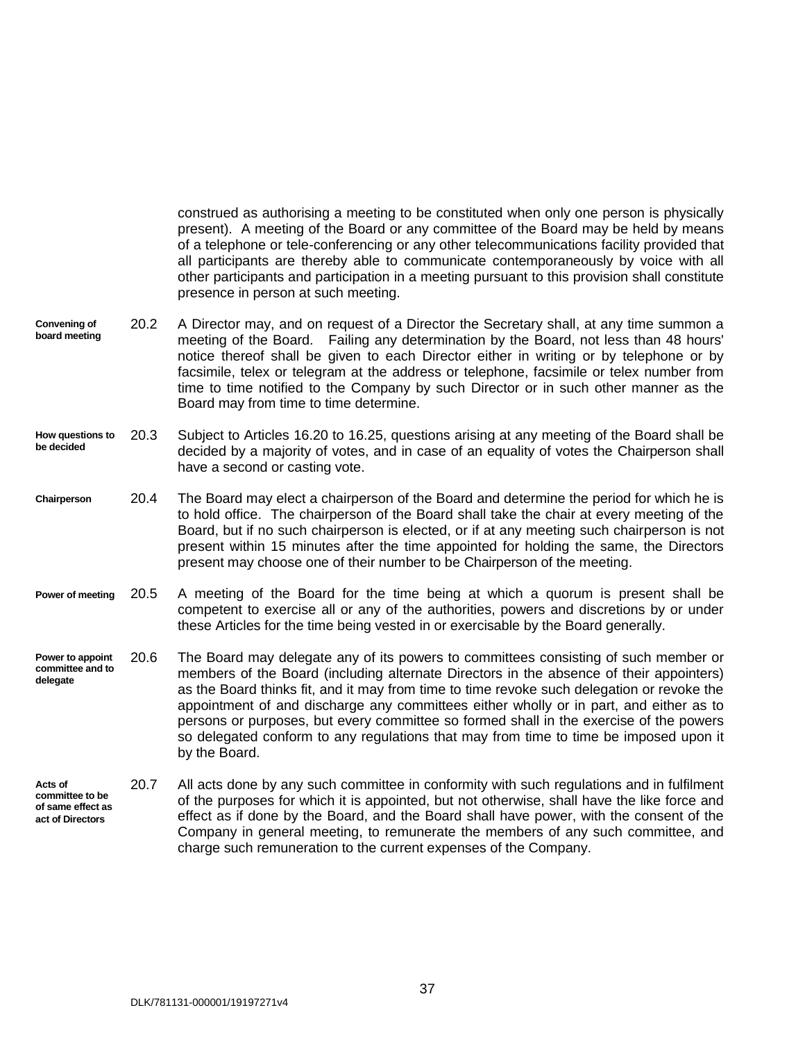construed as authorising a meeting to be constituted when only one person is physically present). A meeting of the Board or any committee of the Board may be held by means of a telephone or tele-conferencing or any other telecommunications facility provided that all participants are thereby able to communicate contemporaneously by voice with all other participants and participation in a meeting pursuant to this provision shall constitute presence in person at such meeting.

**Convening of board meeting**

20.2 A Director may, and on request of a Director the Secretary shall, at any time summon a meeting of the Board. Failing any determination by the Board, not less than 48 hours' notice thereof shall be given to each Director either in writing or by telephone or by facsimile, telex or telegram at the address or telephone, facsimile or telex number from time to time notified to the Company by such Director or in such other manner as the Board may from time to time determine.

**How questions to be decided**

20.3 Subject to Articles 16.20 to 16.25, questions arising at any meeting of the Board shall be decided by a majority of votes, and in case of an equality of votes the Chairperson shall have a second or casting vote.

**Chairperson**

20.4 The Board may elect a chairperson of the Board and determine the period for which he is to hold office. The chairperson of the Board shall take the chair at every meeting of the Board, but if no such chairperson is elected, or if at any meeting such chairperson is not present within 15 minutes after the time appointed for holding the same, the Directors present may choose one of their number to be Chairperson of the meeting.

**Power of meeting**

20.5 A meeting of the Board for the time being at which a quorum is present shall be competent to exercise all or any of the authorities, powers and discretions by or under these Articles for the time being vested in or exercisable by the Board generally.

**Power to appoint committee and to delegate**

20.6 The Board may delegate any of its powers to committees consisting of such member or members of the Board (including alternate Directors in the absence of their appointers) as the Board thinks fit, and it may from time to time revoke such delegation or revoke the appointment of and discharge any committees either wholly or in part, and either as to persons or purposes, but every committee so formed shall in the exercise of the powers so delegated conform to any regulations that may from time to time be imposed upon it by the Board.

**Acts of committee to be of same effect as act of Directors**

20.7 All acts done by any such committee in conformity with such regulations and in fulfilment of the purposes for which it is appointed, but not otherwise, shall have the like force and effect as if done by the Board, and the Board shall have power, with the consent of the Company in general meeting, to remunerate the members of any such committee, and charge such remuneration to the current expenses of the Company.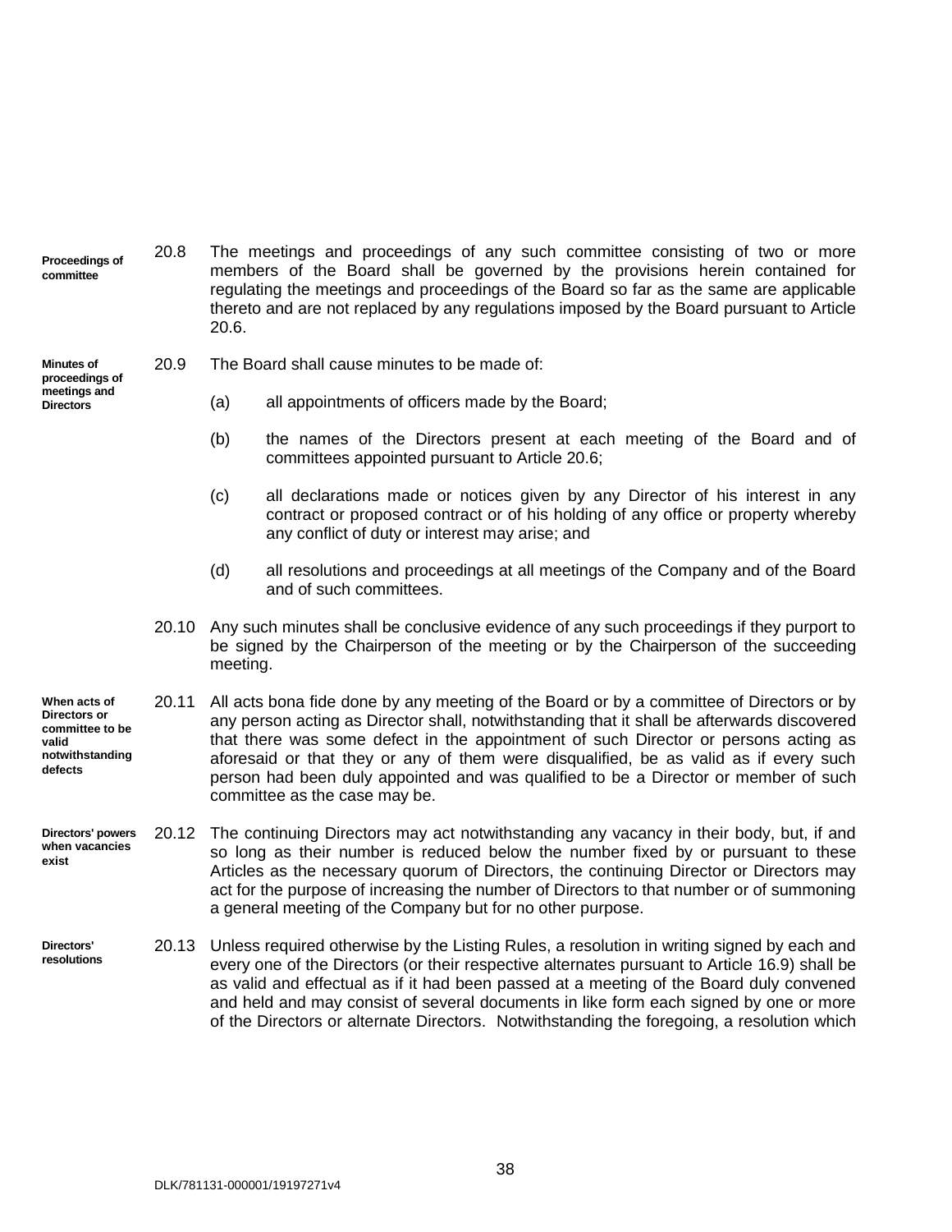**Proceedings of committee**

20.8 The meetings and proceedings of any such committee consisting of two or more members of the Board shall be governed by the provisions herein contained for regulating the meetings and proceedings of the Board so far as the same are applicable thereto and are not replaced by any regulations imposed by the Board pursuant to Article 20.6.

**Minutes of proceedings of meetings and Directors**

20.9 The Board shall cause minutes to be made of:

(a) all appointments of officers made by the Board;

(b) the names of the Directors present at each meeting of the Board and of committees appointed pursuant to Article 20.6;

(c) all declarations made or notices given by any Director of his interest in any contract or proposed contract or of his holding of any office or property whereby any conflict of duty or interest may arise; and

(d) all resolutions and proceedings at all meetings of the Company and of the Board and of such committees.

20.10 Any such minutes shall be conclusive evidence of any such proceedings if they purport to be signed by the Chairperson of the meeting or by the Chairperson of the succeeding meeting.

**When acts of Directors or committee to be valid notwithstanding defects**

20.11 All acts bona fide done by any meeting of the Board or by a committee of Directors or by any person acting as Director shall, notwithstanding that it shall be afterwards discovered that there was some defect in the appointment of such Director or persons acting as aforesaid or that they or any of them were disqualified, be as valid as if every such person had been duly appointed and was qualified to be a Director or member of such committee as the case may be.

**Directors' powers when vacancies exist**

20.12 The continuing Directors may act notwithstanding any vacancy in their body, but, if and so long as their number is reduced below the number fixed by or pursuant to these Articles as the necessary quorum of Directors, the continuing Director or Directors may act for the purpose of increasing the number of Directors to that number or of summoning a general meeting of the Company but for no other purpose.

**Directors' resolutions**

20.13 Unless required otherwise by the Listing Rules, a resolution in writing signed by each and every one of the Directors (or their respective alternates pursuant to Article 16.9) shall be as valid and effectual as if it had been passed at a meeting of the Board duly convened and held and may consist of several documents in like form each signed by one or more of the Directors or alternate Directors. Notwithstanding the foregoing, a resolution which

DLK/781131-000001/19197271v4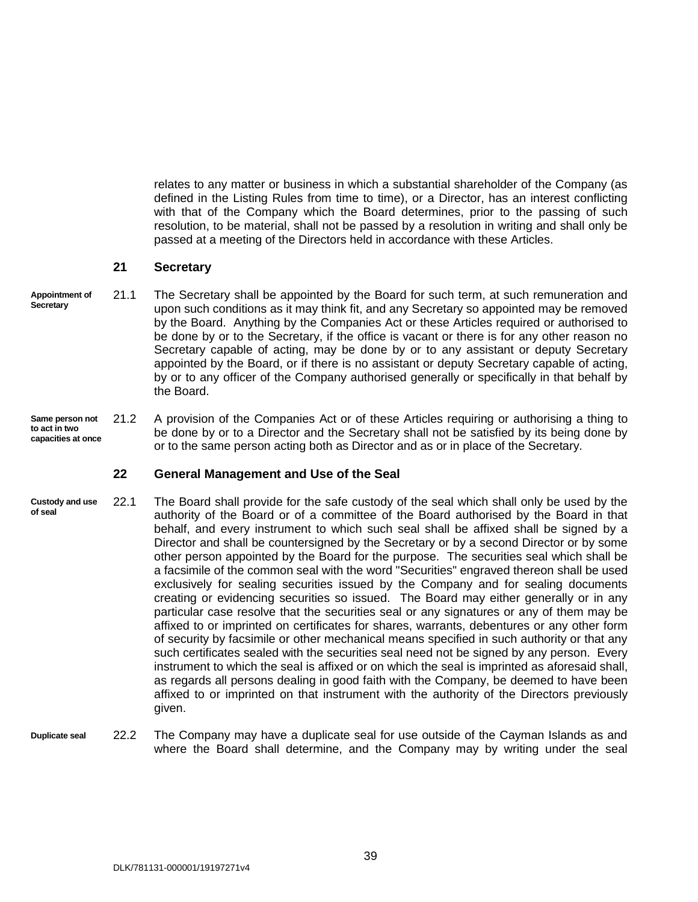relates to any matter or business in which a substantial shareholder of the Company (as defined in the Listing Rules from time to time), or a Director, has an interest conflicting with that of the Company which the Board determines, prior to the passing of such resolution, to be material, shall not be passed by a resolution in writing and shall only be passed at a meeting of the Directors held in accordance with these Articles.

## 21 Secretary

**Appointment of Secretary**

21.1 The Secretary shall be appointed by the Board for such term, at such remuneration and upon such conditions as it may think fit, and any Secretary so appointed may be removed by the Board. Anything by the Companies Act or these Articles required or authorised to be done by or to the Secretary, if the office is vacant or there is for any other reason no Secretary capable of acting, may be done by or to any assistant or deputy Secretary appointed by the Board, or if there is no assistant or deputy Secretary capable of acting, by or to any officer of the Company authorised generally or specifically in that behalf by the Board.

**Same person not to act in two capacities at once**

21.2 A provision of the Companies Act or of these Articles requiring or authorising a thing to be done by or to a Director and the Secretary shall not be satisfied by its being done by or to the same person acting both as Director and as or in place of the Secretary.

## 22 General Management and Use of the Seal

**Custody and use of seal**

22.1 The Board shall provide for the safe custody of the seal which shall only be used by the authority of the Board or of a committee of the Board authorised by the Board in that behalf, and every instrument to which such seal shall be affixed shall be signed by a Director and shall be countersigned by the Secretary or by a second Director or by some other person appointed by the Board for the purpose. The securities seal which shall be a facsimile of the common seal with the word "Securities" engraved thereon shall be used exclusively for sealing securities issued by the Company and for sealing documents creating or evidencing securities so issued. The Board may either generally or in any particular case resolve that the securities seal or any signatures or any of them may be affixed to or imprinted on certificates for shares, warrants, debentures or any other form of security by facsimile or other mechanical means specified in such authority or that any such certificates sealed with the securities seal need not be signed by any person. Every instrument to which the seal is affixed or on which the seal is imprinted as aforesaid shall, as regards all persons dealing in good faith with the Company, be deemed to have been affixed to or imprinted on that instrument with the authority of the Directors previously given.

**Duplicate seal**

22.2 The Company may have a duplicate seal for use outside of the Cayman Islands as and where the Board shall determine, and the Company may by writing under the seal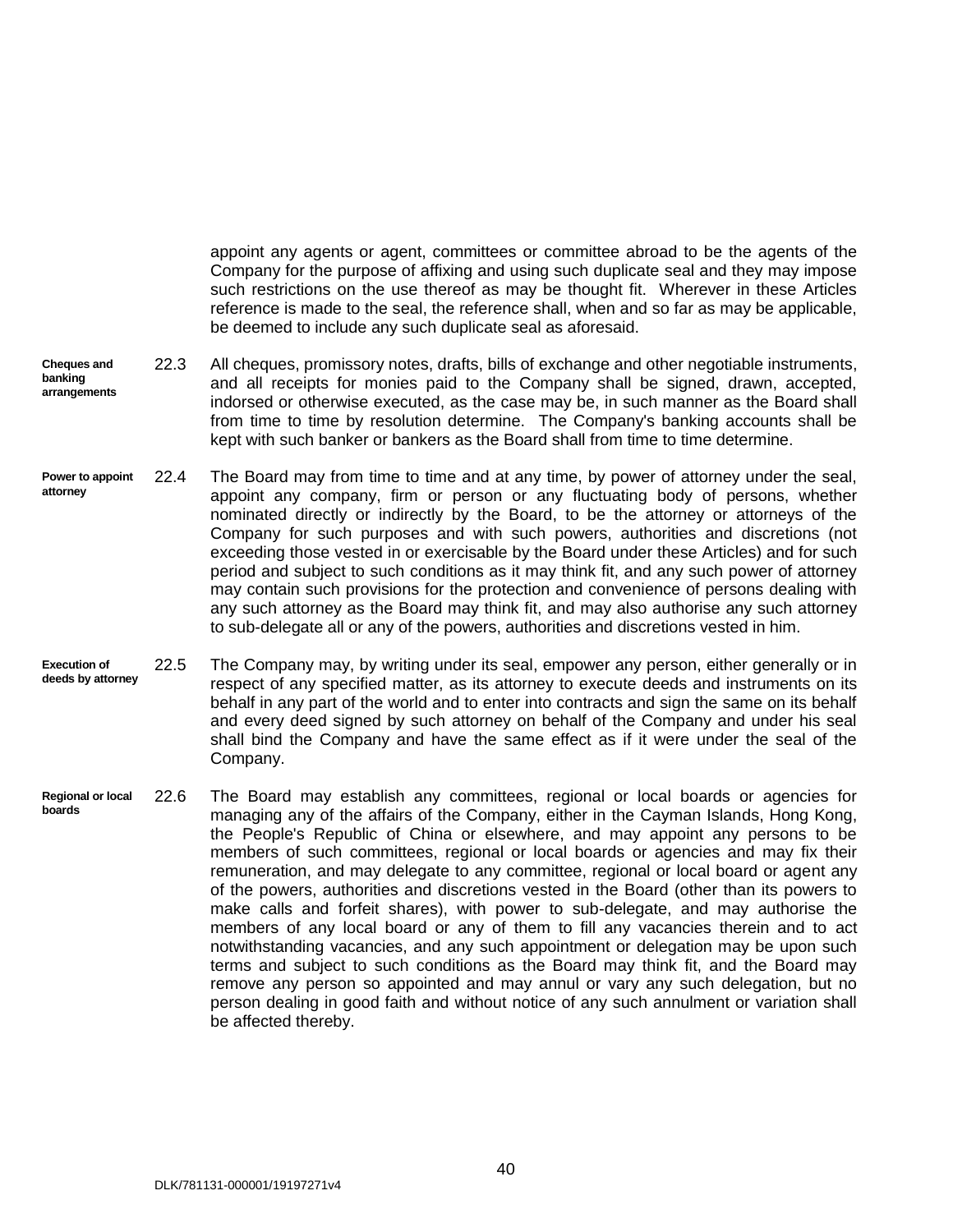appoint any agents or agent, committees or committee abroad to be the agents of the Company for the purpose of affixing and using such duplicate seal and they may impose such restrictions on the use thereof as may be thought fit. Wherever in these Articles reference is made to the seal, the reference shall, when and so far as may be applicable, be deemed to include any such duplicate seal as aforesaid.

**Cheques and banking arrangements**

22.3 All cheques, promissory notes, drafts, bills of exchange and other negotiable instruments, and all receipts for monies paid to the Company shall be signed, drawn, accepted, indorsed or otherwise executed, as the case may be, in such manner as the Board shall from time to time by resolution determine. The Company's banking accounts shall be kept with such banker or bankers as the Board shall from time to time determine.

**Power to appoint attorney**

22.4 The Board may from time to time and at any time, by power of attorney under the seal, appoint any company, firm or person or any fluctuating body of persons, whether nominated directly or indirectly by the Board, to be the attorney or attorneys of the Company for such purposes and with such powers, authorities and discretions (not exceeding those vested in or exercisable by the Board under these Articles) and for such period and subject to such conditions as it may think fit, and any such power of attorney may contain such provisions for the protection and convenience of persons dealing with any such attorney as the Board may think fit, and may also authorise any such attorney to sub-delegate all or any of the powers, authorities and discretions vested in him.

**Execution of deeds by attorney**

22.5 The Company may, by writing under its seal, empower any person, either generally or in respect of any specified matter, as its attorney to execute deeds and instruments on its behalf in any part of the world and to enter into contracts and sign the same on its behalf and every deed signed by such attorney on behalf of the Company and under his seal shall bind the Company and have the same effect as if it were under the seal of the Company.

**Regional or local boards**

22.6 The Board may establish any committees, regional or local boards or agencies for managing any of the affairs of the Company, either in the Cayman Islands, Hong Kong, the People's Republic of China or elsewhere, and may appoint any persons to be members of such committees, regional or local boards or agencies and may fix their remuneration, and may delegate to any committee, regional or local board or agent any of the powers, authorities and discretions vested in the Board (other than its powers to make calls and forfeit shares), with power to sub-delegate, and may authorise the members of any local board or any of them to fill any vacancies therein and to act notwithstanding vacancies, and any such appointment or delegation may be upon such terms and subject to such conditions as the Board may think fit, and the Board may remove any person so appointed and may annul or vary any such delegation, but no person dealing in good faith and without notice of any such annulment or variation shall be affected thereby.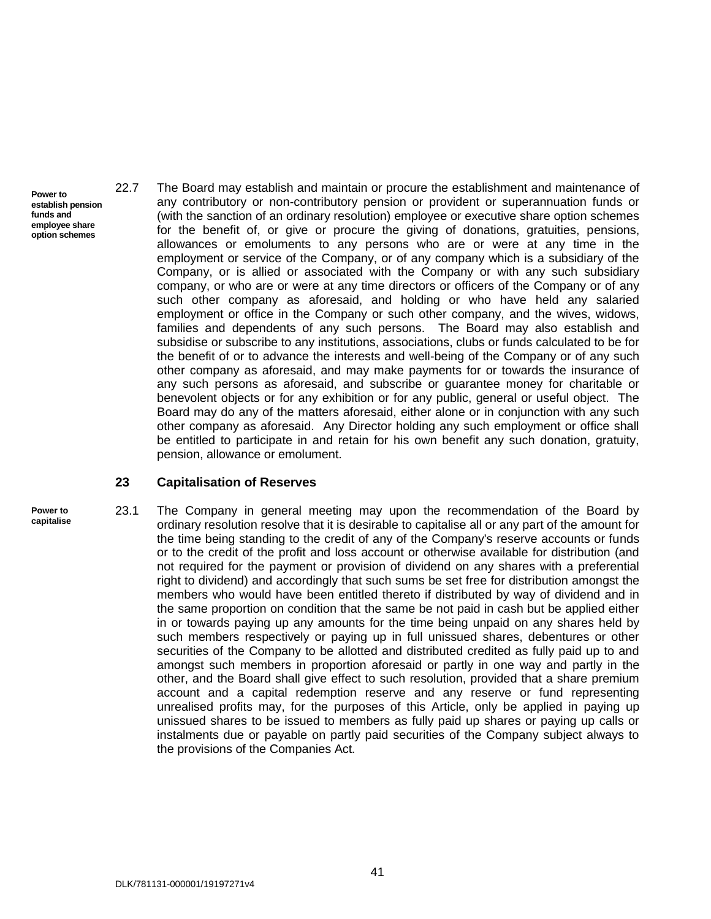**Power to establish pension funds and employee share option schemes**

22.7 The Board may establish and maintain or procure the establishment and maintenance of any contributory or non-contributory pension or provident or superannuation funds or (with the sanction of an ordinary resolution) employee or executive share option schemes for the benefit of, or give or procure the giving of donations, gratuities, pensions, allowances or emoluments to any persons who are or were at any time in the employment or service of the Company, or of any company which is a subsidiary of the Company, or is allied or associated with the Company or with any such subsidiary company, or who are or were at any time directors or officers of the Company or of any such other company as aforesaid, and holding or who have held any salaried employment or office in the Company or such other company, and the wives, widows, families and dependents of any such persons. The Board may also establish and subsidise or subscribe to any institutions, associations, clubs or funds calculated to be for the benefit of or to advance the interests and well-being of the Company or of any such other company as aforesaid, and may make payments for or towards the insurance of any such persons as aforesaid, and subscribe or guarantee money for charitable or benevolent objects or for any exhibition or for any public, general or useful object. The Board may do any of the matters aforesaid, either alone or in conjunction with any such other company as aforesaid. Any Director holding any such employment or office shall be entitled to participate in and retain for his own benefit any such donation, gratuity, pension, allowance or emolument.

## 23 Capitalisation of Reserves

**Power to capitalise**

23.1 The Company in general meeting may upon the recommendation of the Board by ordinary resolution resolve that it is desirable to capitalise all or any part of the amount for the time being standing to the credit of any of the Company's reserve accounts or funds or to the credit of the profit and loss account or otherwise available for distribution (and not required for the payment or provision of dividend on any shares with a preferential right to dividend) and accordingly that such sums be set free for distribution amongst the members who would have been entitled thereto if distributed by way of dividend and in the same proportion on condition that the same be not paid in cash but be applied either in or towards paying up any amounts for the time being unpaid on any shares held by such members respectively or paying up in full unissued shares, debentures or other securities of the Company to be allotted and distributed credited as fully paid up to and amongst such members in proportion aforesaid or partly in one way and partly in the other, and the Board shall give effect to such resolution, provided that a share premium account and a capital redemption reserve and any reserve or fund representing unrealised profits may, for the purposes of this Article, only be applied in paying up unissued shares to be issued to members as fully paid up shares or paying up calls or instalments due or payable on partly paid securities of the Company subject always to the provisions of the Companies Act.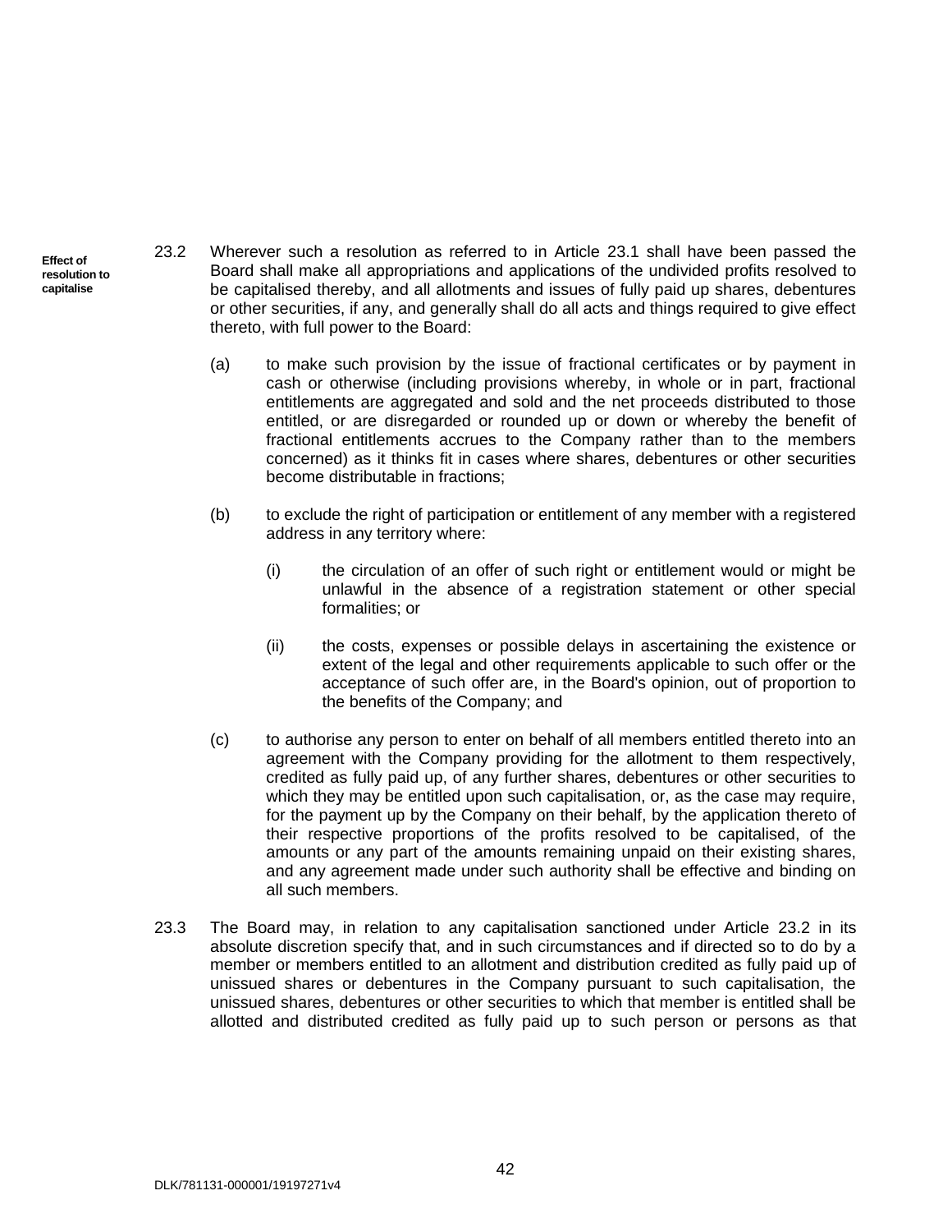**Effect of resolution to capitalise**

23.2 Wherever such a resolution as referred to in Article 23.1 shall have been passed the Board shall make all appropriations and applications of the undivided profits resolved to be capitalised thereby, and all allotments and issues of fully paid up shares, debentures or other securities, if any, and generally shall do all acts and things required to give effect thereto, with full power to the Board:

(a) to make such provision by the issue of fractional certificates or by payment in cash or otherwise (including provisions whereby, in whole or in part, fractional entitlements are aggregated and sold and the net proceeds distributed to those entitled, or are disregarded or rounded up or down or whereby the benefit of fractional entitlements accrues to the Company rather than to the members concerned) as it thinks fit in cases where shares, debentures or other securities become distributable in fractions;

(b) to exclude the right of participation or entitlement of any member with a registered address in any territory where:

(i) the circulation of an offer of such right or entitlement would or might be unlawful in the absence of a registration statement or other special formalities; or

(ii) the costs, expenses or possible delays in ascertaining the existence or extent of the legal and other requirements applicable to such offer or the acceptance of such offer are, in the Board's opinion, out of proportion to the benefits of the Company; and

(c) to authorise any person to enter on behalf of all members entitled thereto into an agreement with the Company providing for the allotment to them respectively, credited as fully paid up, of any further shares, debentures or other securities to which they may be entitled upon such capitalisation, or, as the case may require, for the payment up by the Company on their behalf, by the application thereto of their respective proportions of the profits resolved to be capitalised, of the amounts or any part of the amounts remaining unpaid on their existing shares, and any agreement made under such authority shall be effective and binding on all such members.

23.3 The Board may, in relation to any capitalisation sanctioned under Article 23.2 in its absolute discretion specify that, and in such circumstances and if directed so to do by a member or members entitled to an allotment and distribution credited as fully paid up of unissued shares or debentures in the Company pursuant to such capitalisation, the unissued shares, debentures or other securities to which that member is entitled shall be allotted and distributed credited as fully paid up to such person or persons as that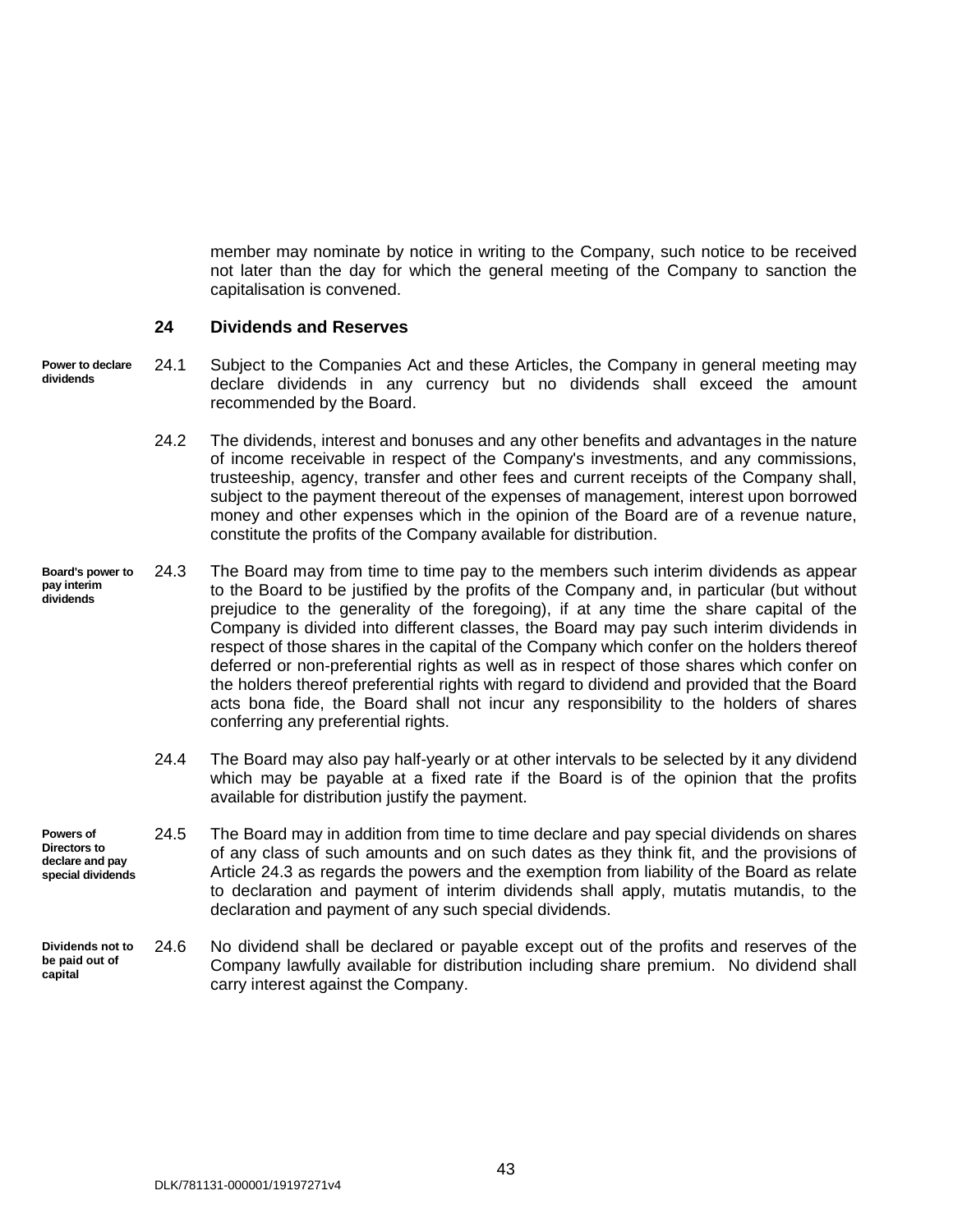member may nominate by notice in writing to the Company, such notice to be received not later than the day for which the general meeting of the Company to sanction the capitalisation is convened.

## 24 Dividends and Reserves

**Power to declare dividends**

24.1 Subject to the Companies Act and these Articles, the Company in general meeting may declare dividends in any currency but no dividends shall exceed the amount recommended by the Board.

24.2 The dividends, interest and bonuses and any other benefits and advantages in the nature of income receivable in respect of the Company's investments, and any commissions, trusteeship, agency, transfer and other fees and current receipts of the Company shall, subject to the payment thereout of the expenses of management, interest upon borrowed money and other expenses which in the opinion of the Board are of a revenue nature, constitute the profits of the Company available for distribution.

**Board's power to pay interim dividends**

24.3 The Board may from time to time pay to the members such interim dividends as appear to the Board to be justified by the profits of the Company and, in particular (but without prejudice to the generality of the foregoing), if at any time the share capital of the Company is divided into different classes, the Board may pay such interim dividends in respect of those shares in the capital of the Company which confer on the holders thereof deferred or non-preferential rights as well as in respect of those shares which confer on the holders thereof preferential rights with regard to dividend and provided that the Board acts bona fide, the Board shall not incur any responsibility to the holders of shares conferring any preferential rights.

24.4 The Board may also pay half-yearly or at other intervals to be selected by it any dividend which may be payable at a fixed rate if the Board is of the opinion that the profits available for distribution justify the payment.

**Powers of Directors to declare and pay special dividends**

24.5 The Board may in addition from time to time declare and pay special dividends on shares of any class of such amounts and on such dates as they think fit, and the provisions of Article 24.3 as regards the powers and the exemption from liability of the Board as relate to declaration and payment of interim dividends shall apply, mutatis mutandis, to the declaration and payment of any such special dividends.

**Dividends not to be paid out of capital**

24.6 No dividend shall be declared or payable except out of the profits and reserves of the Company lawfully available for distribution including share premium. No dividend shall carry interest against the Company.

DLK/781131-000001/19197271v4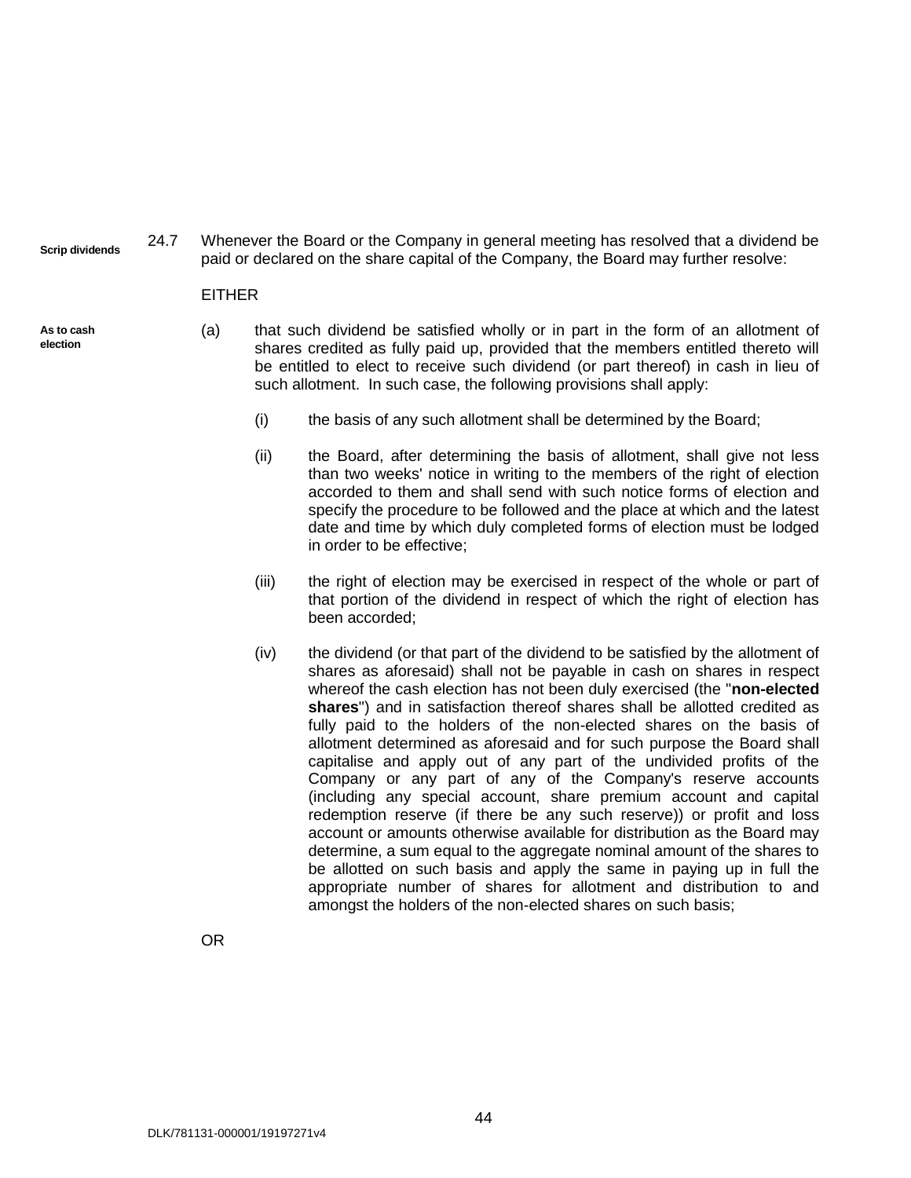Scrip dividends

24.7 Whenever the Board or the Company in general meeting has resolved that a dividend be paid or declared on the share capital of the Company, the Board may further resolve:

EITHER

As to cash election

(a) that such dividend be satisfied wholly or in part in the form of an allotment of shares credited as fully paid up, provided that the members entitled thereto will be entitled to elect to receive such dividend (or part thereof) in cash in lieu of such allotment. In such case, the following provisions shall apply:

  (i) the basis of any such allotment shall be determined by the Board;

  (ii) the Board, after determining the basis of allotment, shall give not less than two weeks' notice in writing to the members of the right of election accorded to them and shall send with such notice forms of election and specify the procedure to be followed and the place at which and the latest date and time by which duly completed forms of election must be lodged in order to be effective;

  (iii) the right of election may be exercised in respect of the whole or part of that portion of the dividend in respect of which the right of election has been accorded;

  (iv) the dividend (or that part of the dividend to be satisfied by the allotment of shares as aforesaid) shall not be payable in cash on shares in respect whereof the cash election has not been duly exercised (the "**non-elected shares**") and in satisfaction thereof shares shall be allotted credited as fully paid to the holders of the non-elected shares on the basis of allotment determined as aforesaid and for such purpose the Board shall capitalise and apply out of any part of the undivided profits of the Company or any part of any of the Company's reserve accounts (including any special account, share premium account and capital redemption reserve (if there be any such reserve)) or profit and loss account or amounts otherwise available for distribution as the Board may determine, a sum equal to the aggregate nominal amount of the shares to be allotted on such basis and apply the same in paying up in full the appropriate number of shares for allotment and distribution to and amongst the holders of the non-elected shares on such basis;

OR

DLK/781131-000001/19197271v4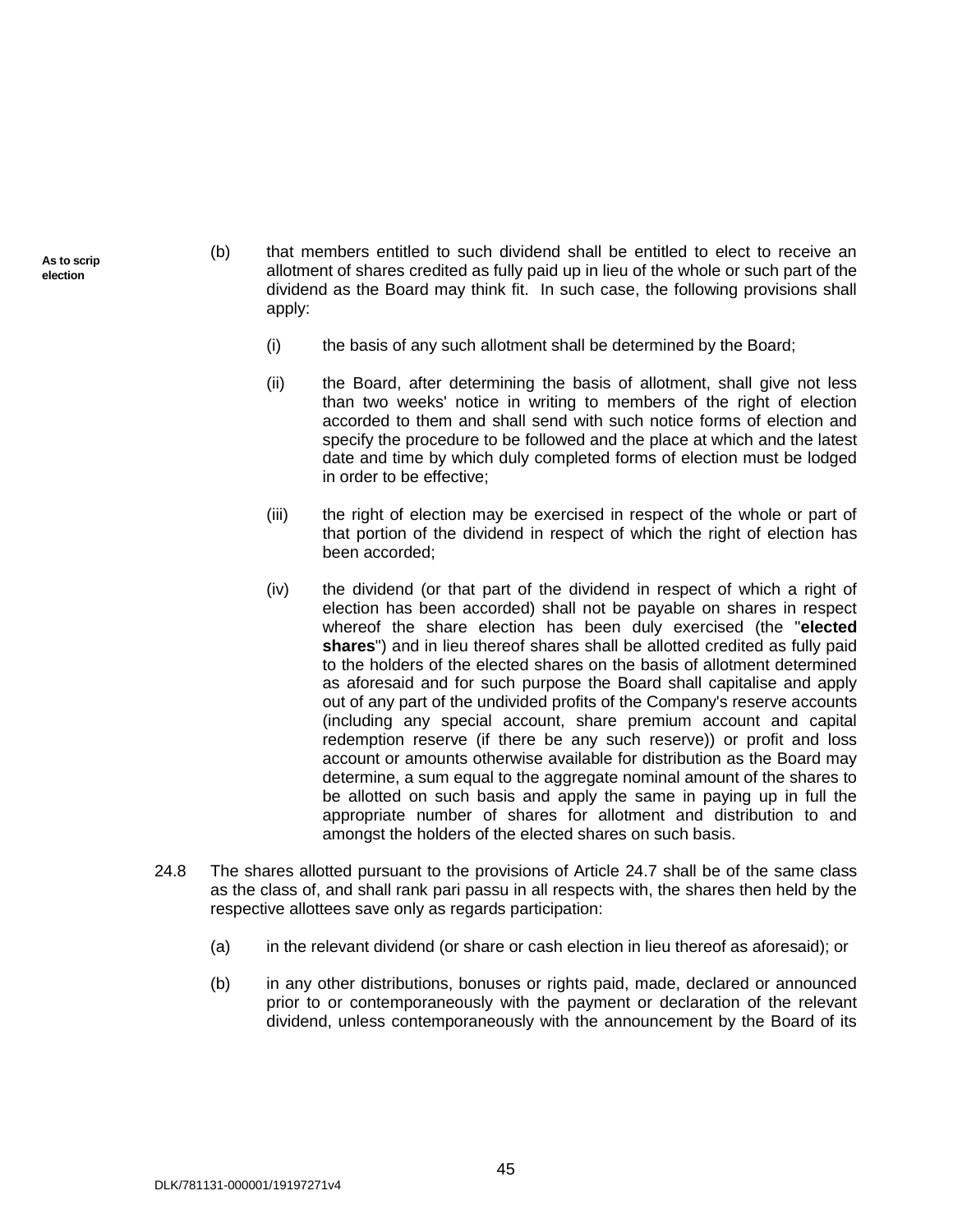**As to scrip election**

(b) that members entitled to such dividend shall be entitled to elect to receive an allotment of shares credited as fully paid up in lieu of the whole or such part of the dividend as the Board may think fit. In such case, the following provisions shall apply:

(i) the basis of any such allotment shall be determined by the Board;

(ii) the Board, after determining the basis of allotment, shall give not less than two weeks' notice in writing to members of the right of election accorded to them and shall send with such notice forms of election and specify the procedure to be followed and the place at which and the latest date and time by which duly completed forms of election must be lodged in order to be effective;

(iii) the right of election may be exercised in respect of the whole or part of that portion of the dividend in respect of which the right of election has been accorded;

(iv) the dividend (or that part of the dividend in respect of which a right of election has been accorded) shall not be payable on shares in respect whereof the share election has been duly exercised (the "**elected shares**") and in lieu thereof shares shall be allotted credited as fully paid to the holders of the elected shares on the basis of allotment determined as aforesaid and for such purpose the Board shall capitalise and apply out of any part of the undivided profits of the Company's reserve accounts (including any special account, share premium account and capital redemption reserve (if there be any such reserve)) or profit and loss account or amounts otherwise available for distribution as the Board may determine, a sum equal to the aggregate nominal amount of the shares to be allotted on such basis and apply the same in paying up in full the appropriate number of shares for allotment and distribution to and amongst the holders of the elected shares on such basis.

24.8 The shares allotted pursuant to the provisions of Article 24.7 shall be of the same class as the class of, and shall rank pari passu in all respects with, the shares then held by the respective allottees save only as regards participation:

(a) in the relevant dividend (or share or cash election in lieu thereof as aforesaid); or

(b) in any other distributions, bonuses or rights paid, made, declared or announced prior to or contemporaneously with the payment or declaration of the relevant dividend, unless contemporaneously with the announcement by the Board of its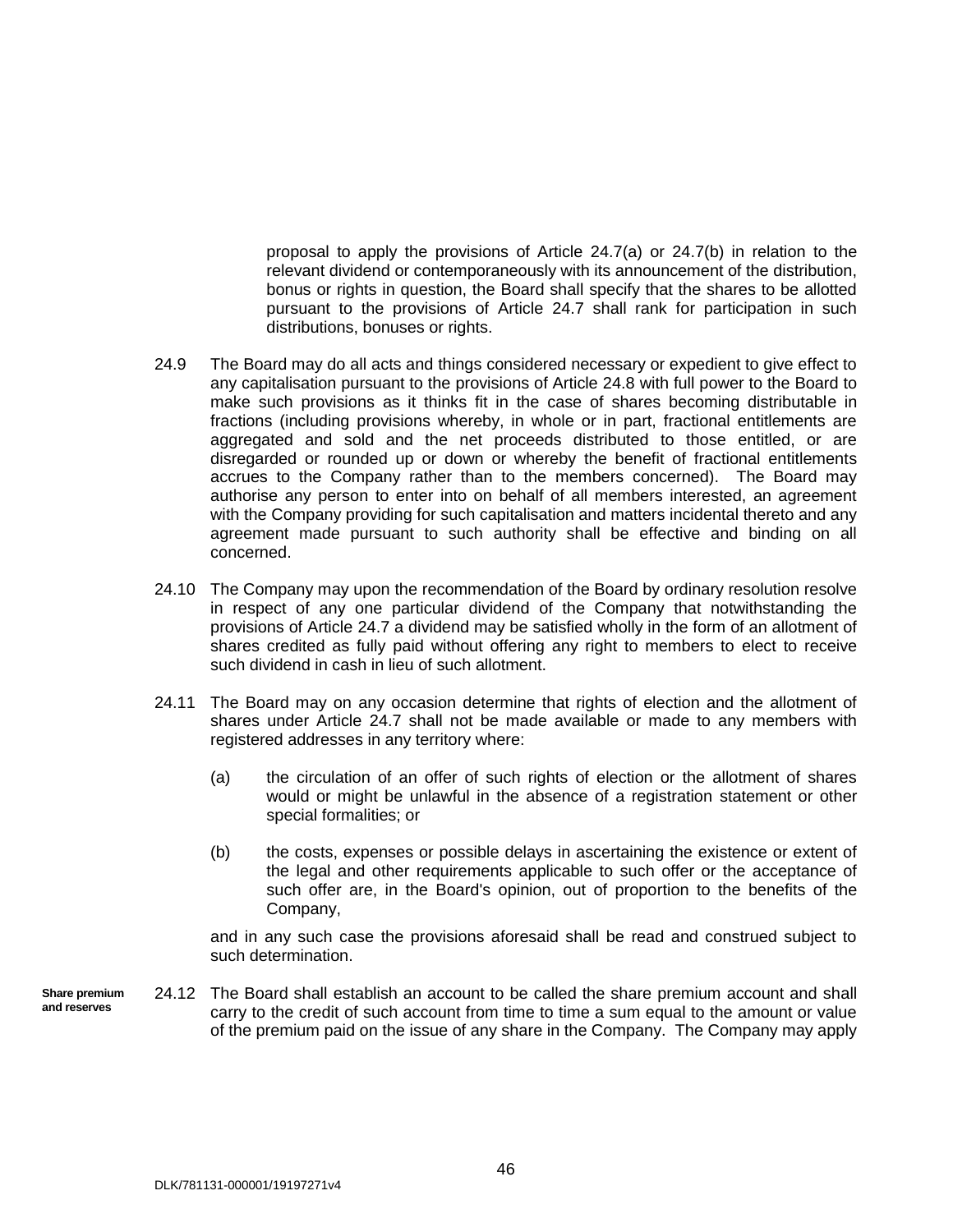proposal to apply the provisions of Article 24.7(a) or 24.7(b) in relation to the relevant dividend or contemporaneously with its announcement of the distribution, bonus or rights in question, the Board shall specify that the shares to be allotted pursuant to the provisions of Article 24.7 shall rank for participation in such distributions, bonuses or rights.

24.9 The Board may do all acts and things considered necessary or expedient to give effect to any capitalisation pursuant to the provisions of Article 24.8 with full power to the Board to make such provisions as it thinks fit in the case of shares becoming distributable in fractions (including provisions whereby, in whole or in part, fractional entitlements are aggregated and sold and the net proceeds distributed to those entitled, or are disregarded or rounded up or down or whereby the benefit of fractional entitlements accrues to the Company rather than to the members concerned). The Board may authorise any person to enter into on behalf of all members interested, an agreement with the Company providing for such capitalisation and matters incidental thereto and any agreement made pursuant to such authority shall be effective and binding on all concerned.

24.10 The Company may upon the recommendation of the Board by ordinary resolution resolve in respect of any one particular dividend of the Company that notwithstanding the provisions of Article 24.7 a dividend may be satisfied wholly in the form of an allotment of shares credited as fully paid without offering any right to members to elect to receive such dividend in cash in lieu of such allotment.

24.11 The Board may on any occasion determine that rights of election and the allotment of shares under Article 24.7 shall not be made available or made to any members with registered addresses in any territory where:

(a) the circulation of an offer of such rights of election or the allotment of shares would or might be unlawful in the absence of a registration statement or other special formalities; or

(b) the costs, expenses or possible delays in ascertaining the existence or extent of the legal and other requirements applicable to such offer or the acceptance of such offer are, in the Board's opinion, out of proportion to the benefits of the Company,

and in any such case the provisions aforesaid shall be read and construed subject to such determination.

**Share premium and reserves**

24.12 The Board shall establish an account to be called the share premium account and shall carry to the credit of such account from time to time a sum equal to the amount or value of the premium paid on the issue of any share in the Company. The Company may apply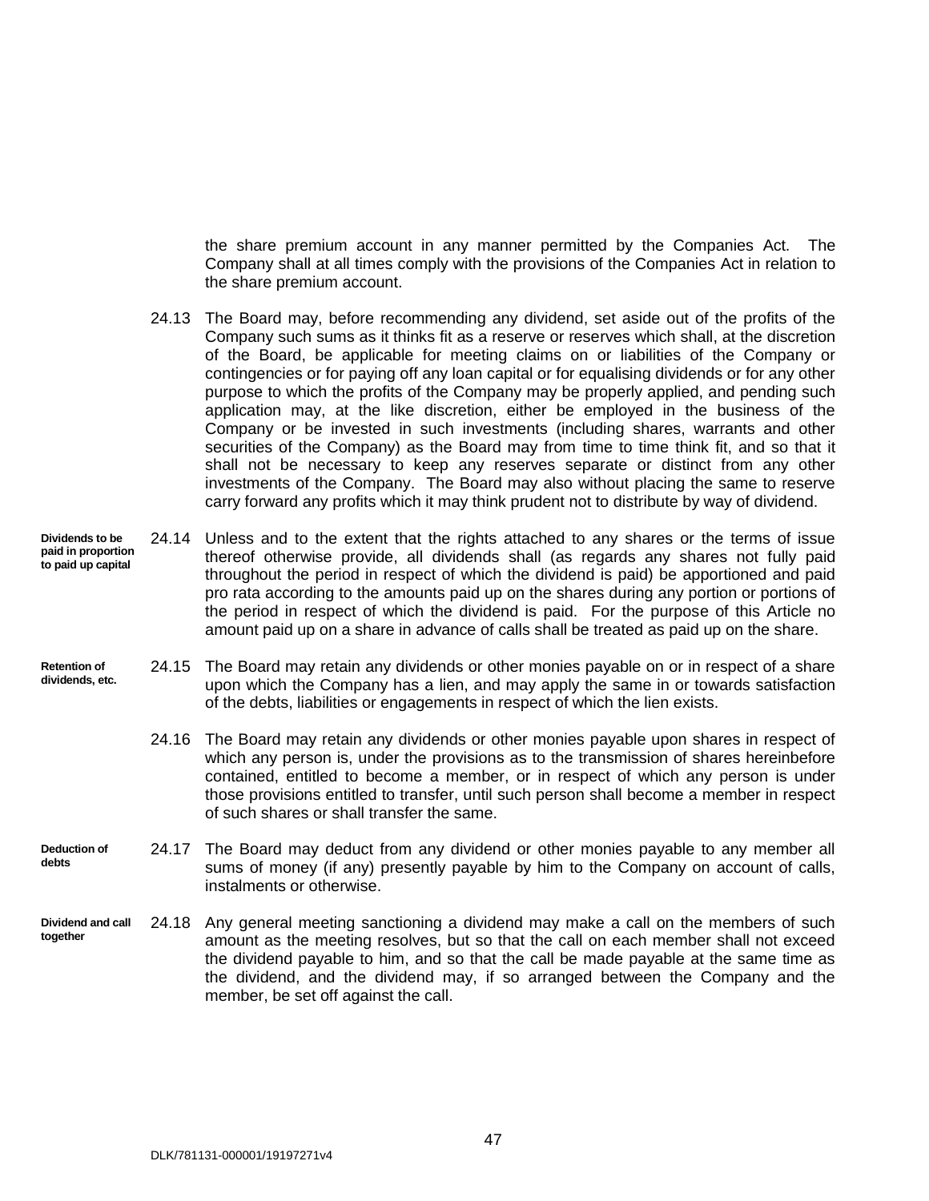the share premium account in any manner permitted by the Companies Act. The Company shall at all times comply with the provisions of the Companies Act in relation to the share premium account.

24.13 The Board may, before recommending any dividend, set aside out of the profits of the Company such sums as it thinks fit as a reserve or reserves which shall, at the discretion of the Board, be applicable for meeting claims on or liabilities of the Company or contingencies or for paying off any loan capital or for equalising dividends or for any other purpose to which the profits of the Company may be properly applied, and pending such application may, at the like discretion, either be employed in the business of the Company or be invested in such investments (including shares, warrants and other securities of the Company) as the Board may from time to time think fit, and so that it shall not be necessary to keep any reserves separate or distinct from any other investments of the Company. The Board may also without placing the same to reserve carry forward any profits which it may think prudent not to distribute by way of dividend.

**Dividends to be paid in proportion to paid up capital**

24.14 Unless and to the extent that the rights attached to any shares or the terms of issue thereof otherwise provide, all dividends shall (as regards any shares not fully paid throughout the period in respect of which the dividend is paid) be apportioned and paid pro rata according to the amounts paid up on the shares during any portion or portions of the period in respect of which the dividend is paid. For the purpose of this Article no amount paid up on a share in advance of calls shall be treated as paid up on the share.

**Retention of dividends, etc.**

24.15 The Board may retain any dividends or other monies payable on or in respect of a share upon which the Company has a lien, and may apply the same in or towards satisfaction of the debts, liabilities or engagements in respect of which the lien exists.

24.16 The Board may retain any dividends or other monies payable upon shares in respect of which any person is, under the provisions as to the transmission of shares hereinbefore contained, entitled to become a member, or in respect of which any person is under those provisions entitled to transfer, until such person shall become a member in respect of such shares or shall transfer the same.

**Deduction of debts**

24.17 The Board may deduct from any dividend or other monies payable to any member all sums of money (if any) presently payable by him to the Company on account of calls, instalments or otherwise.

**Dividend and call together**

24.18 Any general meeting sanctioning a dividend may make a call on the members of such amount as the meeting resolves, but so that the call on each member shall not exceed the dividend payable to him, and so that the call be made payable at the same time as the dividend, and the dividend may, if so arranged between the Company and the member, be set off against the call.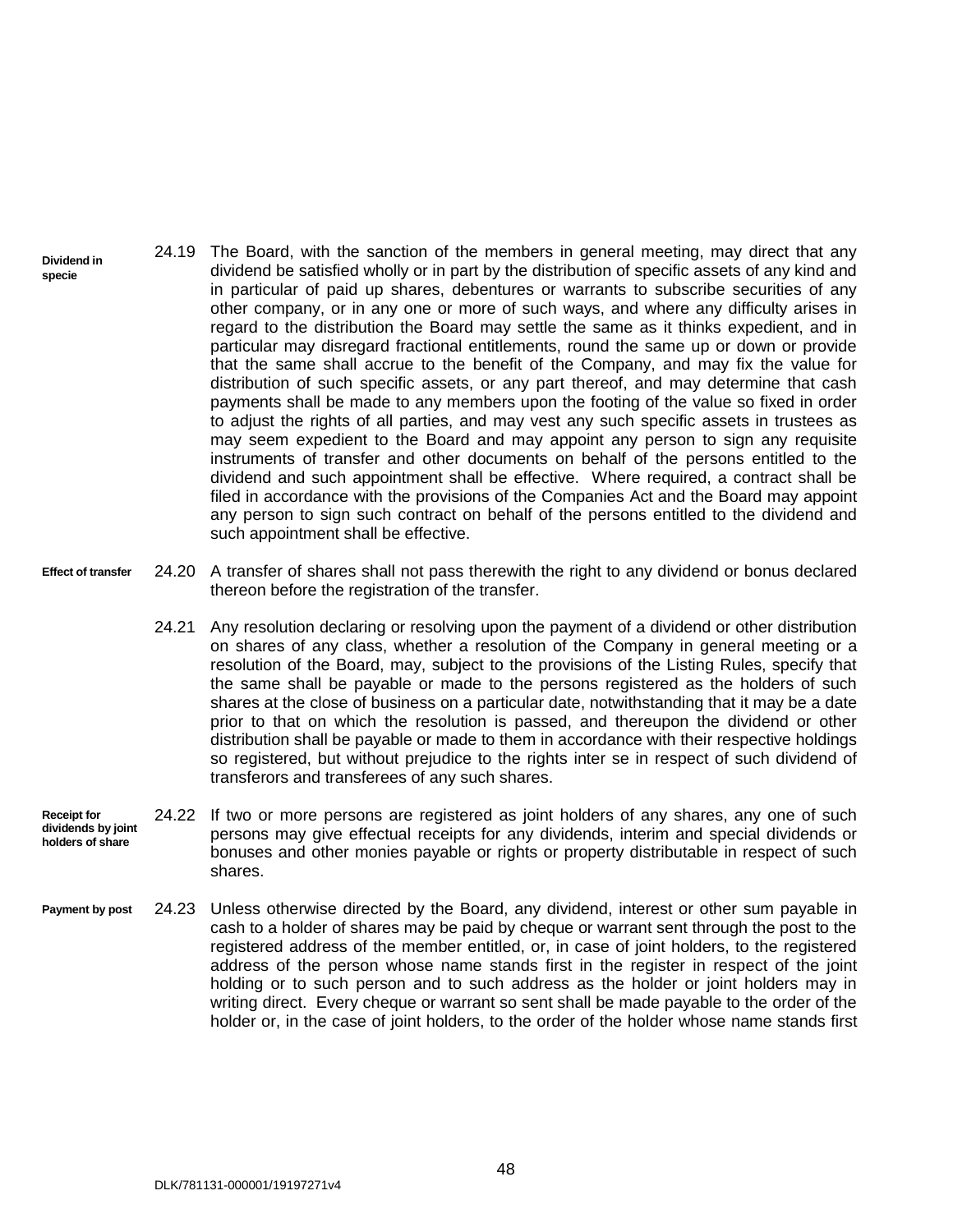**Dividend in specie**

24.19 The Board, with the sanction of the members in general meeting, may direct that any dividend be satisfied wholly or in part by the distribution of specific assets of any kind and in particular of paid up shares, debentures or warrants to subscribe securities of any other company, or in any one or more of such ways, and where any difficulty arises in regard to the distribution the Board may settle the same as it thinks expedient, and in particular may disregard fractional entitlements, round the same up or down or provide that the same shall accrue to the benefit of the Company, and may fix the value for distribution of such specific assets, or any part thereof, and may determine that cash payments shall be made to any members upon the footing of the value so fixed in order to adjust the rights of all parties, and may vest any such specific assets in trustees as may seem expedient to the Board and may appoint any person to sign any requisite instruments of transfer and other documents on behalf of the persons entitled to the dividend and such appointment shall be effective. Where required, a contract shall be filed in accordance with the provisions of the Companies Act and the Board may appoint any person to sign such contract on behalf of the persons entitled to the dividend and such appointment shall be effective.

**Effect of transfer**

24.20 A transfer of shares shall not pass therewith the right to any dividend or bonus declared thereon before the registration of the transfer.

24.21 Any resolution declaring or resolving upon the payment of a dividend or other distribution on shares of any class, whether a resolution of the Company in general meeting or a resolution of the Board, may, subject to the provisions of the Listing Rules, specify that the same shall be payable or made to the persons registered as the holders of such shares at the close of business on a particular date, notwithstanding that it may be a date prior to that on which the resolution is passed, and thereupon the dividend or other distribution shall be payable or made to them in accordance with their respective holdings so registered, but without prejudice to the rights inter se in respect of such dividend of transferors and transferees of any such shares.

**Receipt for dividends by joint holders of share**

24.22 If two or more persons are registered as joint holders of any shares, any one of such persons may give effectual receipts for any dividends, interim and special dividends or bonuses and other monies payable or rights or property distributable in respect of such shares.

**Payment by post**

24.23 Unless otherwise directed by the Board, any dividend, interest or other sum payable in cash to a holder of shares may be paid by cheque or warrant sent through the post to the registered address of the member entitled, or, in case of joint holders, to the registered address of the person whose name stands first in the register in respect of the joint holding or to such person and to such address as the holder or joint holders may in writing direct. Every cheque or warrant so sent shall be made payable to the order of the holder or, in the case of joint holders, to the order of the holder whose name stands first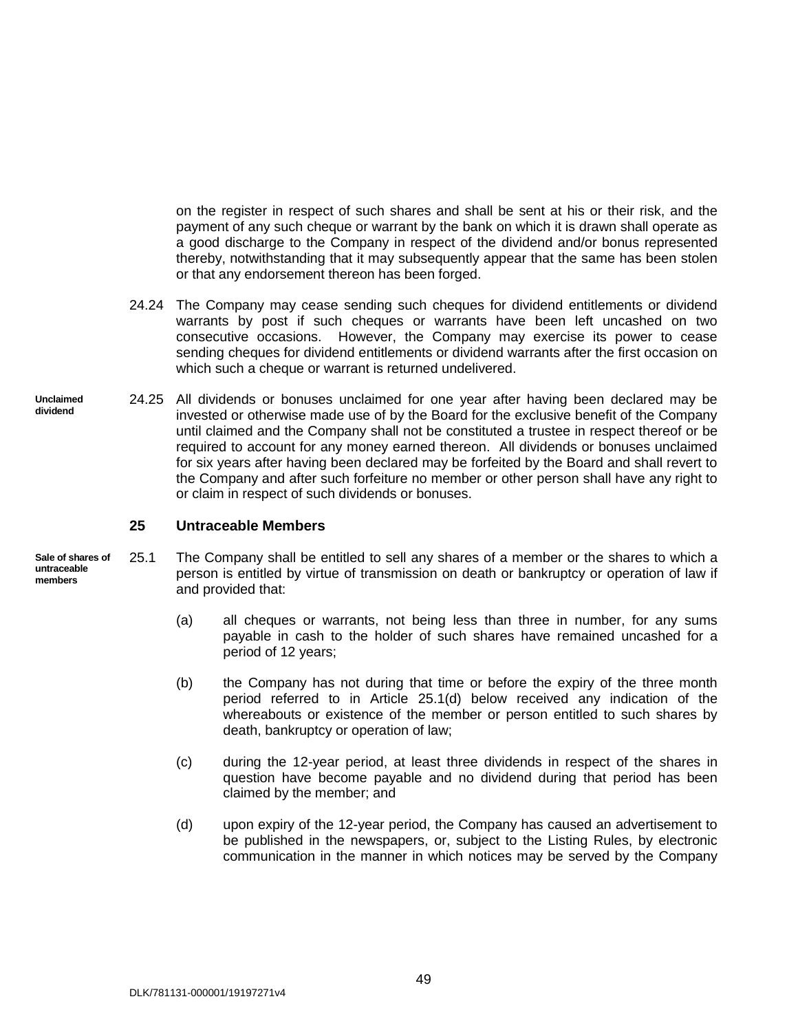on the register in respect of such shares and shall be sent at his or their risk, and the payment of any such cheque or warrant by the bank on which it is drawn shall operate as a good discharge to the Company in respect of the dividend and/or bonus represented thereby, notwithstanding that it may subsequently appear that the same has been stolen or that any endorsement thereon has been forged.

24.24 The Company may cease sending such cheques for dividend entitlements or dividend warrants by post if such cheques or warrants have been left uncashed on two consecutive occasions. However, the Company may exercise its power to cease sending cheques for dividend entitlements or dividend warrants after the first occasion on which such a cheque or warrant is returned undelivered.

**Unclaimed dividend**

24.25 All dividends or bonuses unclaimed for one year after having been declared may be invested or otherwise made use of by the Board for the exclusive benefit of the Company until claimed and the Company shall not be constituted a trustee in respect thereof or be required to account for any money earned thereon. All dividends or bonuses unclaimed for six years after having been declared may be forfeited by the Board and shall revert to the Company and after such forfeiture no member or other person shall have any right to or claim in respect of such dividends or bonuses.

## 25 Untraceable Members

**Sale of shares of untraceable members**

25.1 The Company shall be entitled to sell any shares of a member or the shares to which a person is entitled by virtue of transmission on death or bankruptcy or operation of law if and provided that:

(a) all cheques or warrants, not being less than three in number, for any sums payable in cash to the holder of such shares have remained uncashed for a period of 12 years;

(b) the Company has not during that time or before the expiry of the three month period referred to in Article 25.1(d) below received any indication of the whereabouts or existence of the member or person entitled to such shares by death, bankruptcy or operation of law;

(c) during the 12-year period, at least three dividends in respect of the shares in question have become payable and no dividend during that period has been claimed by the member; and

(d) upon expiry of the 12-year period, the Company has caused an advertisement to be published in the newspapers, or, subject to the Listing Rules, by electronic communication in the manner in which notices may be served by the Company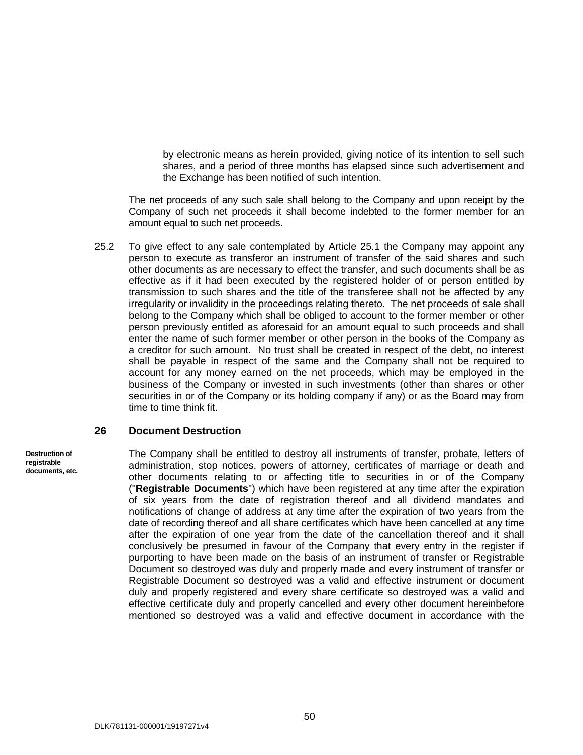by electronic means as herein provided, giving notice of its intention to sell such shares, and a period of three months has elapsed since such advertisement and the Exchange has been notified of such intention.

The net proceeds of any such sale shall belong to the Company and upon receipt by the Company of such net proceeds it shall become indebted to the former member for an amount equal to such net proceeds.

25.2 To give effect to any sale contemplated by Article 25.1 the Company may appoint any person to execute as transferor an instrument of transfer of the said shares and such other documents as are necessary to effect the transfer, and such documents shall be as effective as if it had been executed by the registered holder of or person entitled by transmission to such shares and the title of the transferee shall not be affected by any irregularity or invalidity in the proceedings relating thereto. The net proceeds of sale shall belong to the Company which shall be obliged to account to the former member or other person previously entitled as aforesaid for an amount equal to such proceeds and shall enter the name of such former member or other person in the books of the Company as a creditor for such amount. No trust shall be created in respect of the debt, no interest shall be payable in respect of the same and the Company shall not be required to account for any money earned on the net proceeds, which may be employed in the business of the Company or invested in such investments (other than shares or other securities in or of the Company or its holding company if any) or as the Board may from time to time think fit.

## 26 Document Destruction

**Destruction of registrable documents, etc.**

The Company shall be entitled to destroy all instruments of transfer, probate, letters of administration, stop notices, powers of attorney, certificates of marriage or death and other documents relating to or affecting title to securities in or of the Company ("**Registrable Documents**") which have been registered at any time after the expiration of six years from the date of registration thereof and all dividend mandates and notifications of change of address at any time after the expiration of two years from the date of recording thereof and all share certificates which have been cancelled at any time after the expiration of one year from the date of the cancellation thereof and it shall conclusively be presumed in favour of the Company that every entry in the register if purporting to have been made on the basis of an instrument of transfer or Registrable Document so destroyed was duly and properly made and every instrument of transfer or Registrable Document so destroyed was a valid and effective instrument or document duly and properly registered and every share certificate so destroyed was a valid and effective certificate duly and properly cancelled and every other document hereinbefore mentioned so destroyed was a valid and effective document in accordance with the

DLK/781131-000001/19197271v4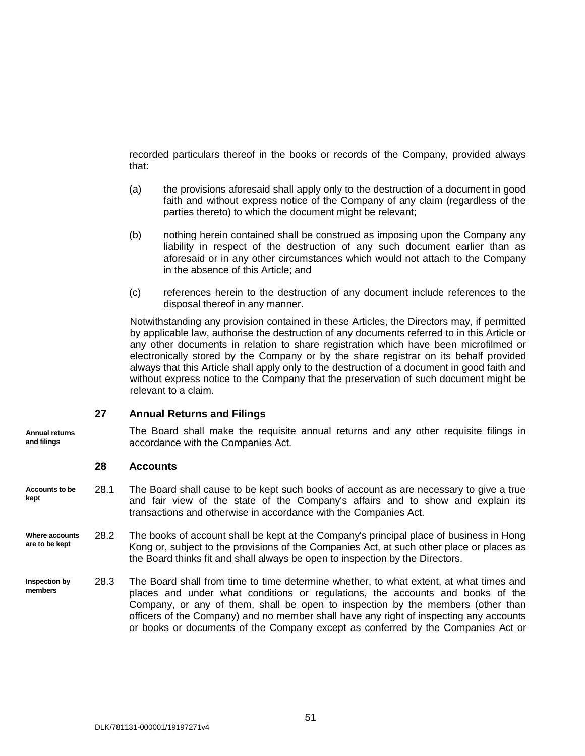recorded particulars thereof in the books or records of the Company, provided always that:

(a) the provisions aforesaid shall apply only to the destruction of a document in good faith and without express notice of the Company of any claim (regardless of the parties thereto) to which the document might be relevant;

(b) nothing herein contained shall be construed as imposing upon the Company any liability in respect of the destruction of any such document earlier than as aforesaid or in any other circumstances which would not attach to the Company in the absence of this Article; and

(c) references herein to the destruction of any document include references to the disposal thereof in any manner.

Notwithstanding any provision contained in these Articles, the Directors may, if permitted by applicable law, authorise the destruction of any documents referred to in this Article or any other documents in relation to share registration which have been microfilmed or electronically stored by the Company or by the share registrar on its behalf provided always that this Article shall apply only to the destruction of a document in good faith and without express notice to the Company that the preservation of such document might be relevant to a claim.

## 27 Annual Returns and Filings

**Annual returns and filings**

The Board shall make the requisite annual returns and any other requisite filings in accordance with the Companies Act.

## 28 Accounts

**Accounts to be kept**

28.1 The Board shall cause to be kept such books of account as are necessary to give a true and fair view of the state of the Company's affairs and to show and explain its transactions and otherwise in accordance with the Companies Act.

**Where accounts are to be kept**

28.2 The books of account shall be kept at the Company's principal place of business in Hong Kong or, subject to the provisions of the Companies Act, at such other place or places as the Board thinks fit and shall always be open to inspection by the Directors.

**Inspection by members**

28.3 The Board shall from time to time determine whether, to what extent, at what times and places and under what conditions or regulations, the accounts and books of the Company, or any of them, shall be open to inspection by the members (other than officers of the Company) and no member shall have any right of inspecting any accounts or books or documents of the Company except as conferred by the Companies Act or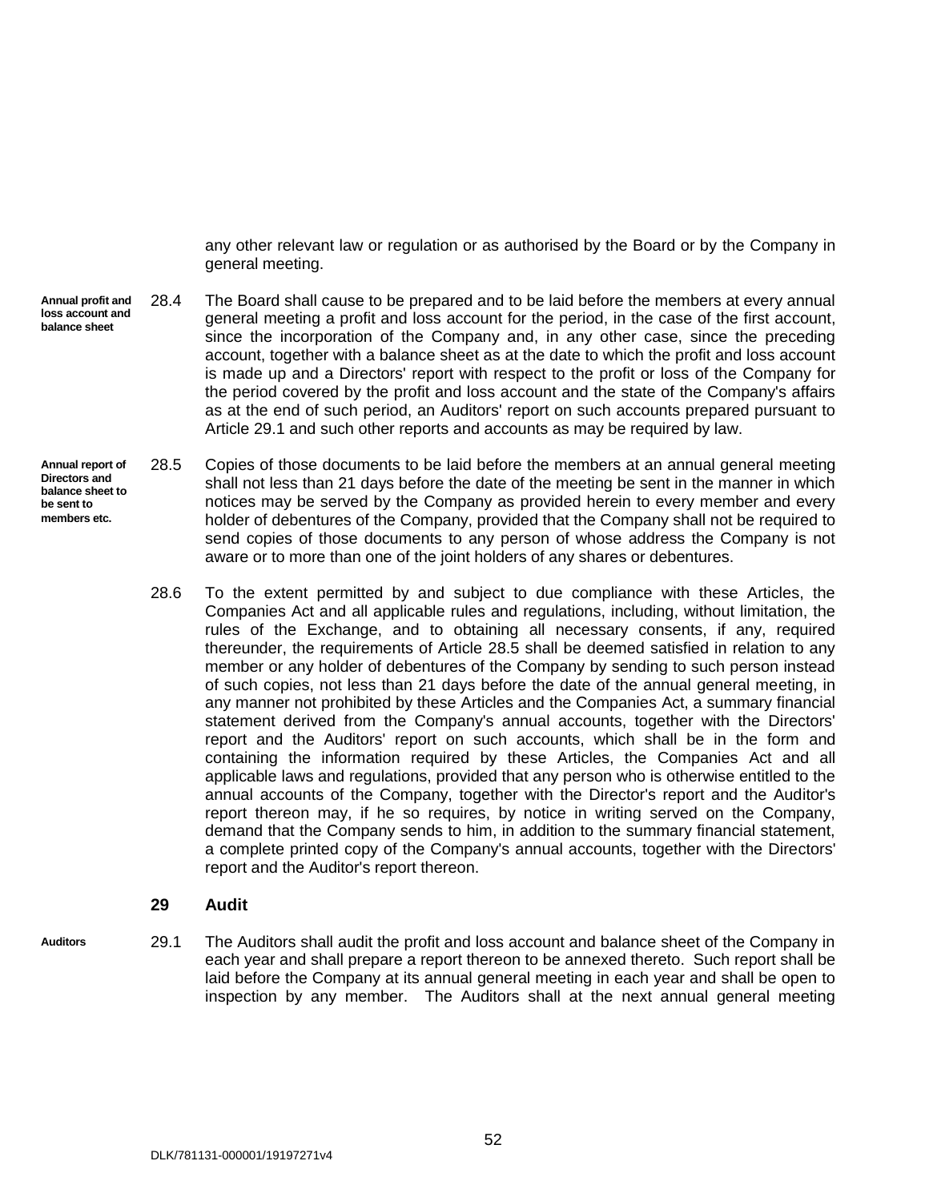any other relevant law or regulation or as authorised by the Board or by the Company in general meeting.

**Annual profit and loss account and balance sheet**

28.4 The Board shall cause to be prepared and to be laid before the members at every annual general meeting a profit and loss account for the period, in the case of the first account, since the incorporation of the Company and, in any other case, since the preceding account, together with a balance sheet as at the date to which the profit and loss account is made up and a Directors' report with respect to the profit or loss of the Company for the period covered by the profit and loss account and the state of the Company's affairs as at the end of such period, an Auditors' report on such accounts prepared pursuant to Article 29.1 and such other reports and accounts as may be required by law.

**Annual report of Directors and balance sheet to be sent to members etc.**

28.5 Copies of those documents to be laid before the members at an annual general meeting shall not less than 21 days before the date of the meeting be sent in the manner in which notices may be served by the Company as provided herein to every member and every holder of debentures of the Company, provided that the Company shall not be required to send copies of those documents to any person of whose address the Company is not aware or to more than one of the joint holders of any shares or debentures.

28.6 To the extent permitted by and subject to due compliance with these Articles, the Companies Act and all applicable rules and regulations, including, without limitation, the rules of the Exchange, and to obtaining all necessary consents, if any, required thereunder, the requirements of Article 28.5 shall be deemed satisfied in relation to any member or any holder of debentures of the Company by sending to such person instead of such copies, not less than 21 days before the date of the annual general meeting, in any manner not prohibited by these Articles and the Companies Act, a summary financial statement derived from the Company's annual accounts, together with the Directors' report and the Auditors' report on such accounts, which shall be in the form and containing the information required by these Articles, the Companies Act and all applicable laws and regulations, provided that any person who is otherwise entitled to the annual accounts of the Company, together with the Director's report and the Auditor's report thereon may, if he so requires, by notice in writing served on the Company, demand that the Company sends to him, in addition to the summary financial statement, a complete printed copy of the Company's annual accounts, together with the Directors' report and the Auditor's report thereon.

## 29 Audit

**Auditors**

29.1 The Auditors shall audit the profit and loss account and balance sheet of the Company in each year and shall prepare a report thereon to be annexed thereto. Such report shall be laid before the Company at its annual general meeting in each year and shall be open to inspection by any member. The Auditors shall at the next annual general meeting

DLK/781131-000001/19197271v4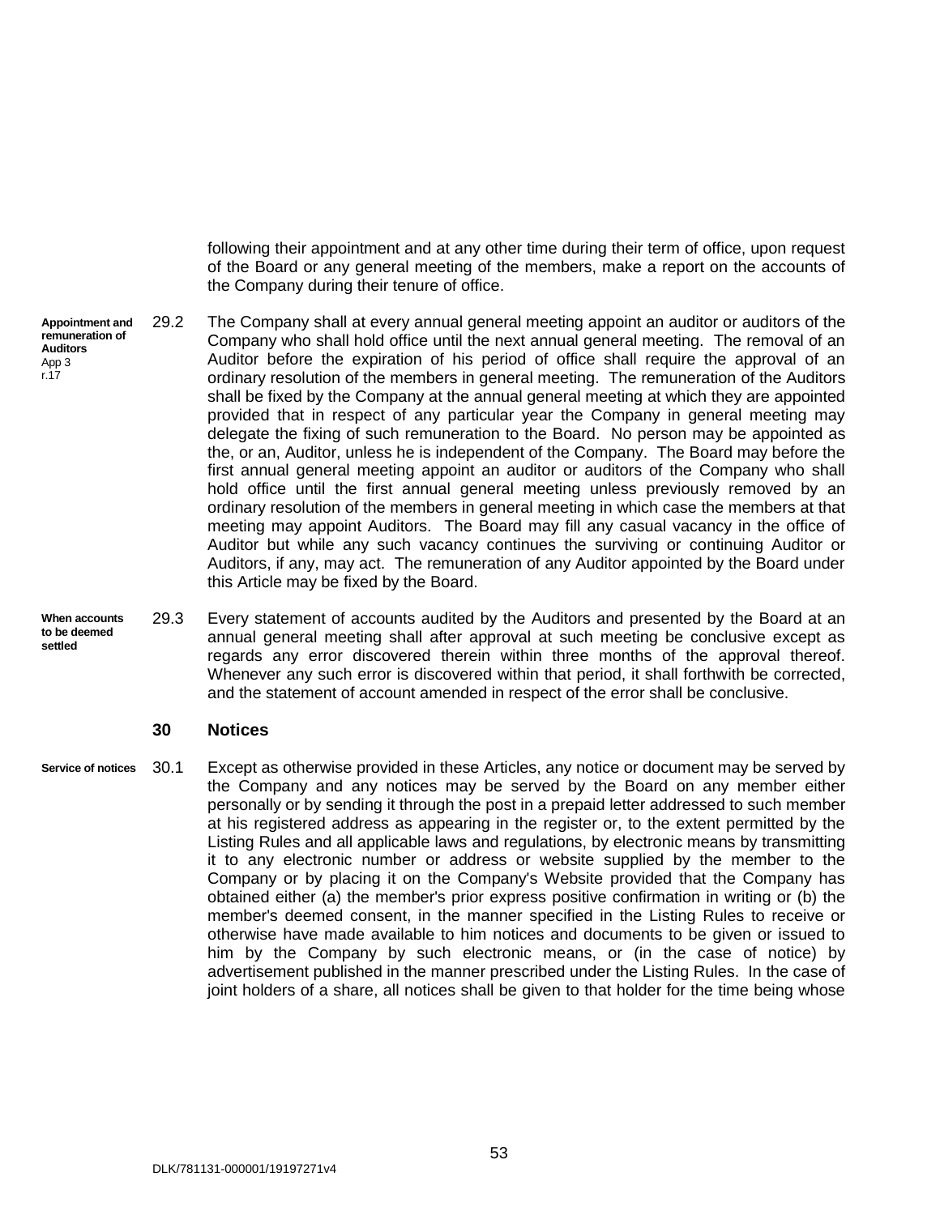following their appointment and at any other time during their term of office, upon request of the Board or any general meeting of the members, make a report on the accounts of the Company during their tenure of office.

**Appointment and remuneration of Auditors** App 3 r.17

29.2 The Company shall at every annual general meeting appoint an auditor or auditors of the Company who shall hold office until the next annual general meeting. The removal of an Auditor before the expiration of his period of office shall require the approval of an ordinary resolution of the members in general meeting. The remuneration of the Auditors shall be fixed by the Company at the annual general meeting at which they are appointed provided that in respect of any particular year the Company in general meeting may delegate the fixing of such remuneration to the Board. No person may be appointed as the, or an, Auditor, unless he is independent of the Company. The Board may before the first annual general meeting appoint an auditor or auditors of the Company who shall hold office until the first annual general meeting unless previously removed by an ordinary resolution of the members in general meeting in which case the members at that meeting may appoint Auditors. The Board may fill any casual vacancy in the office of Auditor but while any such vacancy continues the surviving or continuing Auditor or Auditors, if any, may act. The remuneration of any Auditor appointed by the Board under this Article may be fixed by the Board.

**When accounts to be deemed settled**

29.3 Every statement of accounts audited by the Auditors and presented by the Board at an annual general meeting shall after approval at such meeting be conclusive except as regards any error discovered therein within three months of the approval thereof. Whenever any such error is discovered within that period, it shall forthwith be corrected, and the statement of account amended in respect of the error shall be conclusive.

## 30 Notices

**Service of notices**

30.1 Except as otherwise provided in these Articles, any notice or document may be served by the Company and any notices may be served by the Board on any member either personally or by sending it through the post in a prepaid letter addressed to such member at his registered address as appearing in the register or, to the extent permitted by the Listing Rules and all applicable laws and regulations, by electronic means by transmitting it to any electronic number or address or website supplied by the member to the Company or by placing it on the Company's Website provided that the Company has obtained either (a) the member's prior express positive confirmation in writing or (b) the member's deemed consent, in the manner specified in the Listing Rules to receive or otherwise have made available to him notices and documents to be given or issued to him by the Company by such electronic means, or (in the case of notice) by advertisement published in the manner prescribed under the Listing Rules. In the case of joint holders of a share, all notices shall be given to that holder for the time being whose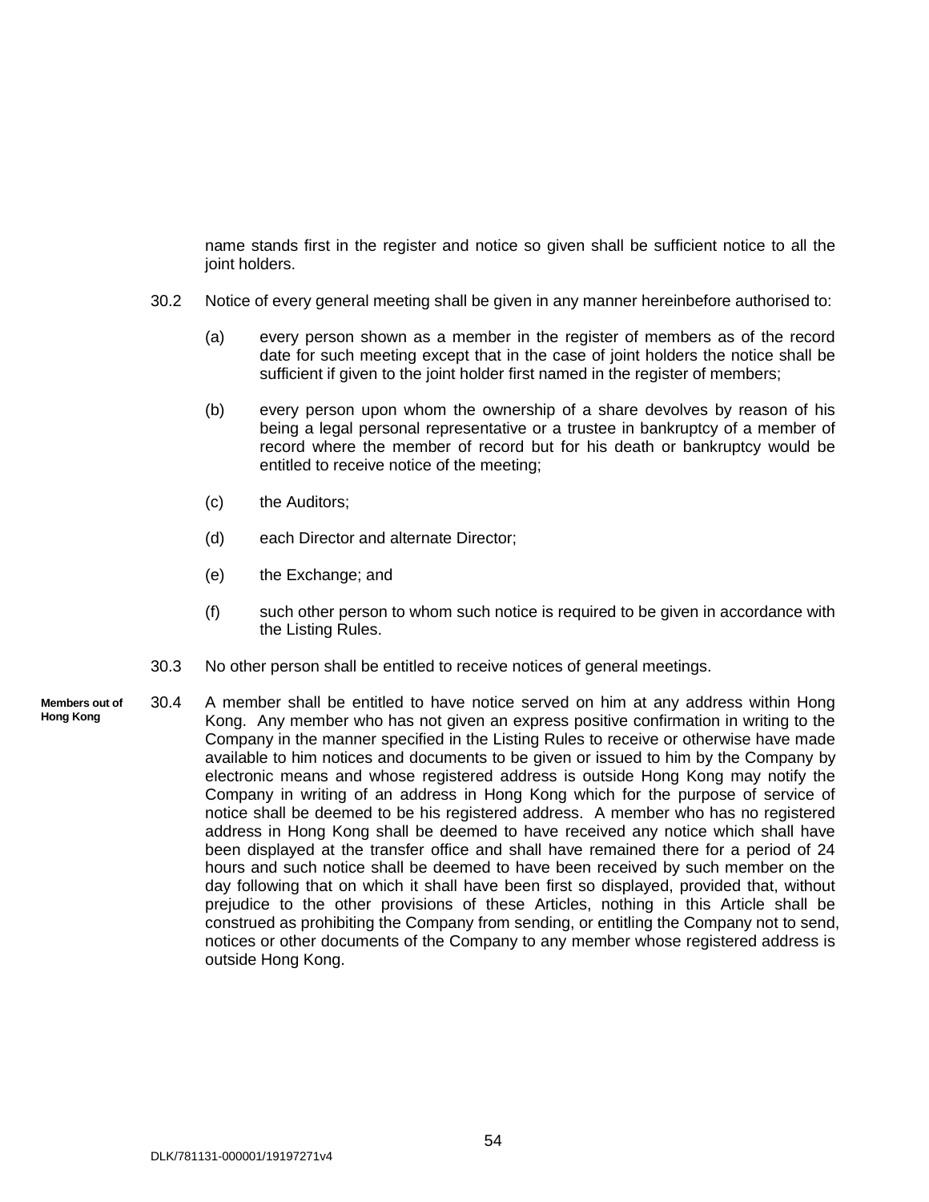name stands first in the register and notice so given shall be sufficient notice to all the joint holders.

30.2 Notice of every general meeting shall be given in any manner hereinbefore authorised to:

(a) every person shown as a member in the register of members as of the record date for such meeting except that in the case of joint holders the notice shall be sufficient if given to the joint holder first named in the register of members;

(b) every person upon whom the ownership of a share devolves by reason of his being a legal personal representative or a trustee in bankruptcy of a member of record where the member of record but for his death or bankruptcy would be entitled to receive notice of the meeting;

(c) the Auditors;

(d) each Director and alternate Director;

(e) the Exchange; and

(f) such other person to whom such notice is required to be given in accordance with the Listing Rules.

30.3 No other person shall be entitled to receive notices of general meetings.

**Members out of Hong Kong**

30.4 A member shall be entitled to have notice served on him at any address within Hong Kong. Any member who has not given an express positive confirmation in writing to the Company in the manner specified in the Listing Rules to receive or otherwise have made available to him notices and documents to be given or issued to him by the Company by electronic means and whose registered address is outside Hong Kong may notify the Company in writing of an address in Hong Kong which for the purpose of service of notice shall be deemed to be his registered address. A member who has no registered address in Hong Kong shall be deemed to have received any notice which shall have been displayed at the transfer office and shall have remained there for a period of 24 hours and such notice shall be deemed to have been received by such member on the day following that on which it shall have been first so displayed, provided that, without prejudice to the other provisions of these Articles, nothing in this Article shall be construed as prohibiting the Company from sending, or entitling the Company not to send, notices or other documents of the Company to any member whose registered address is outside Hong Kong.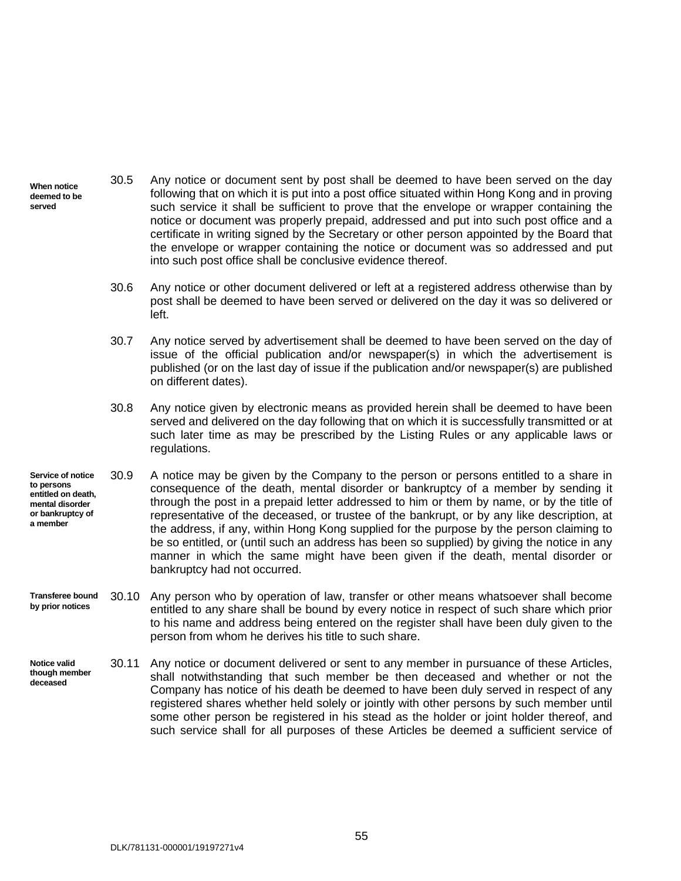**When notice deemed to be served**

30.5 Any notice or document sent by post shall be deemed to have been served on the day following that on which it is put into a post office situated within Hong Kong and in proving such service it shall be sufficient to prove that the envelope or wrapper containing the notice or document was properly prepaid, addressed and put into such post office and a certificate in writing signed by the Secretary or other person appointed by the Board that the envelope or wrapper containing the notice or document was so addressed and put into such post office shall be conclusive evidence thereof.

30.6 Any notice or other document delivered or left at a registered address otherwise than by post shall be deemed to have been served or delivered on the day it was so delivered or left.

30.7 Any notice served by advertisement shall be deemed to have been served on the day of issue of the official publication and/or newspaper(s) in which the advertisement is published (or on the last day of issue if the publication and/or newspaper(s) are published on different dates).

30.8 Any notice given by electronic means as provided herein shall be deemed to have been served and delivered on the day following that on which it is successfully transmitted or at such later time as may be prescribed by the Listing Rules or any applicable laws or regulations.

**Service of notice to persons entitled on death, mental disorder or bankruptcy of a member**

30.9 A notice may be given by the Company to the person or persons entitled to a share in consequence of the death, mental disorder or bankruptcy of a member by sending it through the post in a prepaid letter addressed to him or them by name, or by the title of representative of the deceased, or trustee of the bankrupt, or by any like description, at the address, if any, within Hong Kong supplied for the purpose by the person claiming to be so entitled, or (until such an address has been so supplied) by giving the notice in any manner in which the same might have been given if the death, mental disorder or bankruptcy had not occurred.

**Transferee bound by prior notices**

30.10 Any person who by operation of law, transfer or other means whatsoever shall become entitled to any share shall be bound by every notice in respect of such share which prior to his name and address being entered on the register shall have been duly given to the person from whom he derives his title to such share.

**Notice valid though member deceased**

30.11 Any notice or document delivered or sent to any member in pursuance of these Articles, shall notwithstanding that such member be then deceased and whether or not the Company has notice of his death be deemed to have been duly served in respect of any registered shares whether held solely or jointly with other persons by such member until some other person be registered in his stead as the holder or joint holder thereof, and such service shall for all purposes of these Articles be deemed a sufficient service of

DLK/781131-000001/19197271v4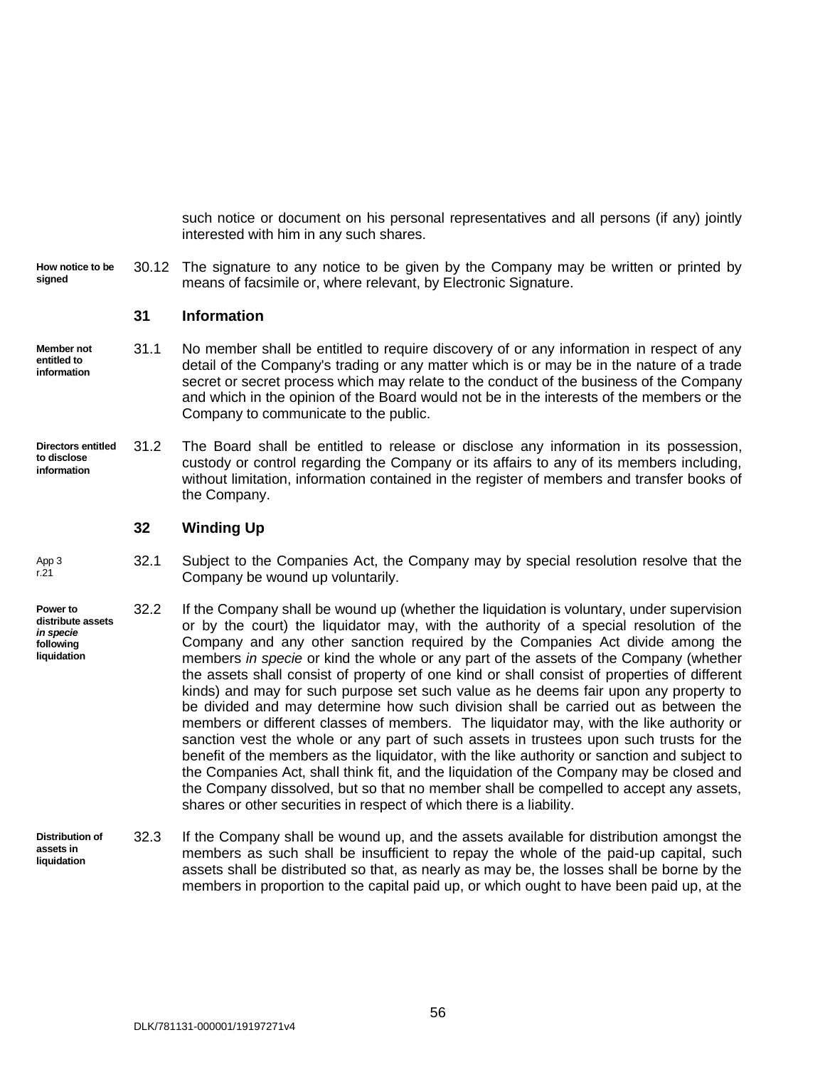such notice or document on his personal representatives and all persons (if any) jointly interested with him in any such shares.

**How notice to be signed**

30.12 The signature to any notice to be given by the Company may be written or printed by means of facsimile or, where relevant, by Electronic Signature.

## 31 Information

**Member not entitled to information**

31.1 No member shall be entitled to require discovery of or any information in respect of any detail of the Company's trading or any matter which is or may be in the nature of a trade secret or secret process which may relate to the conduct of the business of the Company and which in the opinion of the Board would not be in the interests of the members or the Company to communicate to the public.

**Directors entitled to disclose information**

31.2 The Board shall be entitled to release or disclose any information in its possession, custody or control regarding the Company or its affairs to any of its members including, without limitation, information contained in the register of members and transfer books of the Company.

## 32 Winding Up

App 3 r.21

32.1 Subject to the Companies Act, the Company may by special resolution resolve that the Company be wound up voluntarily.

**Power to distribute assets *in specie* following liquidation**

32.2 If the Company shall be wound up (whether the liquidation is voluntary, under supervision or by the court) the liquidator may, with the authority of a special resolution of the Company and any other sanction required by the Companies Act divide among the members *in specie* or kind the whole or any part of the assets of the Company (whether the assets shall consist of property of one kind or shall consist of properties of different kinds) and may for such purpose set such value as he deems fair upon any property to be divided and may determine how such division shall be carried out as between the members or different classes of members. The liquidator may, with the like authority or sanction vest the whole or any part of such assets in trustees upon such trusts for the benefit of the members as the liquidator, with the like authority or sanction and subject to the Companies Act, shall think fit, and the liquidation of the Company may be closed and the Company dissolved, but so that no member shall be compelled to accept any assets, shares or other securities in respect of which there is a liability.

**Distribution of assets in liquidation**

32.3 If the Company shall be wound up, and the assets available for distribution amongst the members as such shall be insufficient to repay the whole of the paid-up capital, such assets shall be distributed so that, as nearly as may be, the losses shall be borne by the members in proportion to the capital paid up, or which ought to have been paid up, at the

DLK/781131-000001/19197271v4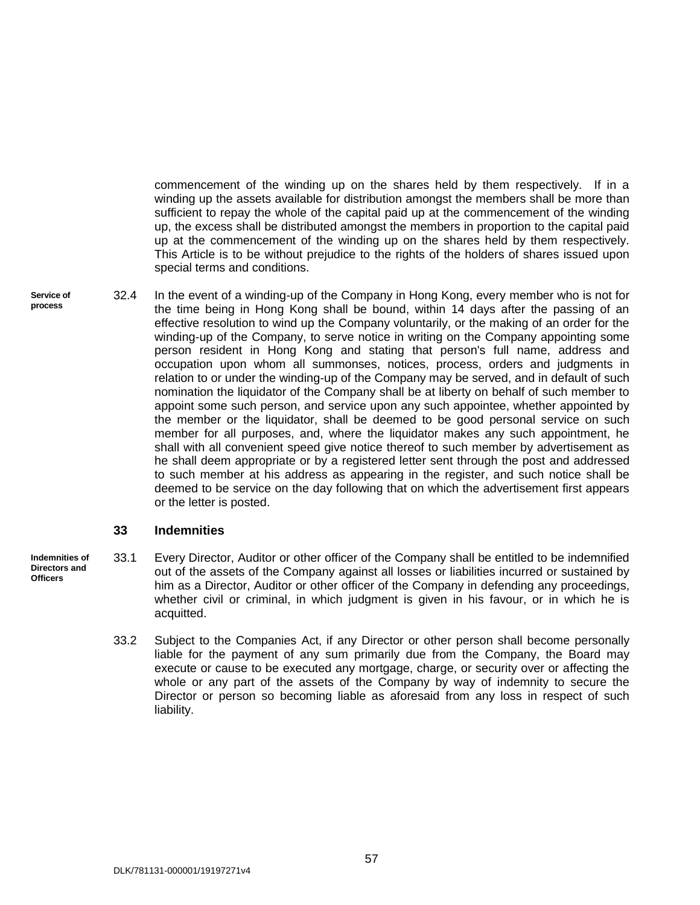commencement of the winding up on the shares held by them respectively. If in a winding up the assets available for distribution amongst the members shall be more than sufficient to repay the whole of the capital paid up at the commencement of the winding up, the excess shall be distributed amongst the members in proportion to the capital paid up at the commencement of the winding up on the shares held by them respectively. This Article is to be without prejudice to the rights of the holders of shares issued upon special terms and conditions.

**Service of process**

32.4 In the event of a winding-up of the Company in Hong Kong, every member who is not for the time being in Hong Kong shall be bound, within 14 days after the passing of an effective resolution to wind up the Company voluntarily, or the making of an order for the winding-up of the Company, to serve notice in writing on the Company appointing some person resident in Hong Kong and stating that person's full name, address and occupation upon whom all summonses, notices, process, orders and judgments in relation to or under the winding-up of the Company may be served, and in default of such nomination the liquidator of the Company shall be at liberty on behalf of such member to appoint some such person, and service upon any such appointee, whether appointed by the member or the liquidator, shall be deemed to be good personal service on such member for all purposes, and, where the liquidator makes any such appointment, he shall with all convenient speed give notice thereof to such member by advertisement as he shall deem appropriate or by a registered letter sent through the post and addressed to such member at his address as appearing in the register, and such notice shall be deemed to be service on the day following that on which the advertisement first appears or the letter is posted.

## 33 Indemnities

**Indemnities of Directors and Officers**

33.1 Every Director, Auditor or other officer of the Company shall be entitled to be indemnified out of the assets of the Company against all losses or liabilities incurred or sustained by him as a Director, Auditor or other officer of the Company in defending any proceedings, whether civil or criminal, in which judgment is given in his favour, or in which he is acquitted.

33.2 Subject to the Companies Act, if any Director or other person shall become personally liable for the payment of any sum primarily due from the Company, the Board may execute or cause to be executed any mortgage, charge, or security over or affecting the whole or any part of the assets of the Company by way of indemnity to secure the Director or person so becoming liable as aforesaid from any loss in respect of such liability.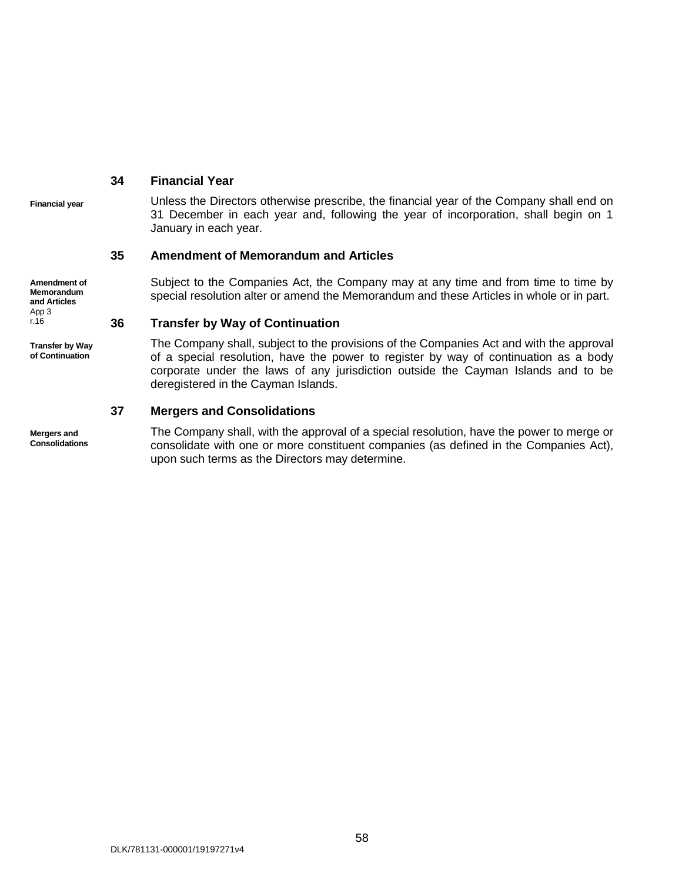## 34 Financial Year

**Financial year**

Unless the Directors otherwise prescribe, the financial year of the Company shall end on 31 December in each year and, following the year of incorporation, shall begin on 1 January in each year.

## 35 Amendment of Memorandum and Articles

**Amendment of Memorandum and Articles**
App 3
r.16

Subject to the Companies Act, the Company may at any time and from time to time by special resolution alter or amend the Memorandum and these Articles in whole or in part.

## 36 Transfer by Way of Continuation

**Transfer by Way of Continuation**

The Company shall, subject to the provisions of the Companies Act and with the approval of a special resolution, have the power to register by way of continuation as a body corporate under the laws of any jurisdiction outside the Cayman Islands and to be deregistered in the Cayman Islands.

## 37 Mergers and Consolidations

**Mergers and Consolidations**

The Company shall, with the approval of a special resolution, have the power to merge or consolidate with one or more constituent companies (as defined in the Companies Act), upon such terms as the Directors may determine.

DLK/781131-000001/19197271v4